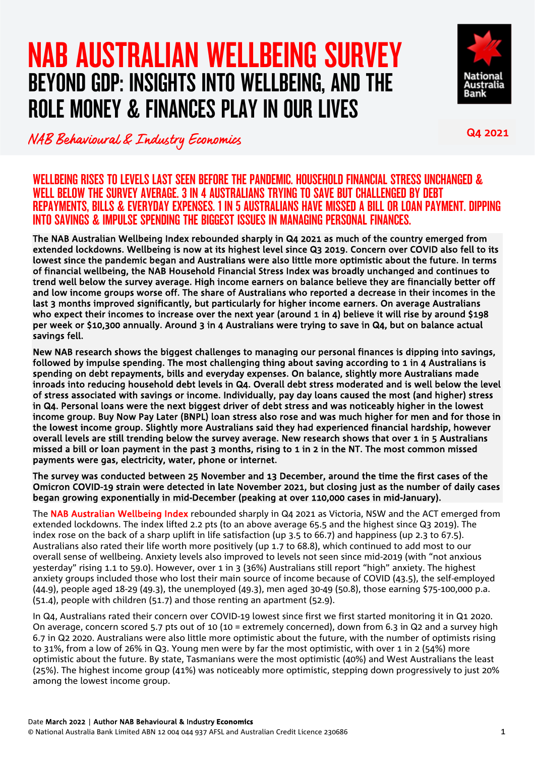# NAB AUSTRALIAN WELLBEING SURVEY

## BEYOND GDP: INSIGHTS INTO WELLBEING, AND THE ROLE MONEY & FINANCES PLAY IN OUR LIVES

*NAB Behavioural & Industry Economics*

**Q4 2021**

### WELLBEING RISES TO LEVELS LAST SEEN BEFORE THE PANDEMIC. HOUSEHOLD FINANCIAL STRESS UNCHANGED & WELL BELOW THE SURVEY AVERAGE. 3 IN 4 AUSTRALIANS TRYING TO SAVE BUT CHALLENGED BY DEBT REPAYMENTS, BILLS & EVERYDAY EXPENSES. 1 IN 5 AUSTRALIANS HAVE MISSED A BILL OR LOAN PAYMENT. DIPPING INTO SAVINGS & IMPULSE SPENDING THE BIGGEST ISSUES IN MANAGING PERSONAL FINANCES.

**The NAB Australian Wellbeing Index rebounded sharply in Q4 2021 as much of the country emerged from extended lockdowns. Wellbeing is now at its highest level since Q3 2019. Concern over COVID also fell to its lowest since the pandemic began and Australians were also little more optimistic about the future. In terms of financial wellbeing, the NAB Household Financial Stress Index was broadly unchanged and continues to trend well below the survey average. High income earners on balance believe they are financially better off and low income groups worse off. The share of Australians who reported a decrease in their incomes in the last 3 months improved significantly, but particularly for higher income earners. On average Australians who expect their incomes to increase over the next year (around 1 in 4) believe it will rise by around $198 per week or $10,300 annually. Around 3 in 4 Australians were trying to save in Q4, but on balance actual savings fell.**

**New NAB research shows the biggest challenges to managing our personal finances is dipping into savings, followed by impulse spending. The most challenging thing about saving according to 1 in 4 Australians is spending on debt repayments, bills and everyday expenses. On balance, slightly more Australians made inroads into reducing household debt levels in Q4. Overall debt stress moderated and is well below the level of stress associated with savings or income. Individually, pay day loans caused the most (and higher) stress in Q4. Personal loans were the next biggest driver of debt stress and was noticeably higher in the lowest income group. Buy Now Pay Later (BNPL) loan stress also rose and was much higher for men and for those in the lowest income group. Slightly more Australians said they had experienced financial hardship, however overall levels are still trending below the survey average. New research shows that over 1 in 5 Australians missed a bill or loan payment in the past 3 months, rising to 1 in 2 in the NT. The most common missed payments were gas, electricity, water, phone or internet.**

**The survey was conducted between 25 November and 13 December, around the time the first cases of the Omicron COVID-19 strain were detected in late November 2021, but closing just as the number of daily cases began growing exponentially in mid-December (peaking at over 110,000 cases in mid-January).**

The **NAB Australian Wellbeing Index** rebounded sharply in Q4 2021 as Victoria, NSW and the ACT emerged from extended lockdowns. The index lifted 2.2 pts (to an above average 65.5 and the highest since Q3 2019). The index rose on the back of a sharp uplift in life satisfaction (up 3.5 to 66.7) and happiness (up 2.3 to 67.5). Australians also rated their life worth more positively (up 1.7 to 68.8), which continued to add most to our overall sense of wellbeing. Anxiety levels also improved to levels not seen since mid-2019 (with "not anxious yesterday" rising 1.1 to 59.0). However, over 1 in 3 (36%) Australians still report "high" anxiety. The highest anxiety groups included those who lost their main source of income because of COVID (43.5), the self-employed (44.9), people aged 18-29 (49.3), the unemployed (49.3), men aged 30-49 (50.8), those earning $75-100,000 p.a. (51.4), people with children (51.7) and those renting an apartment (52.9).

In Q4, Australians rated their concern over COVID-19 lowest since first we first started monitoring it in Q1 2020. On average, concern scored 5.7 pts out of 10 (10 = extremely concerned), down from 6.3 in Q2 and a survey high 6.7 in Q2 2020. Australians were also little more optimistic about the future, with the number of optimists rising to 31%, from a low of 26% in Q3. Young men were by far the most optimistic, with over 1 in 2 (54%) more optimistic about the future. By state, Tasmanians were the most optimistic (40%) and West Australians the least (25%). The highest income group (41%) was noticeably more optimistic, stepping down progressively to just 20% among the lowest income group.

Date **March 2022** | **Author NAB Behavioural & Industry Economics**
© National Australia Bank Limited ABN 12 004 044 937 AFSL and Australian Credit Licence 230686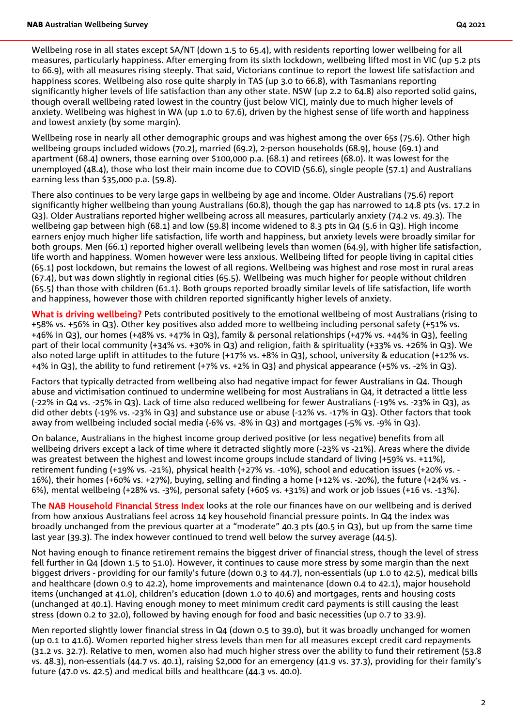Wellbeing rose in all states except SA/NT (down 1.5 to 65.4), with residents reporting lower wellbeing for all measures, particularly happiness. After emerging from its sixth lockdown, wellbeing lifted most in VIC (up 5.2 pts to 66.9), with all measures rising steeply. That said, Victorians continue to report the lowest life satisfaction and happiness scores. Wellbeing also rose quite sharply in TAS (up 3.0 to 66.8), with Tasmanians reporting significantly higher levels of life satisfaction than any other state. NSW (up 2.2 to 64.8) also reported solid gains, though overall wellbeing rated lowest in the country (just below VIC), mainly due to much higher levels of anxiety. Wellbeing was highest in WA (up 1.0 to 67.6), driven by the highest sense of life worth and happiness and lowest anxiety (by some margin).

Wellbeing rose in nearly all other demographic groups and was highest among the over 65s (75.6). Other high wellbeing groups included widows (70.2), married (69.2), 2-person households (68.9), house (69.1) and apartment (68.4) owners, those earning over $100,000 p.a. (68.1) and retirees (68.0). It was lowest for the unemployed (48.4), those who lost their main income due to COVID (56.6), single people (57.1) and Australians earning less than $35,000 p.a. (59.8).

There also continues to be very large gaps in wellbeing by age and income. Older Australians (75.6) report significantly higher wellbeing than young Australians (60.8), though the gap has narrowed to 14.8 pts (vs. 17.2 in Q3). Older Australians reported higher wellbeing across all measures, particularly anxiety (74.2 vs. 49.3). The wellbeing gap between high (68.1) and low (59.8) income widened to 8.3 pts in Q4 (5.6 in Q3). High income earners enjoy much higher life satisfaction, life worth and happiness, but anxiety levels were broadly similar for both groups. Men (66.1) reported higher overall wellbeing levels than women (64.9), with higher life satisfaction, life worth and happiness. Women however were less anxious. Wellbeing lifted for people living in capital cities (65.1) post lockdown, but remains the lowest of all regions. Wellbeing was highest and rose most in rural areas (67.4), but was down slightly in regional cities (65.5). Wellbeing was much higher for people without children (65.5) than those with children (61.1). Both groups reported broadly similar levels of life satisfaction, life worth and happiness, however those with children reported significantly higher levels of anxiety.

**What is driving wellbeing?** Pets contributed positively to the emotional wellbeing of most Australians (rising to +58% vs. +56% in Q3). Other key positives also added more to wellbeing including personal safety (+51% vs. +46% in Q3), our homes (+48% vs. +47% in Q3), family & personal relationships (+47% vs. +44% in Q3), feeling part of their local community (+34% vs. +30% in Q3) and religion, faith & spirituality (+33% vs. +26% in Q3). We also noted large uplift in attitudes to the future (+17% vs. +8% in Q3), school, university & education (+12% vs. +4% in Q3), the ability to fund retirement (+7% vs. +2% in Q3) and physical appearance (+5% vs. -2% in Q3).

Factors that typically detracted from wellbeing also had negative impact for fewer Australians in Q4. Though abuse and victimisation continued to undermine wellbeing for most Australians in Q4, it detracted a little less (-22% in Q4 vs. -25% in Q3). Lack of time also reduced wellbeing for fewer Australians (-19% vs. -23% in Q3), as did other debts (-19% vs. -23% in Q3) and substance use or abuse (-12% vs. -17% in Q3). Other factors that took away from wellbeing included social media (-6% vs. -8% in Q3) and mortgages (-5% vs. -9% in Q3).

On balance, Australians in the highest income group derived positive (or less negative) benefits from all wellbeing drivers except a lack of time where it detracted slightly more (-23% vs -21%). Areas where the divide was greatest between the highest and lowest income groups include standard of living (+59% vs. +11%), retirement funding (+19% vs. -21%), physical health (+27% vs. -10%), school and education issues (+20% vs. -16%), their homes (+60% vs. +27%), buying, selling and finding a home (+12% vs. -20%), the future (+24% vs. -6%), mental wellbeing (+28% vs. -3%), personal safety (+60$ vs. +31%) and work or job issues (+16 vs. -13%).

The **NAB Household Financial Stress Index** looks at the role our finances have on our wellbeing and is derived from how anxious Australians feel across 14 key household financial pressure points. In Q4 the index was broadly unchanged from the previous quarter at a "moderate" 40.3 pts (40.5 in Q3), but up from the same time last year (39.3). The index however continued to trend well below the survey average (44.5).

Not having enough to finance retirement remains the biggest driver of financial stress, though the level of stress fell further in Q4 (down 1.5 to 51.0). However, it continues to cause more stress by some margin than the next biggest drivers - providing for our family's future (down 0.3 to 44.7), non-essentials (up 1.0 to 42.5), medical bills and healthcare (down 0.9 to 42.2), home improvements and maintenance (down 0.4 to 42.1), major household items (unchanged at 41.0), children's education (down 1.0 to 40.6) and mortgages, rents and housing costs (unchanged at 40.1). Having enough money to meet minimum credit card payments is still causing the least stress (down 0.2 to 32.0), followed by having enough for food and basic necessities (up 0.7 to 33.9).

Men reported slightly lower financial stress in Q4 (down 0.5 to 39.0), but it was broadly unchanged for women (up 0.1 to 41.6). Women reported higher stress levels than men for all measures except credit card repayments (31.2 vs. 32.7). Relative to men, women also had much higher stress over the ability to fund their retirement (53.8 vs. 48.3), non-essentials (44.7 vs. 40.1), raising $2,000 for an emergency (41.9 vs. 37.3), providing for their family's future (47.0 vs. 42.5) and medical bills and healthcare (44.3 vs. 40.0).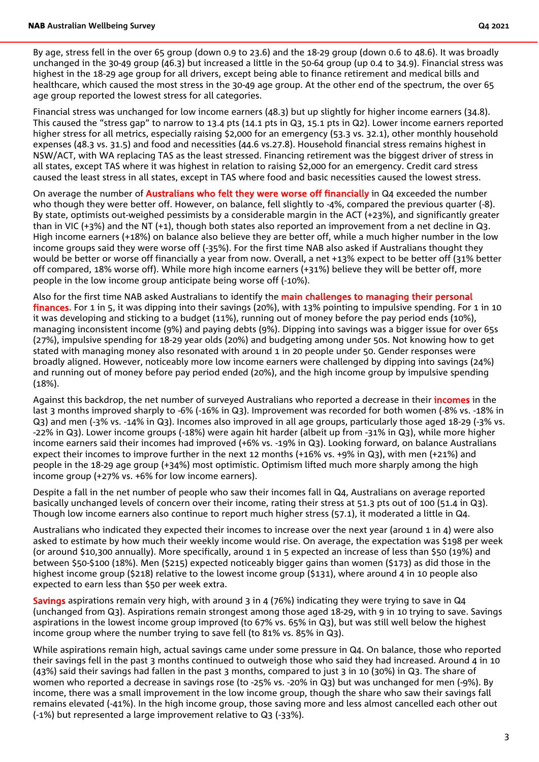By age, stress fell in the over 65 group (down 0.9 to 23.6) and the 18-29 group (down 0.6 to 48.6). It was broadly unchanged in the 30-49 group (46.3) but increased a little in the 50-64 group (up 0.4 to 34.9). Financial stress was highest in the 18-29 age group for all drivers, except being able to finance retirement and medical bills and healthcare, which caused the most stress in the 30-49 age group. At the other end of the spectrum, the over 65 age group reported the lowest stress for all categories.

Financial stress was unchanged for low income earners (48.3) but up slightly for higher income earners (34.8). This caused the "stress gap" to narrow to 13.4 pts (14.1 pts in Q3, 15.1 pts in Q2). Lower income earners reported higher stress for all metrics, especially raising $2,000 for an emergency (53.3 vs. 32.1), other monthly household expenses (48.3 vs. 31.5) and food and necessities (44.6 vs.27.8). Household financial stress remains highest in NSW/ACT, with WA replacing TAS as the least stressed. Financing retirement was the biggest driver of stress in all states, except TAS where it was highest in relation to raising $2,000 for an emergency. Credit card stress caused the least stress in all states, except in TAS where food and basic necessities caused the lowest stress.

On average the number of **Australians who felt they were worse off financially** in Q4 exceeded the number who though they were better off. However, on balance, fell slightly to -4%, compared the previous quarter (-8). By state, optimists out-weighed pessimists by a considerable margin in the ACT (+23%), and significantly greater than in VIC (+3%) and the NT (+1), though both states also reported an improvement from a net decline in Q3. High income earners (+18%) on balance also believe they are better off, while a much higher number in the low income groups said they were worse off (-35%). For the first time NAB also asked if Australians thought they would be better or worse off financially a year from now. Overall, a net +13% expect to be better off (31% better off compared, 18% worse off). While more high income earners (+31%) believe they will be better off, more people in the low income group anticipate being worse off (-10%).

Also for the first time NAB asked Australians to identify the **main challenges to managing their personal finances**. For 1 in 5, it was dipping into their savings (20%), with 13% pointing to impulsive spending. For 1 in 10 it was developing and sticking to a budget (11%), running out of money before the pay period ends (10%), managing inconsistent income (9%) and paying debts (9%). Dipping into savings was a bigger issue for over 65s (27%), impulsive spending for 18-29 year olds (20%) and budgeting among under 50s. Not knowing how to get stated with managing money also resonated with around 1 in 20 people under 50. Gender responses were broadly aligned. However, noticeably more low income earners were challenged by dipping into savings (24%) and running out of money before pay period ended (20%), and the high income group by impulsive spending (18%).

Against this backdrop, the net number of surveyed Australians who reported a decrease in their **incomes** in the last 3 months improved sharply to -6% (-16% in Q3). Improvement was recorded for both women (-8% vs. -18% in Q3) and men (-3% vs. -14% in Q3). Incomes also improved in all age groups, particularly those aged 18-29 (-3% vs. -22% in Q3). Lower income groups (-18%) were again hit harder (albeit up from -31% in Q3), while more higher income earners said their incomes had improved (+6% vs. -19% in Q3). Looking forward, on balance Australians expect their incomes to improve further in the next 12 months (+16% vs. +9% in Q3), with men (+21%) and people in the 18-29 age group (+34%) most optimistic. Optimism lifted much more sharply among the high income group (+27% vs. +6% for low income earners).

Despite a fall in the net number of people who saw their incomes fall in Q4, Australians on average reported basically unchanged levels of concern over their income, rating their stress at 51.3 pts out of 100 (51.4 in Q3). Though low income earners also continue to report much higher stress (57.1), it moderated a little in Q4.

Australians who indicated they expected their incomes to increase over the next year (around 1 in 4) were also asked to estimate by how much their weekly income would rise. On average, the expectation was $198 per week (or around $10,300 annually). More specifically, around 1 in 5 expected an increase of less than $50 (19%) and between $50-$100 (18%). Men ($215) expected noticeably bigger gains than women ($173) as did those in the highest income group ($218) relative to the lowest income group ($131), where around 4 in 10 people also expected to earn less than $50 per week extra.

**Savings** aspirations remain very high, with around 3 in 4 (76%) indicating they were trying to save in Q4 (unchanged from Q3). Aspirations remain strongest among those aged 18-29, with 9 in 10 trying to save. Savings aspirations in the lowest income group improved (to 67% vs. 65% in Q3), but was still well below the highest income group where the number trying to save fell (to 81% vs. 85% in Q3).

While aspirations remain high, actual savings came under some pressure in Q4. On balance, those who reported their savings fell in the past 3 months continued to outweigh those who said they had increased. Around 4 in 10 (43%) said their savings had fallen in the past 3 months, compared to just 3 in 10 (30%) in Q3. The share of women who reported a decrease in savings rose (to -25% vs. -20% in Q3) but was unchanged for men (-9%). By income, there was a small improvement in the low income group, though the share who saw their savings fall remains elevated (-41%). In the high income group, those saving more and less almost cancelled each other out (-1%) but represented a large improvement relative to Q3 (-33%).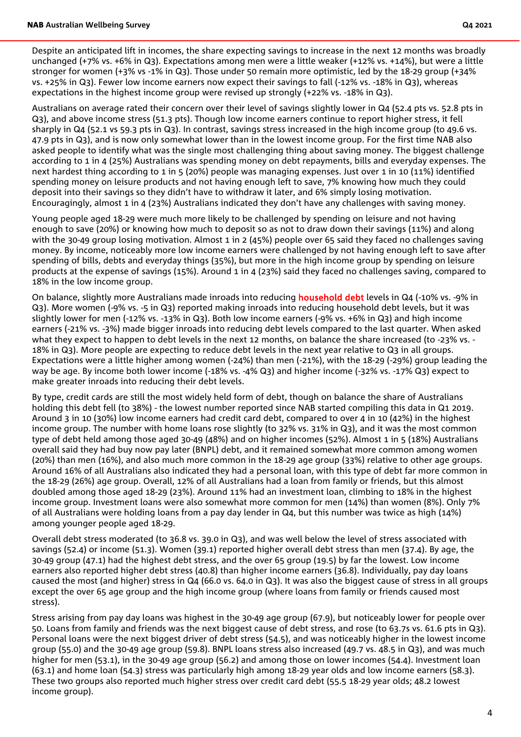Despite an anticipated lift in incomes, the share expecting savings to increase in the next 12 months was broadly unchanged (+7% vs. +6% in Q3). Expectations among men were a little weaker (+12% vs. +14%), but were a little stronger for women (+3% vs -1% in Q3). Those under 50 remain more optimistic, led by the 18-29 group (+34% vs. +25% in Q3). Fewer low income earners now expect their savings to fall (-12% vs. -18% in Q3), whereas expectations in the highest income group were revised up strongly (+22% vs. -18% in Q3).

Australians on average rated their concern over their level of savings slightly lower in Q4 (52.4 pts vs. 52.8 pts in Q3), and above income stress (51.3 pts). Though low income earners continue to report higher stress, it fell sharply in Q4 (52.1 vs 59.3 pts in Q3). In contrast, savings stress increased in the high income group (to 49.6 vs. 47.9 pts in Q3), and is now only somewhat lower than in the lowest income group. For the first time NAB also asked people to identify what was the single most challenging thing about saving money. The biggest challenge according to 1 in 4 (25%) Australians was spending money on debt repayments, bills and everyday expenses. The next hardest thing according to 1 in 5 (20%) people was managing expenses. Just over 1 in 10 (11%) identified spending money on leisure products and not having enough left to save, 7% knowing how much they could deposit into their savings so they didn't have to withdraw it later, and 6% simply losing motivation. Encouragingly, almost 1 in 4 (23%) Australians indicated they don't have any challenges with saving money.

Young people aged 18-29 were much more likely to be challenged by spending on leisure and not having enough to save (20%) or knowing how much to deposit so as not to draw down their savings (11%) and along with the 30-49 group losing motivation. Almost 1 in 2 (45%) people over 65 said they faced no challenges saving money. By income, noticeably more low income earners were challenged by not having enough left to save after spending of bills, debts and everyday things (35%), but more in the high income group by spending on leisure products at the expense of savings (15%). Around 1 in 4 (23%) said they faced no challenges saving, compared to 18% in the low income group.

On balance, slightly more Australians made inroads into reducing household debt levels in Q4 (-10% vs. -9% in Q3). More women (-9% vs. -5 in Q3) reported making inroads into reducing household debt levels, but it was slightly lower for men (-12% vs. -13% in Q3). Both low income earners (-9% vs. +6% in Q3) and high income earners (-21% vs. -3%) made bigger inroads into reducing debt levels compared to the last quarter. When asked what they expect to happen to debt levels in the next 12 months, on balance the share increased (to -23% vs. -18% in Q3). More people are expecting to reduce debt levels in the next year relative to Q3 in all groups. Expectations were a little higher among women (-24%) than men (-21%), with the 18-29 (-29%) group leading the way be age. By income both lower income (-18% vs. -4% Q3) and higher income (-32% vs. -17% Q3) expect to make greater inroads into reducing their debt levels.

By type, credit cards are still the most widely held form of debt, though on balance the share of Australians holding this debt fell (to 38%) - the lowest number reported since NAB started compiling this data in Q1 2019. Around 3 in 10 (30%) low income earners had credit card debt, compared to over 4 in 10 (42%) in the highest income group. The number with home loans rose slightly (to 32% vs. 31% in Q3), and it was the most common type of debt held among those aged 30-49 (48%) and on higher incomes (52%). Almost 1 in 5 (18%) Australians overall said they had buy now pay later (BNPL) debt, and it remained somewhat more common among women (20%) than men (16%), and also much more common in the 18-29 age group (33%) relative to other age groups. Around 16% of all Australians also indicated they had a personal loan, with this type of debt far more common in the 18-29 (26%) age group. Overall, 12% of all Australians had a loan from family or friends, but this almost doubled among those aged 18-29 (23%). Around 11% had an investment loan, climbing to 18% in the highest income group. Investment loans were also somewhat more common for men (14%) than women (8%). Only 7% of all Australians were holding loans from a pay day lender in Q4, but this number was twice as high (14%) among younger people aged 18-29.

Overall debt stress moderated (to 36.8 vs. 39.0 in Q3), and was well below the level of stress associated with savings (52.4) or income (51.3). Women (39.1) reported higher overall debt stress than men (37.4). By age, the 30-49 group (47.1) had the highest debt stress, and the over 65 group (19.5) by far the lowest. Low income earners also reported higher debt stress (40.8) than higher income earners (36.8). Individually, pay day loans caused the most (and higher) stress in Q4 (66.0 vs. 64.0 in Q3). It was also the biggest cause of stress in all groups except the over 65 age group and the high income group (where loans from family or friends caused most stress).

Stress arising from pay day loans was highest in the 30-49 age group (67.9), but noticeably lower for people over 50. Loans from family and friends was the next biggest cause of debt stress, and rose (to 63.7s vs. 61.6 pts in Q3). Personal loans were the next biggest driver of debt stress (54.5), and was noticeably higher in the lowest income group (55.0) and the 30-49 age group (59.8). BNPL loans stress also increased (49.7 vs. 48.5 in Q3), and was much higher for men (53.1), in the 30-49 age group (56.2) and among those on lower incomes (54.4). Investment loan (63.1) and home loan (54.3) stress was particularly high among 18-29 year olds and low income earners (58.3). These two groups also reported much higher stress over credit card debt (55.5 18-29 year olds; 48.2 lowest income group).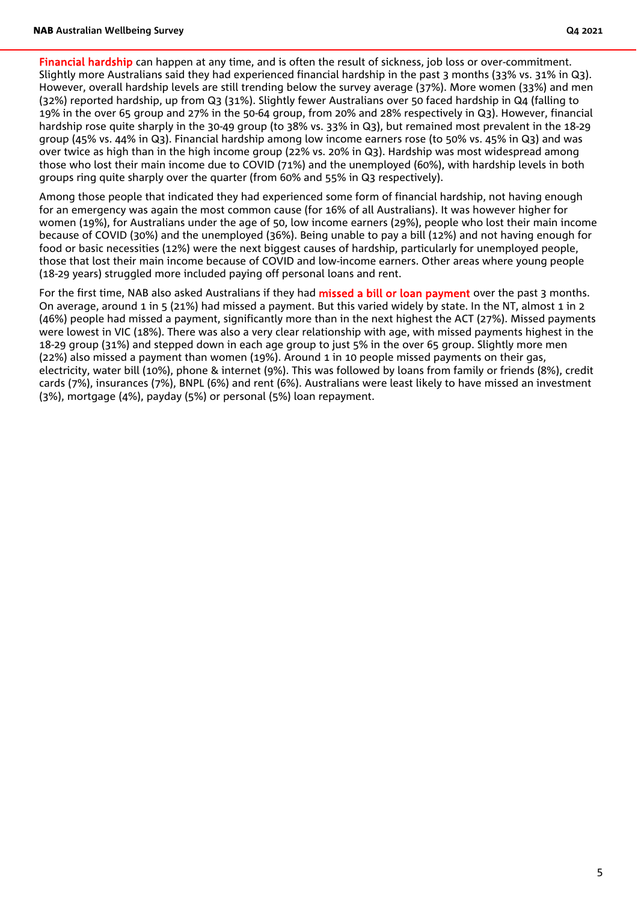**Financial hardship** can happen at any time, and is often the result of sickness, job loss or over-commitment. Slightly more Australians said they had experienced financial hardship in the past 3 months (33% vs. 31% in Q3). However, overall hardship levels are still trending below the survey average (37%). More women (33%) and men (32%) reported hardship, up from Q3 (31%). Slightly fewer Australians over 50 faced hardship in Q4 (falling to 19% in the over 65 group and 27% in the 50-64 group, from 20% and 28% respectively in Q3). However, financial hardship rose quite sharply in the 30-49 group (to 38% vs. 33% in Q3), but remained most prevalent in the 18-29 group (45% vs. 44% in Q3). Financial hardship among low income earners rose (to 50% vs. 45% in Q3) and was over twice as high than in the high income group (22% vs. 20% in Q3). Hardship was most widespread among those who lost their main income due to COVID (71%) and the unemployed (60%), with hardship levels in both groups ring quite sharply over the quarter (from 60% and 55% in Q3 respectively).

Among those people that indicated they had experienced some form of financial hardship, not having enough for an emergency was again the most common cause (for 16% of all Australians). It was however higher for women (19%), for Australians under the age of 50, low income earners (29%), people who lost their main income because of COVID (30%) and the unemployed (36%). Being unable to pay a bill (12%) and not having enough for food or basic necessities (12%) were the next biggest causes of hardship, particularly for unemployed people, those that lost their main income because of COVID and low-income earners. Other areas where young people (18-29 years) struggled more included paying off personal loans and rent.

For the first time, NAB also asked Australians if they had **missed a bill or loan payment** over the past 3 months. On average, around 1 in 5 (21%) had missed a payment. But this varied widely by state. In the NT, almost 1 in 2 (46%) people had missed a payment, significantly more than in the next highest the ACT (27%). Missed payments were lowest in VIC (18%). There was also a very clear relationship with age, with missed payments highest in the 18-29 group (31%) and stepped down in each age group to just 5% in the over 65 group. Slightly more men (22%) also missed a payment than women (19%). Around 1 in 10 people missed payments on their gas, electricity, water bill (10%), phone & internet (9%). This was followed by loans from family or friends (8%), credit cards (7%), insurances (7%), BNPL (6%) and rent (6%). Australians were least likely to have missed an investment (3%), mortgage (4%), payday (5%) or personal (5%) loan repayment.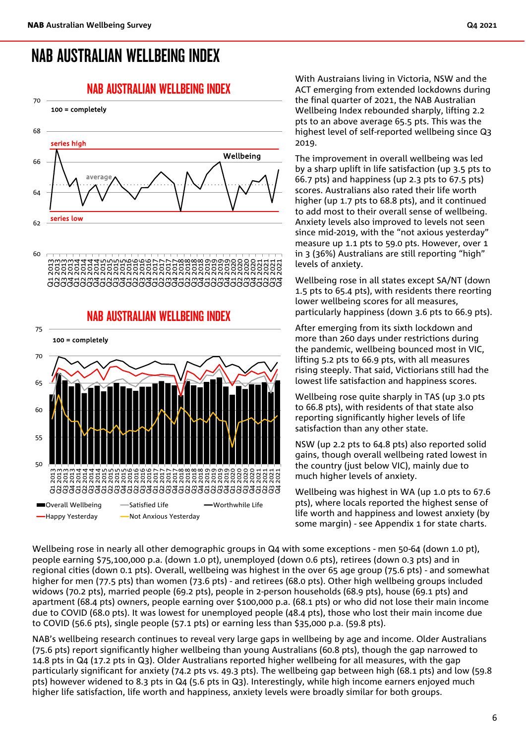# NAB AUSTRALIAN WELLBEING INDEX

With Austraians living in Victoria, NSW and the ACT emerging from extended lockdowns during the final quarter of 2021, the NAB Australian Wellbeing Index rebounded sharply, lifting 2.2 pts to an above average 65.5 pts. This was the highest level of self-reported wellbeing since Q3 2019.

The improvement in overall wellbeing was led by a sharp uplift in life satisfaction (up 3.5 pts to 66.7 pts) and happiness (up 2.3 pts to 67.5 pts) scores. Australians also rated their life worth higher (up 1.7 pts to 68.8 pts), and it continued to add most to their overall sense of wellbeing. Anxiety levels also improved to levels not seen since mid-2019, with the "not axious yesterday" measure up 1.1 pts to 59.0 pts. However, over 1 in 3 (36%) Australians are still reporting "high" levels of anxiety.

Wellbeing rose in all states except SA/NT (down 1.5 pts to 65.4 pts), with residents there reorting lower wellbeing scores for all measures, particularly happiness (down 3.6 pts to 66.9 pts).

After emerging from its sixth lockdown and more than 260 days under restrictions during the pandemic, wellbeing bounced most in VIC, lifting 5.2 pts to 66.9 pts, with all measures rising steeply. That said, Victorians still had the lowest life satisfaction and happiness scores.

Wellbeing rose quite sharply in TAS (up 3.0 pts to 66.8 pts), with residents of that state also reporting significantly higher levels of life satisfaction than any other state.

NSW (up 2.2 pts to 64.8 pts) also reported solid gains, though overall wellbeing rated lowest in the country (just below VIC), mainly due to much higher levels of anxiety.

Wellbeing was highest in WA (up 1.0 pts to 67.6 pts), where locals reported the highest sense of life worth and happiness and lowest anxiety (by some margin) - see Appendix 1 for state charts.

Wellbeing rose in nearly all other demographic groups in Q4 with some exceptions - men 50-64 (down 1.0 pt), people earning $75,100,000 p.a. (down 1.0 pt), unemployed (down 0.6 pts), retirees (down 0.3 pts) and in regional cities (down 0.1 pts). Overall, wellbeing was highest in the over 65 age group (75.6 pts) - and somewhat higher for men (77.5 pts) than women (73.6 pts) - and retirees (68.0 pts). Other high wellbeing groups included widows (70.2 pts), married people (69.2 pts), people in 2-person households (68.9 pts), house (69.1 pts) and apartment (68.4 pts) owners, people earning over $100,000 p.a. (68.1 pts) or who did not lose their main income due to COVID (68.0 pts). It was lowest for unemployed people (48.4 pts), those who lost their main income due to COVID (56.6 pts), single people (57.1 pts) or earning less than $35,000 p.a. (59.8 pts).

NAB's wellbeing research continues to reveal very large gaps in wellbeing by age and income. Older Australians (75.6 pts) report significantly higher wellbeing than young Australians (60.8 pts), though the gap narrowed to 14.8 pts in Q4 (17.2 pts in Q3). Older Australians reported higher wellbeing for all measures, with the gap particularly significant for anxiety (74.2 pts vs. 49.3 pts). The wellbeing gap between high (68.1 pts) and low (59.8 pts) however widened to 8.3 pts in Q4 (5.6 pts in Q3). Interestingly, while high income earners enjoyed much higher life satisfaction, life worth and happiness, anxiety levels were broadly similar for both groups.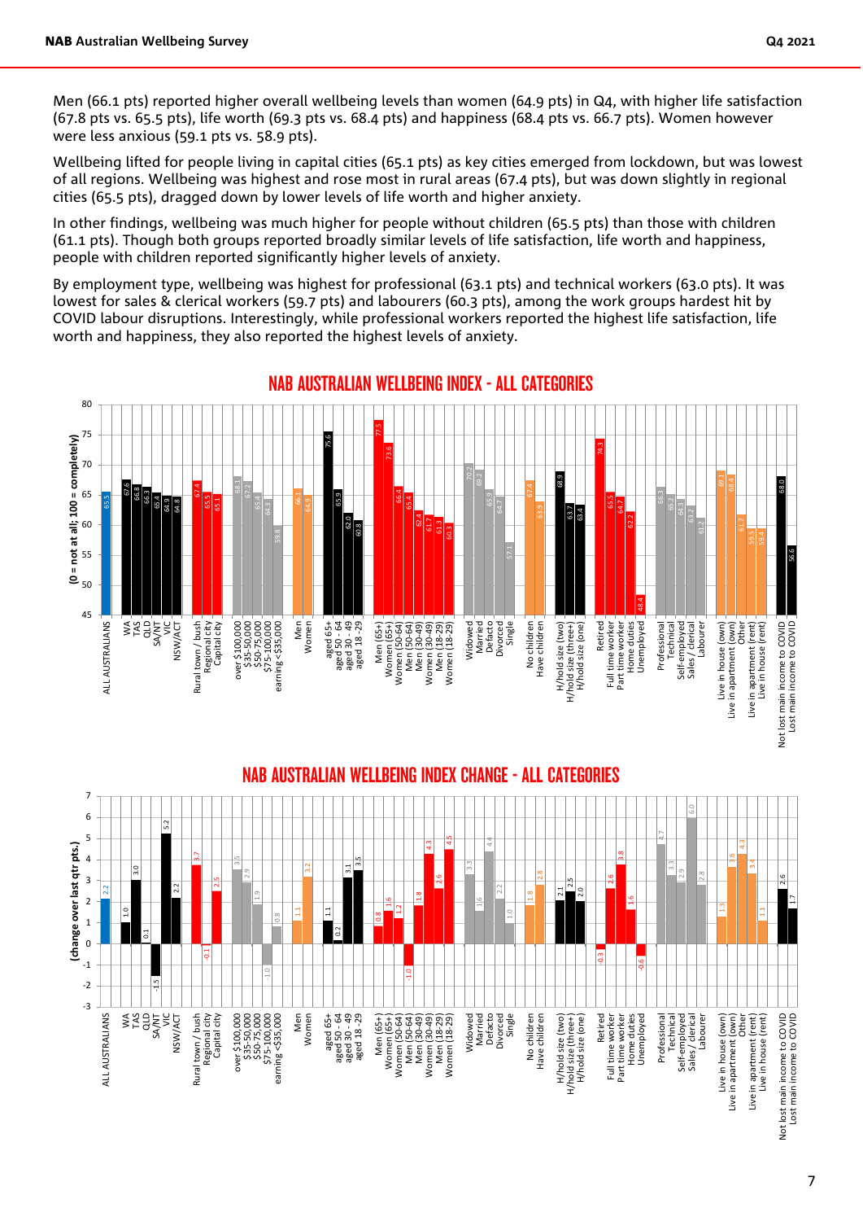Men (66.1 pts) reported higher overall wellbeing levels than women (64.9 pts) in Q4, with higher life satisfaction (67.8 pts vs. 65.5 pts), life worth (69.3 pts vs. 68.4 pts) and happiness (68.4 pts vs. 66.7 pts). Women however were less anxious (59.1 pts vs. 58.9 pts).

Wellbeing lifted for people living in capital cities (65.1 pts) as key cities emerged from lockdown, but was lowest of all regions. Wellbeing was highest and rose most in rural areas (67.4 pts), but was down slightly in regional cities (65.5 pts), dragged down by lower levels of life worth and higher anxiety.

In other findings, wellbeing was much higher for people without children (65.5 pts) than those with children (61.1 pts). Though both groups reported broadly similar levels of life satisfaction, life worth and happiness, people with children reported significantly higher levels of anxiety.

By employment type, wellbeing was highest for professional (63.1 pts) and technical workers (63.0 pts). It was lowest for sales & clerical workers (59.7 pts) and labourers (60.3 pts), among the work groups hardest hit by COVID labour disruptions. Interestingly, while professional workers reported the highest life satisfaction, life worth and happiness, they also reported the highest levels of anxiety.

## NAB AUSTRALIAN WELLBEING INDEX - ALL CATEGORIES

(0 = not at all; 100 = completely)

| Category | Index |
|---|---|
| ALL AUSTRALIANS | 65.5 |
| WA | 67.6 |
| TAS | 66.8 |
| QLD | 66.3 |
| SA/NT | 65.4 |
| VIC | 64.9 |
| NSW/ACT | 64.8 |
| Rural town / bush | 67.4 |
| Regional city | 65.5 |
| Capital city | 65.1 |
| over $100,000 | 68.1 |
| $35-50,000 | 67.2 |
| $50-75,000 | 65.4 |
| $75-100,000 | 64.3 |
| earning <$35,000 | 59.8 |
| Men | 66.1 |
| Women | 64.9 |
| aged 65+ | 75.6 |
| aged 50 - 64 | 65.9 |
| aged 30 - 49 | 62.0 |
| aged 18 -29 | 60.8 |
| Men (65+) | 77.5 |
| Women (65+) | 73.6 |
| Women (50-64) | 66.4 |
| Men (50-64) | 65.4 |
| Men (30-49) | 62.4 |
| Women (30-49) | 61.7 |
| Men (18-29) | 61.3 |
| Women (18-29) | 60.3 |
| Widowed | 70.2 |
| Married | 69.2 |
| Defacto | 65.9 |
| Divorced | 64.7 |
| Single | 57.1 |
| No children | 67.4 |
| Have children | 63.9 |
| H/hold size (two) | 68.9 |
| H/hold size (three+) | 63.7 |
| H/hold size (one) | 63.4 |
| Retired | 74.3 |
| Full time worker | 65.5 |
| Part time worker | 64.7 |
| Home duties | 62.2 |
| Unemployed | 48.4 |
| Professional | 66.3 |
| Technical | 65.2 |
| Self-employed | 64.3 |
| Sales / clerical | 63.2 |
| Labourer | 61.2 |
| Live in house (own) | 69.1 |
| Live in apartment (own) | 68.4 |
| Other | 61.7 |
| Live in apartment (rent) | 59.5 |
| Live in house (rent) | 59.4 |
| Not lost main income to COVID | 68.0 |
| Lost main income to COVID | 56.6 |

## NAB AUSTRALIAN WELLBEING INDEX CHANGE - ALL CATEGORIES

(change over last qtr pts.)

| Category | Change |
|---|---|
| ALL AUSTRALIANS | 2.2 |
| WA | 1.0 |
| TAS | 3.0 |
| QLD | 0.1 |
| SA/NT | -1.5 |
| VIC | 5.2 |
| NSW/ACT | 2.2 |
| Rural town / bush | 3.7 |
| Regional city | -0.1 |
| Capital city | 2.5 |
| over $100,000 | 3.5 |
| $35-50,000 | 2.9 |
| $50-75,000 | 1.9 |
| $75-100,000 | -1.0 |
| earning <$35,000 | 0.8 |
| Men | 1.1 |
| Women | 3.2 |
| aged 65+ | 1.1 |
| aged 50 - 64 | 0.2 |
| aged 30 - 49 | 3.1 |
| aged 18 -29 | 3.5 |
| Men (65+) | 0.8 |
| Women (65+) | 1.6 |
| Women (50-64) | 1.2 |
| Men (50-64) | -1.0 |
| Men (30-49) | 1.8 |
| Women (30-49) | 4.3 |
| Men (18-29) | 2.6 |
| Women (18-29) | 4.5 |
| Widowed | 3.3 |
| Married | 1.6 |
| Defacto | 4.4 |
| Divorced | 2.2 |
| Single | 1.0 |
| No children | 1.8 |
| Have children | 2.8 |
| H/hold size (two) | 2.1 |
| H/hold size (three+) | 2.5 |
| H/hold size (one) | 2.0 |
| Retired | -0.3 |
| Full time worker | 2.6 |
| Part time worker | 3.8 |
| Home duties | 1.6 |
| Unemployed | -0.6 |
| Professional | 4.7 |
| Technical | 3.3 |
| Self-employed | 2.9 |
| Sales / clerical | 6.0 |
| Labourer | 2.8 |
| Live in house (own) | 1.3 |
| Live in apartment (own) | 3.6 |
| Other | 4.3 |
| Live in apartment (rent) | 3.4 |
| Live in house (rent) | 1.1 |
| Not lost main income to COVID | 2.6 |
| Lost main income to COVID | 1.7 |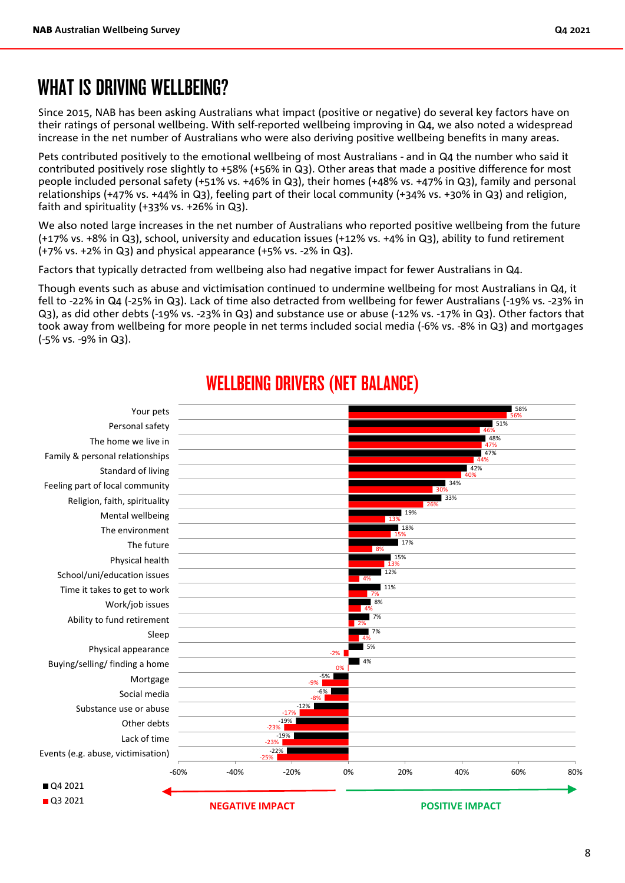# WHAT IS DRIVING WELLBEING?

Since 2015, NAB has been asking Australians what impact (positive or negative) do several key factors have on their ratings of personal wellbeing. With self-reported wellbeing improving in Q4, we also noted a widespread increase in the net number of Australians who were also deriving positive wellbeing benefits in many areas.

Pets contributed positively to the emotional wellbeing of most Australians - and in Q4 the number who said it contributed positively rose slightly to +58% (+56% in Q3). Other areas that made a positive difference for most people included personal safety (+51% vs. +46% in Q3), their homes (+48% vs. +47% in Q3), family and personal relationships (+47% vs. +44% in Q3), feeling part of their local community (+34% vs. +30% in Q3) and religion, faith and spirituality (+33% vs. +26% in Q3).

We also noted large increases in the net number of Australians who reported positive wellbeing from the future (+17% vs. +8% in Q3), school, university and education issues (+12% vs. +4% in Q3), ability to fund retirement (+7% vs. +2% in Q3) and physical appearance (+5% vs. -2% in Q3).

Factors that typically detracted from wellbeing also had negative impact for fewer Australians in Q4.

Though events such as abuse and victimisation continued to undermine wellbeing for most Australians in Q4, it fell to -22% in Q4 (-25% in Q3). Lack of time also detracted from wellbeing for fewer Australians (-19% vs. -23% in Q3), as did other debts (-19% vs. -23% in Q3) and substance use or abuse (-12% vs. -17% in Q3). Other factors that took away from wellbeing for more people in net terms included social media (-6% vs. -8% in Q3) and mortgages (-5% vs. -9% in Q3).

## WELLBEING DRIVERS (NET BALANCE)

| Driver | Q4 2021 | Q3 2021 |
|---|---|---|
| Your pets | 58% | 56% |
| Personal safety | 51% | 46% |
| The home we live in | 48% | 47% |
| Family & personal relationships | 47% | 44% |
| Standard of living | 42% | 40% |
| Feeling part of local community | 34% | 30% |
| Religion, faith, spirituality | 33% | 26% |
| Mental wellbeing | 19% | 13% |
| The environment | 18% | 15% |
| The future | 17% | 8% |
| Physical health | 15% | 13% |
| School/uni/education issues | 12% | 4% |
| Time it takes to get to work | 11% | 7% |
| Work/job issues | 8% | 4% |
| Ability to fund retirement | 7% | 2% |
| Sleep | 7% | 4% |
| Physical appearance | 5% | -2% |
| Buying/selling/ finding a home | 4% | 0% |
| Mortgage | -5% | -9% |
| Social media | -6% | -8% |
| Substance use or abuse | -12% | -17% |
| Other debts | -19% | -23% |
| Lack of time | -19% | -23% |
| Events (e.g. abuse, victimisation) | -22% | -25% |

NEGATIVE IMPACT ← → POSITIVE IMPACT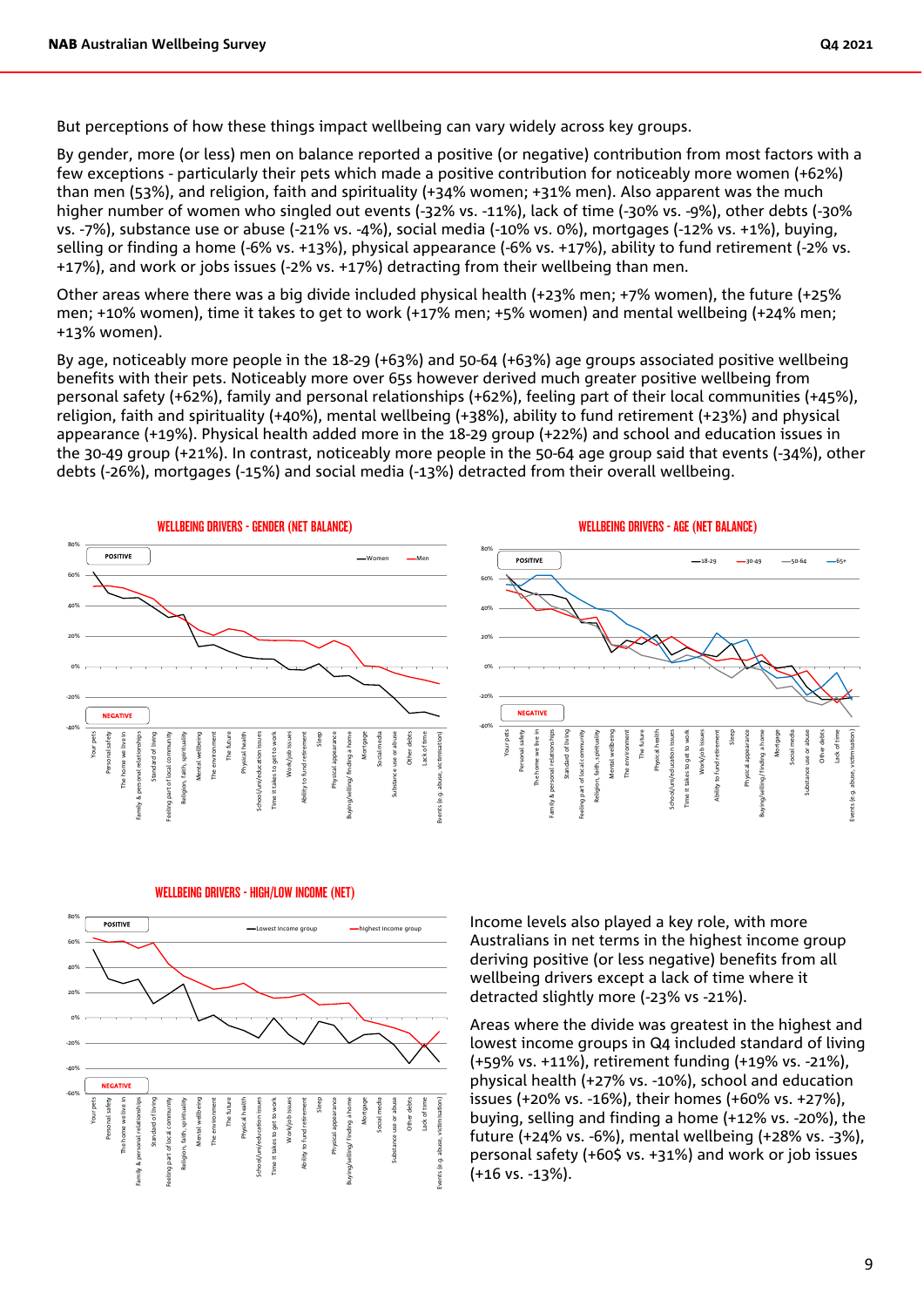But perceptions of how these things impact wellbeing can vary widely across key groups.

By gender, more (or less) men on balance reported a positive (or negative) contribution from most factors with a few exceptions - particularly their pets which made a positive contribution for noticeably more women (+62%) than men (53%), and religion, faith and spirituality (+34% women; +31% men). Also apparent was the much higher number of women who singled out events (-32% vs. -11%), lack of time (-30% vs. -9%), other debts (-30% vs. -7%), substance use or abuse (-21% vs. -4%), social media (-10% vs. 0%), mortgages (-12% vs. +1%), buying, selling or finding a home (-6% vs. +13%), physical appearance (-6% vs. +17%), ability to fund retirement (-2% vs. +17%), and work or jobs issues (-2% vs. +17%) detracting from their wellbeing than men.

Other areas where there was a big divide included physical health (+23% men; +7% women), the future (+25% men; +10% women), time it takes to get to work (+17% men; +5% women) and mental wellbeing (+24% men; +13% women).

By age, noticeably more people in the 18-29 (+63%) and 50-64 (+63%) age groups associated positive wellbeing benefits with their pets. Noticeably more over 65s however derived much greater positive wellbeing from personal safety (+62%), family and personal relationships (+62%), feeling part of their local communities (+45%), religion, faith and spirituality (+40%), mental wellbeing (+38%), ability to fund retirement (+23%) and physical appearance (+19%). Physical health added more in the 18-29 group (+22%) and school and education issues in the 30-49 group (+21%). In contrast, noticeably more people in the 50-64 age group said that events (-34%), other debts (-26%), mortgages (-15%) and social media (-13%) detracted from their overall wellbeing.

WELLBEING DRIVERS - GENDER (NET BALANCE)

WELLBEING DRIVERS - AGE (NET BALANCE)

WELLBEING DRIVERS - HIGH/LOW INCOME (NET)

Income levels also played a key role, with more Australians in net terms in the highest income group deriving positive (or less negative) benefits from all wellbeing drivers except a lack of time where it detracted slightly more (-23% vs -21%).

Areas where the divide was greatest in the highest and lowest income groups in Q4 included standard of living (+59% vs. +11%), retirement funding (+19% vs. -21%), physical health (+27% vs. -10%), school and education issues (+20% vs. -16%), their homes (+60% vs. +27%), buying, selling and finding a home (+12% vs. -20%), the future (+24% vs. -6%), mental wellbeing (+28% vs. -3%), personal safety (+60$ vs. +31%) and work or job issues (+16 vs. -13%).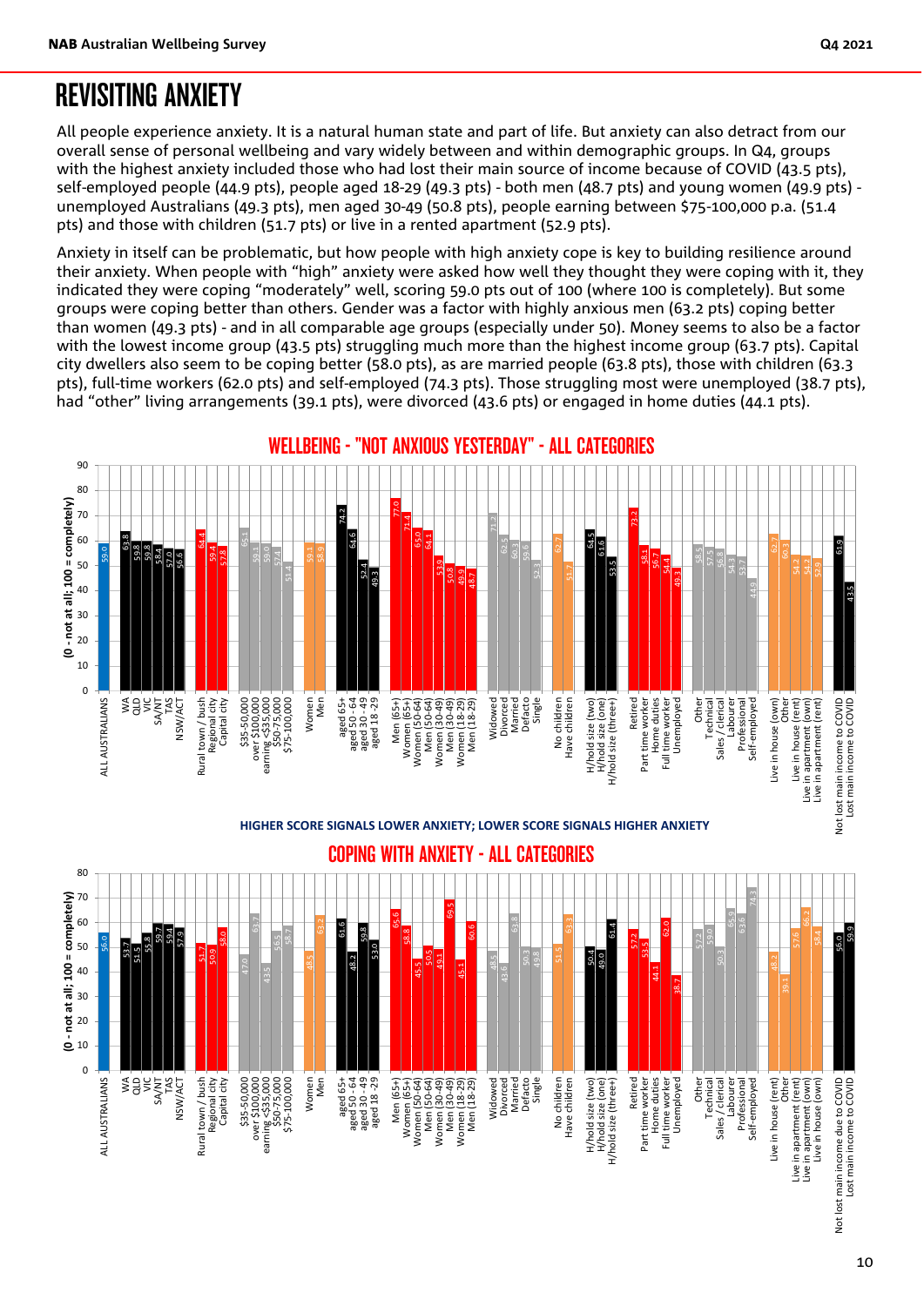# REVISITING ANXIETY

All people experience anxiety. It is a natural human state and part of life. But anxiety can also detract from our overall sense of personal wellbeing and vary widely between and within demographic groups. In Q4, groups with the highest anxiety included those who had lost their main source of income because of COVID (43.5 pts), self-employed people (44.9 pts), people aged 18-29 (49.3 pts) - both men (48.7 pts) and young women (49.9 pts) - unemployed Australians (49.3 pts), men aged 30-49 (50.8 pts), people earning between $75-100,000 p.a. (51.4 pts) and those with children (51.7 pts) or live in a rented apartment (52.9 pts).

Anxiety in itself can be problematic, but how people with high anxiety cope is key to building resilience around their anxiety. When people with "high" anxiety were asked how well they thought they were coping with it, they indicated they were coping "moderately" well, scoring 59.0 pts out of 100 (where 100 is completely). But some groups were coping better than others. Gender was a factor with highly anxious men (63.2 pts) coping better than women (49.3 pts) - and in all comparable age groups (especially under 50). Money seems to also be a factor with the lowest income group (43.5 pts) struggling much more than the highest income group (63.7 pts). Capital city dwellers also seem to be coping better (58.0 pts), as are married people (63.8 pts), those with children (63.3 pts), full-time workers (62.0 pts) and self-employed (74.3 pts). Those struggling most were unemployed (38.7 pts), had "other" living arrangements (39.1 pts), were divorced (43.6 pts) or engaged in home duties (44.1 pts).

## WELLBEING - "NOT ANXIOUS YESTERDAY" - ALL CATEGORIES

(0 - not at all; 100 = completely)

| Category | Score |
|---|---|
| ALL AUSTRALIANS | 59.0 |
| WA | 63.8 |
| QLD | 59.8 |
| VIC | 59.8 |
| SA/NT | 58.4 |
| TAS | 57.0 |
| NSW/ACT | 56.6 |
| Rural town / bush | 64.4 |
| Regional city | 59.4 |
| Capital city | 57.8 |
| $35-50,000 | 65.1 |
| over $100,000 | 59.1 |
| earning <$35,000 | 59.0 |
| $50-75,000 | 57.4 |
| $75-100,000 | 51.4 |
| Women | 59.1 |
| Men | 58.9 |
| aged 65+ | 74.2 |
| aged 50 - 64 | 64.6 |
| aged 30 - 49 | 52.4 |
| aged 18 -29 | 49.3 |
| Men (65+) | 77.0 |
| Women (65+) | 71.4 |
| Women (50-64) | 65.0 |
| Men (50-64) | 64.1 |
| Women (30-49) | 53.9 |
| Men (30-49) | 50.8 |
| Women (18-29) | 49.9 |
| Men (18-29) | 48.7 |
| Widowed | 71.2 |
| Divorced | 62.5 |
| Married | 60.3 |
| Defacto | 59.6 |
| Single | 52.3 |
| No children | 62.7 |
| Have children | 51.7 |
| H/hold size (two) | 64.5 |
| H/hold size (one) | 61.6 |
| H/hold size (three+) | 53.5 |
| Retired | 73.2 |
| Part time worker | 58.1 |
| Home duties | 56.7 |
| Full time worker | 54.4 |
| Unemployed | 49.3 |
| Other | 58.5 |
| Technical | 57.5 |
| Sales / clerical | 56.8 |
| Labourer | 54.1 |
| Professional | 53.7 |
| Self-employed | 44.9 |
| Live in house (own) | 62.7 |
| Other | 60.3 |
| Live in house (rent) | 54.2 |
| Live in apartment (own) | 54.2 |
| Live in apartment (rent) | 52.9 |
| Not lost main income to COVID | 61.9 |
| Lost main income to COVID | 43.5 |

HIGHER SCORE SIGNALS LOWER ANXIETY; LOWER SCORE SIGNALS HIGHER ANXIETY

## COPING WITH ANXIETY - ALL CATEGORIES

(0 - not at all; 100 = completely)

| Category | Score |
|---|---|
| ALL AUSTRALIANS | 56.0 |
| WA | 53.7 |
| QLD | 51.5 |
| VIC | 55.8 |
| SA/NT | 59.7 |
| TAS | 59.4 |
| NSW/ACT | 57.9 |
| Rural town / bush | 51.7 |
| Regional city | 50.9 |
| Capital city | 58.0 |
| $35-50,000 | 47.0 |
| over $100,000 | 63.7 |
| earning <$35,000 | 43.5 |
| $50-75,000 | 56.5 |
| $75-100,000 | 58.7 |
| Women | 48.5 |
| Men | 63.2 |
| aged 65+ | 61.6 |
| aged 50 - 64 | 48.2 |
| aged 30 - 49 | 59.8 |
| aged 18 -29 | 53.0 |
| Men (65+) | 65.6 |
| Women (65+) | 58.8 |
| Women (50-64) | 45.5 |
| Men (50-64) | 50.5 |
| Women (30-49) | 49.1 |
| Men (30-49) | 69.5 |
| Women (18-29) | 45.1 |
| Men (18-29) | 60.6 |
| Widowed | 48.5 |
| Divorced | 43.6 |
| Married | 63.8 |
| Defacto | 50.3 |
| Single | 49.8 |
| No children | 51.5 |
| Have children | 63.3 |
| H/hold size (two) | 50.4 |
| H/hold size (one) | 49.0 |
| H/hold size (three+) | 61.4 |
| Retired | 57.2 |
| Part time worker | 53.5 |
| Home duties | 44.1 |
| Full time worker | 62.0 |
| Unemployed | 38.7 |
| Other | 57.2 |
| Technical | 59.0 |
| Sales / clerical | 50.3 |
| Labourer | 65.5 |
| Professional | 63.6 |
| Self-employed | 74.3 |
| Live in house (rent) | 48.2 |
| Other | 39.1 |
| Live in apartment (rent) | 57.6 |
| Live in apartment (own) | 66.2 |
| Live in house (own) | 58.4 |
| Not lost main income due to COVID | 56.0 |
| Lost main income to COVID | 59.9 |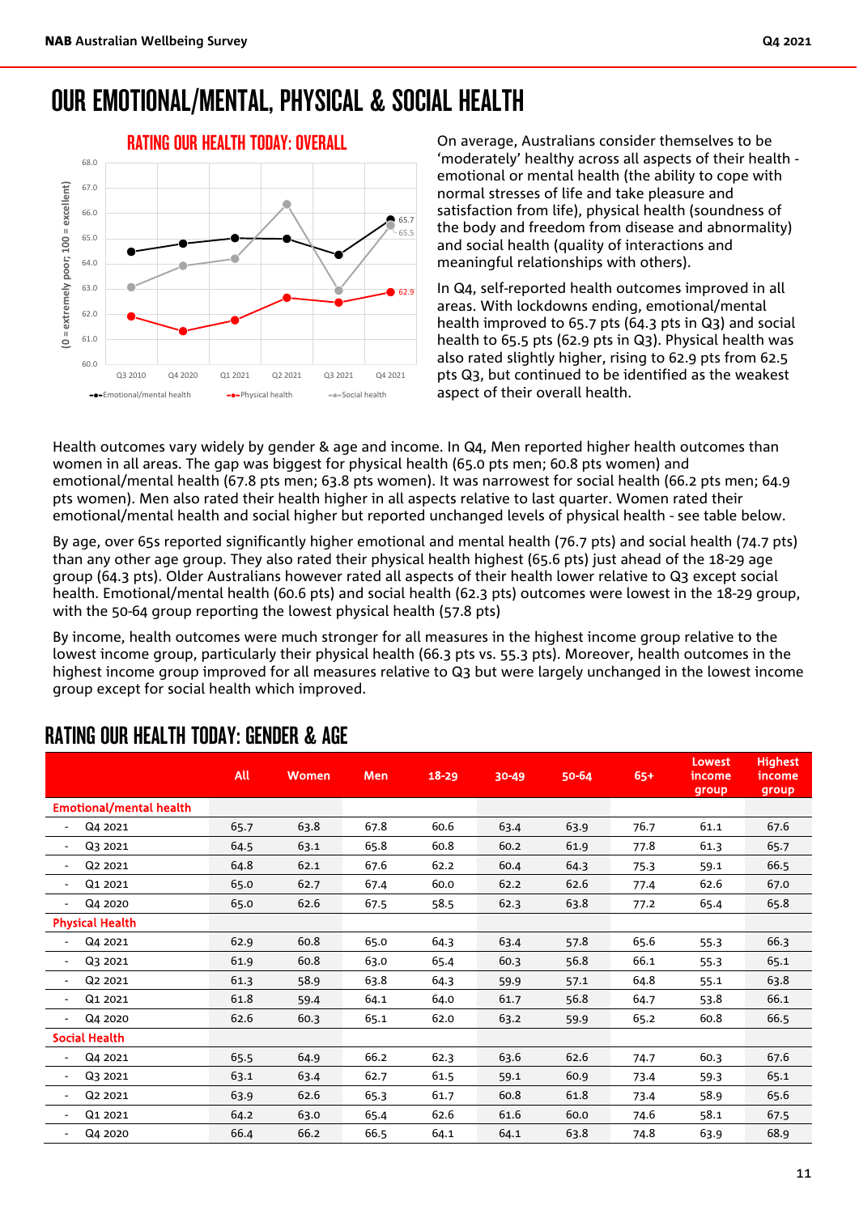# OUR EMOTIONAL/MENTAL, PHYSICAL & SOCIAL HEALTH

## RATING OUR HEALTH TODAY: OVERALL

On average, Australians consider themselves to be 'moderately' healthy across all aspects of their health - emotional or mental health (the ability to cope with normal stresses of life and take pleasure and satisfaction from life), physical health (soundness of the body and freedom from disease and abnormality) and social health (quality of interactions and meaningful relationships with others).

In Q4, self-reported health outcomes improved in all areas. With lockdowns ending, emotional/mental health improved to 65.7 pts (64.3 pts in Q3) and social health to 65.5 pts (62.9 pts in Q3). Physical health was also rated slightly higher, rising to 62.9 pts from 62.5 pts Q3, but continued to be identified as the weakest aspect of their overall health.

Health outcomes vary widely by gender & age and income. In Q4, Men reported higher health outcomes than women in all areas. The gap was biggest for physical health (65.0 pts men; 60.8 pts women) and emotional/mental health (67.8 pts men; 63.8 pts women). It was narrowest for social health (66.2 pts men; 64.9 pts women). Men also rated their health higher in all aspects relative to last quarter. Women rated their emotional/mental health and social higher but reported unchanged levels of physical health - see table below.

By age, over 65s reported significantly higher emotional and mental health (76.7 pts) and social health (74.7 pts) than any other age group. They also rated their physical health highest (65.6 pts) just ahead of the 18-29 age group (64.3 pts). Older Australians however rated all aspects of their health lower relative to Q3 except social health. Emotional/mental health (60.6 pts) and social health (62.3 pts) outcomes were lowest in the 18-29 group, with the 50-64 group reporting the lowest physical health (57.8 pts)

By income, health outcomes were much stronger for all measures in the highest income group relative to the lowest income group, particularly their physical health (66.3 pts vs. 55.3 pts). Moreover, health outcomes in the highest income group improved for all measures relative to Q3 but were largely unchanged in the lowest income group except for social health which improved.

## RATING OUR HEALTH TODAY: GENDER & AGE

| | All | Women | Men | 18-29 | 30-49 | 50-64 | 65+ | Lowest income group | Highest income group |
|---|---|---|---|---|---|---|---|---|---|
| **Emotional/mental health** | | | | | | | | | |
| - Q4 2021 | 65.7 | 63.8 | 67.8 | 60.6 | 63.4 | 63.9 | 76.7 | 61.1 | 67.6 |
| - Q3 2021 | 64.5 | 63.1 | 65.8 | 60.8 | 60.2 | 61.9 | 77.8 | 61.3 | 65.7 |
| - Q2 2021 | 64.8 | 62.1 | 67.6 | 62.2 | 60.4 | 64.3 | 75.3 | 59.1 | 66.5 |
| - Q1 2021 | 65.0 | 62.7 | 67.4 | 60.0 | 62.2 | 62.6 | 77.4 | 62.6 | 67.0 |
| - Q4 2020 | 65.0 | 62.6 | 67.5 | 58.5 | 62.3 | 63.8 | 77.2 | 65.4 | 65.8 |
| **Physical Health** | | | | | | | | | |
| - Q4 2021 | 62.9 | 60.8 | 65.0 | 64.3 | 63.4 | 57.8 | 65.6 | 55.3 | 66.3 |
| - Q3 2021 | 61.9 | 60.8 | 63.0 | 65.4 | 60.3 | 56.8 | 66.1 | 55.3 | 65.1 |
| - Q2 2021 | 61.3 | 58.9 | 63.8 | 64.3 | 59.9 | 57.1 | 64.8 | 55.1 | 63.8 |
| - Q1 2021 | 61.8 | 59.4 | 64.1 | 64.0 | 61.7 | 56.8 | 64.7 | 53.8 | 66.1 |
| - Q4 2020 | 62.6 | 60.3 | 65.1 | 62.0 | 63.2 | 59.9 | 65.2 | 60.8 | 66.5 |
| **Social Health** | | | | | | | | | |
| - Q4 2021 | 65.5 | 64.9 | 66.2 | 62.3 | 63.6 | 62.6 | 74.7 | 60.3 | 67.6 |
| - Q3 2021 | 63.1 | 63.4 | 62.7 | 61.5 | 59.1 | 60.9 | 73.4 | 59.3 | 65.1 |
| - Q2 2021 | 63.9 | 62.6 | 65.3 | 61.7 | 60.8 | 61.8 | 73.4 | 58.9 | 65.6 |
| - Q1 2021 | 64.2 | 63.0 | 65.4 | 62.6 | 61.6 | 60.0 | 74.6 | 58.1 | 67.5 |
| - Q4 2020 | 66.4 | 66.2 | 66.5 | 64.1 | 64.1 | 63.8 | 74.8 | 63.9 | 68.9 |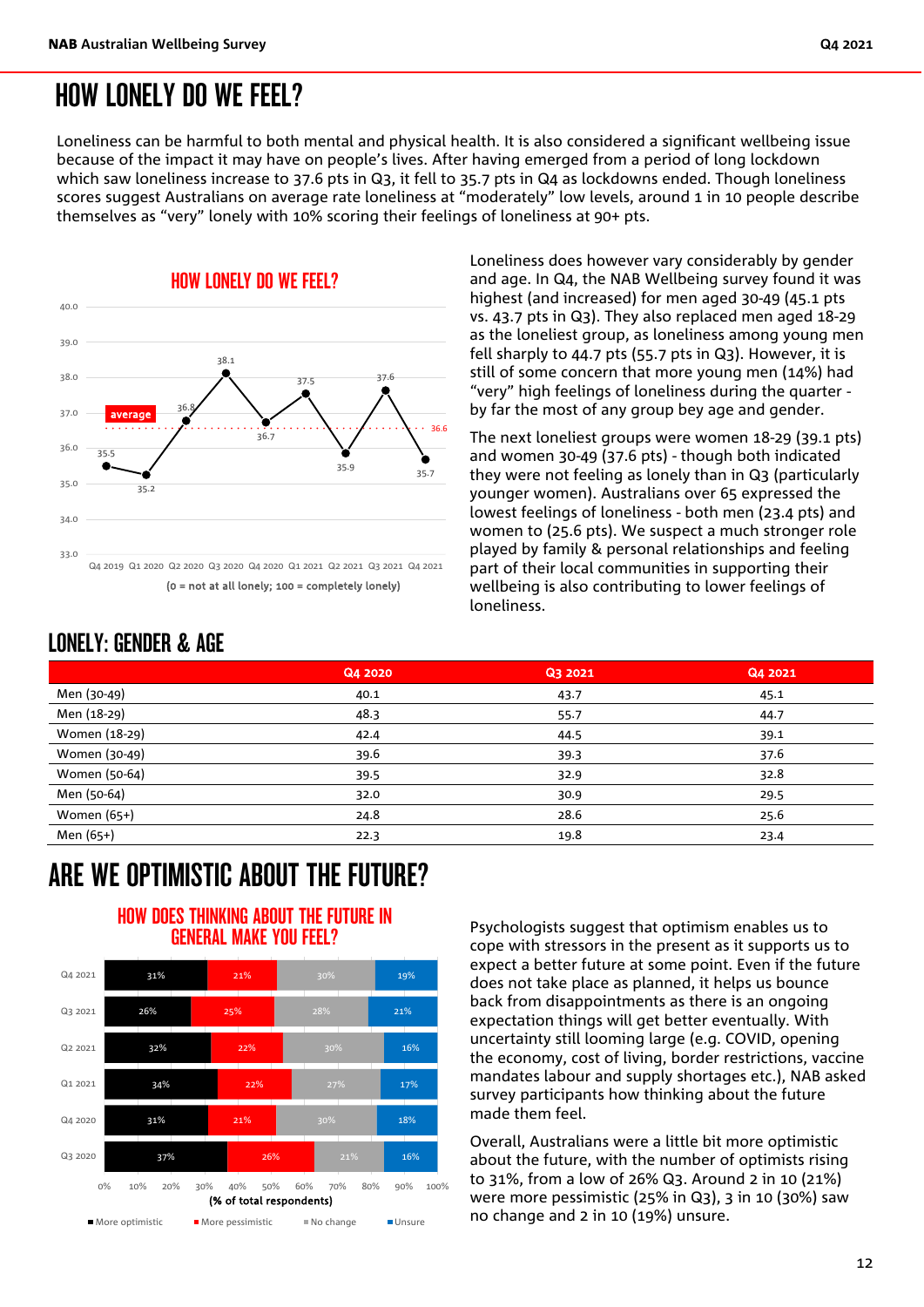# HOW LONELY DO WE FEEL?

Loneliness can be harmful to both mental and physical health. It is also considered a significant wellbeing issue because of the impact it may have on people's lives. After having emerged from a period of long lockdown which saw loneliness increase to 37.6 pts in Q3, it fell to 35.7 pts in Q4 as lockdowns ended. Though loneliness scores suggest Australians on average rate loneliness at "moderately" low levels, around 1 in 10 people describe themselves as "very" lonely with 10% scoring their feelings of loneliness at 90+ pts.

**HOW LONELY DO WE FEEL?**

| | Q4 2019 | Q1 2020 | Q2 2020 | Q3 2020 | Q4 2020 | Q1 2021 | Q2 2021 | Q3 2021 | Q4 2021 |
|---|---|---|---|---|---|---|---|---|---|
| Loneliness | 35.5 | 35.2 | 36.8 | 38.1 | 36.7 | 37.5 | 35.9 | 37.6 | 35.7 |

average: 36.6

(0 = not at all lonely; 100 = completely lonely)

Loneliness does however vary considerably by gender and age. In Q4, the NAB Wellbeing survey found it was highest (and increased) for men aged 30-49 (45.1 pts vs. 43.7 pts in Q3). They also replaced men aged 18-29 as the loneliest group, as loneliness among young men fell sharply to 44.7 pts (55.7 pts in Q3). However, it is still of some concern that more young men (14%) had "very" high feelings of loneliness during the quarter - by far the most of any group bey age and gender.

The next loneliest groups were women 18-29 (39.1 pts) and women 30-49 (37.6 pts) - though both indicated they were not feeling as lonely than in Q3 (particularly younger women). Australians over 65 expressed the lowest feelings of loneliness - both men (23.4 pts) and women to (25.6 pts). We suspect a much stronger role played by family & personal relationships and feeling part of their local communities in supporting their wellbeing is also contributing to lower feelings of loneliness.

## LONELY: GENDER & AGE

| | Q4 2020 | Q3 2021 | Q4 2021 |
|---|---|---|---|
| Men (30-49) | 40.1 | 43.7 | 45.1 |
| Men (18-29) | 48.3 | 55.7 | 44.7 |
| Women (18-29) | 42.4 | 44.5 | 39.1 |
| Women (30-49) | 39.6 | 39.3 | 37.6 |
| Women (50-64) | 39.5 | 32.9 | 32.8 |
| Men (50-64) | 32.0 | 30.9 | 29.5 |
| Women (65+) | 24.8 | 28.6 | 25.6 |
| Men (65+) | 22.3 | 19.8 | 23.4 |

# ARE WE OPTIMISTIC ABOUT THE FUTURE?

**HOW DOES THINKING ABOUT THE FUTURE IN GENERAL MAKE YOU FEEL?**

| | More optimistic | More pessimistic | No change | Unsure |
|---|---|---|---|---|
| Q4 2021 | 31% | 21% | 30% | 19% |
| Q3 2021 | 26% | 25% | 28% | 21% |
| Q2 2021 | 32% | 22% | 30% | 16% |
| Q1 2021 | 34% | 22% | 27% | 17% |
| Q4 2020 | 31% | 21% | 30% | 18% |
| Q3 2020 | 37% | 26% | 21% | 16% |

(% of total respondents)

Psychologists suggest that optimism enables us to cope with stressors in the present as it supports us to expect a better future at some point. Even if the future does not take place as planned, it helps us bounce back from disappointments as there is an ongoing expectation things will get better eventually. With uncertainty still looming large (e.g. COVID, opening the economy, cost of living, border restrictions, vaccine mandates labour and supply shortages etc.), NAB asked survey participants how thinking about the future made them feel.

Overall, Australians were a little bit more optimistic about the future, with the number of optimists rising to 31%, from a low of 26% Q3. Around 2 in 10 (21%) were more pessimistic (25% in Q3), 3 in 10 (30%) saw no change and 2 in 10 (19%) unsure.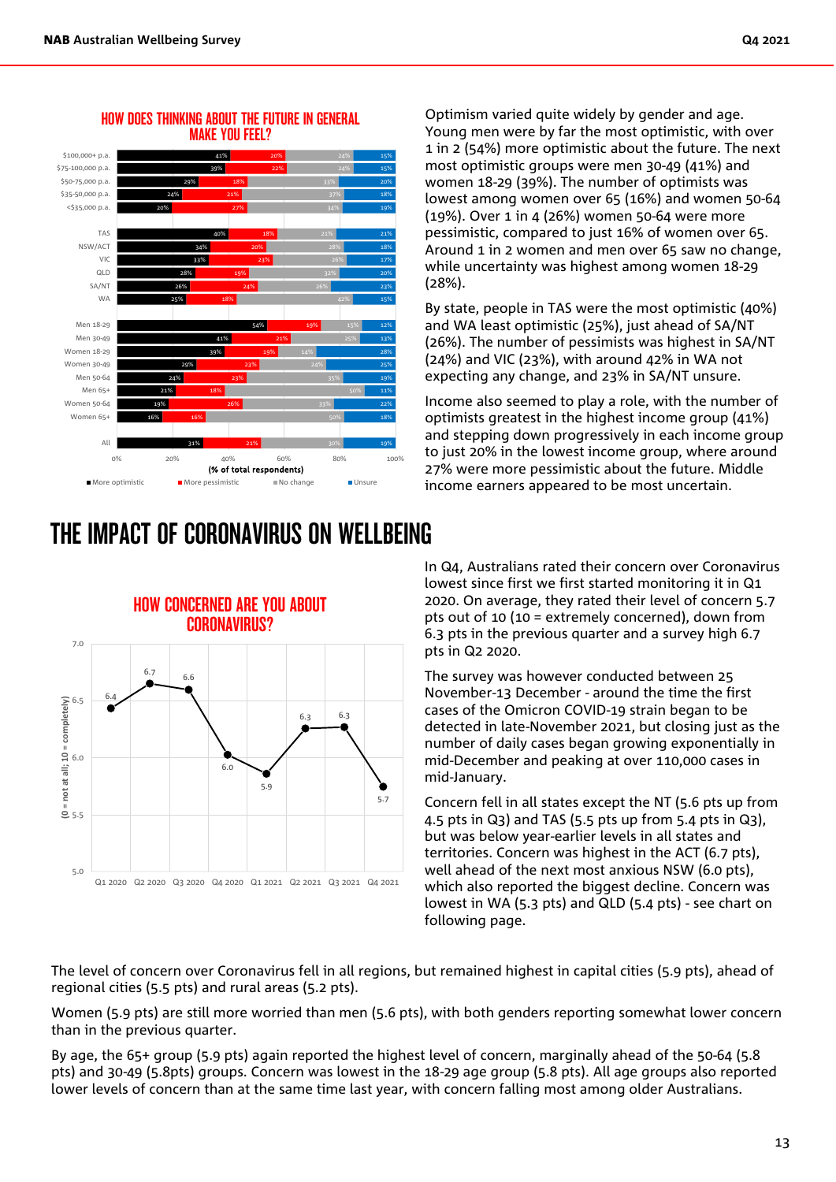**HOW DOES THINKING ABOUT THE FUTURE IN GENERAL MAKE YOU FEEL?**

| | More optimistic | More pessimistic | No change | Unsure |
|---|---|---|---|---|
| $100,000+ p.a. | 41% | 20% | 24% | 15% |
| $75-100,000 p.a. | 39% | 22% | 24% | 15% |
| $50-75,000 p.a. | 29% | 18% | 33% | 20% |
| $35-50,000 p.a. | 24% | 21% | 37% | 18% |
| <$35,000 p.a. | 20% | 27% | 34% | 19% |
| TAS | 40% | 18% | 21% | 21% |
| NSW/ACT | 34% | 20% | 28% | 18% |
| VIC | 33% | 23% | 26% | 17% |
| QLD | 28% | 19% | 32% | 20% |
| SA/NT | 26% | 24% | 26% | 23% |
| WA | 25% | 18% | 42% | 15% |
| Men 18-29 | 54% | 19% | 15% | 12% |
| Men 30-49 | 41% | 21% | 25% | 13% |
| Women 18-29 | 39% | 19% | 14% | 28% |
| Women 30-49 | 29% | 23% | 24% | 25% |
| Men 50-64 | 24% | 23% | 35% | 19% |
| Men 65+ | 21% | 18% | 50% | 11% |
| Women 50-64 | 19% | 26% | 33% | 22% |
| Women 65+ | 16% | 16% | 50% | 18% |
| All | 31% | 21% | 30% | 19% |

(% of total respondents)

Optimism varied quite widely by gender and age. Young men were by far the most optimistic, with over 1 in 2 (54%) more optimistic about the future. The next most optimistic groups were men 30-49 (41%) and women 18-29 (39%). The number of optimists was lowest among women over 65 (16%) and women 50-64 (19%). Over 1 in 4 (26%) women 50-64 were more pessimistic, compared to just 16% of women over 65. Around 1 in 2 women and men over 65 saw no change, while uncertainty was highest among women 18-29 (28%).

By state, people in TAS were the most optimistic (40%) and WA least optimistic (25%), just ahead of SA/NT (26%). The number of pessimists was highest in SA/NT (24%) and VIC (23%), with around 42% in WA not expecting any change, and 23% in SA/NT unsure.

Income also seemed to play a role, with the number of optimists greatest in the highest income group (41%) and stepping down progressively in each income group to just 20% in the lowest income group, where around 27% were more pessimistic about the future. Middle income earners appeared to be most uncertain.

# THE IMPACT OF CORONAVIRUS ON WELLBEING

**HOW CONCERNED ARE YOU ABOUT CORONAVIRUS?**

(0 = not at all; 10 = completely)

| Q1 2020 | Q2 2020 | Q3 2020 | Q4 2020 | Q1 2021 | Q2 2021 | Q3 2021 | Q4 2021 |
|---|---|---|---|---|---|---|---|
| 6.4 | 6.7 | 6.6 | 6.0 | 5.9 | 6.3 | 6.3 | 5.7 |

In Q4, Australians rated their concern over Coronavirus lowest since first we first started monitoring it in Q1 2020. On average, they rated their level of concern 5.7 pts out of 10 (10 = extremely concerned), down from 6.3 pts in the previous quarter and a survey high 6.7 pts in Q2 2020.

The survey was however conducted between 25 November-13 December - around the time the first cases of the Omicron COVID-19 strain began to be detected in late-November 2021, but closing just as the number of daily cases began growing exponentially in mid-December and peaking at over 110,000 cases in mid-January.

Concern fell in all states except the NT (5.6 pts up from 4.5 pts in Q3) and TAS (5.5 pts up from 5.4 pts in Q3), but was below year-earlier levels in all states and territories. Concern was highest in the ACT (6.7 pts), well ahead of the next most anxious NSW (6.0 pts), which also reported the biggest decline. Concern was lowest in WA (5.3 pts) and QLD (5.4 pts) - see chart on following page.

The level of concern over Coronavirus fell in all regions, but remained highest in capital cities (5.9 pts), ahead of regional cities (5.5 pts) and rural areas (5.2 pts).

Women (5.9 pts) are still more worried than men (5.6 pts), with both genders reporting somewhat lower concern than in the previous quarter.

By age, the 65+ group (5.9 pts) again reported the highest level of concern, marginally ahead of the 50-64 (5.8 pts) and 30-49 (5.8pts) groups. Concern was lowest in the 18-29 age group (5.8 pts). All age groups also reported lower levels of concern than at the same time last year, with concern falling most among older Australians.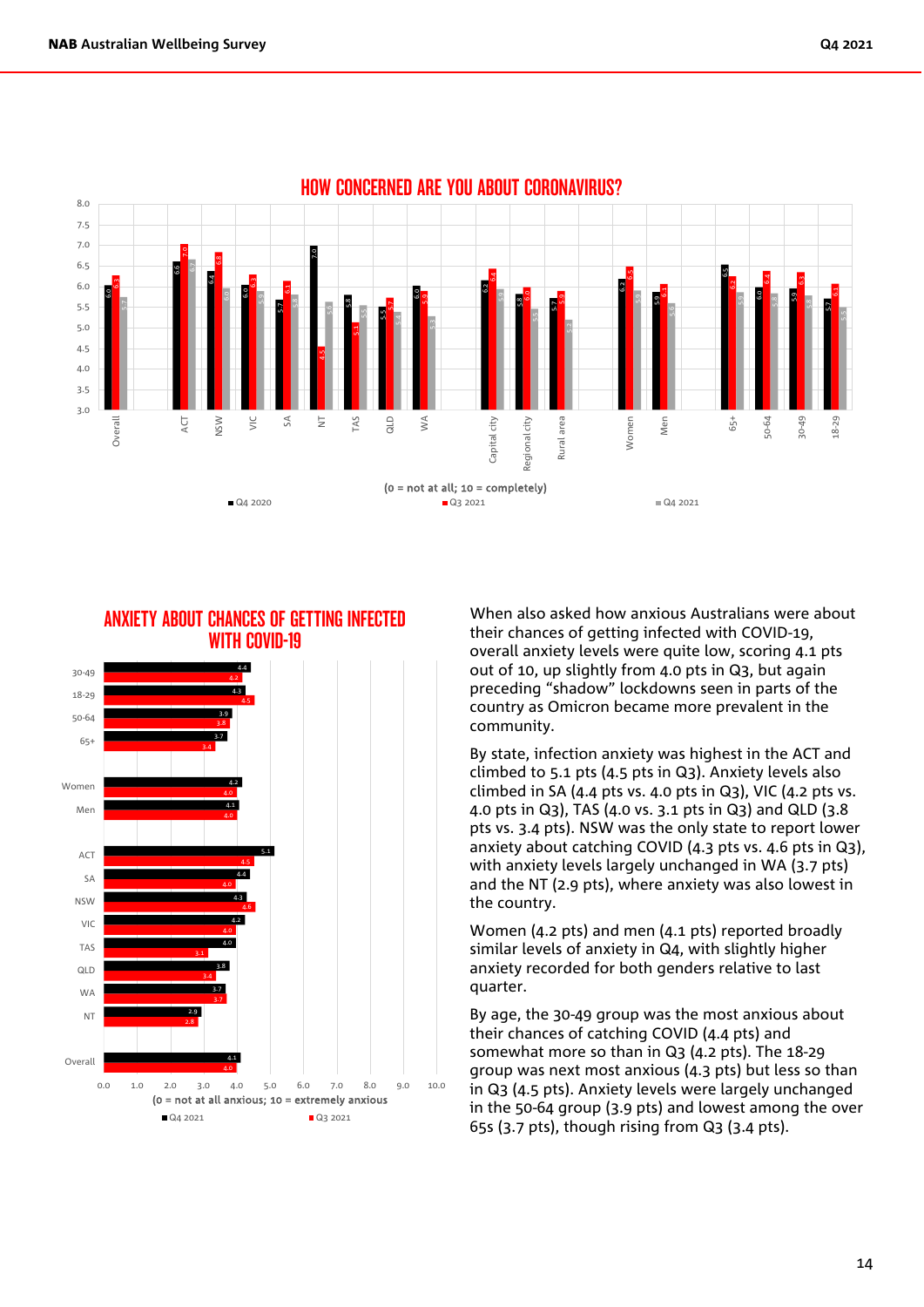## HOW CONCERNED ARE YOU ABOUT CORONAVIRUS?

(0 = not at all; 10 = completely)

| | Q4 2020 | Q3 2021 | Q4 2021 |
|---|---|---|---|
| Overall | 6.0 | 6.3 | 5.7 |
| ACT | 6.6 | 7.0 | 6.7 |
| NSW | 6.4 | 6.8 | 6.0 |
| VIC | 6.0 | 6.3 | 5.9 |
| SA | 5.7 | 6.1 | 5.8 |
| NT | 7.0 | 4.5 | 5.6 |
| TAS | 5.8 | 5.1 | 5.5 |
| QLD | 5.5 | 5.7 | 5.4 |
| WA | 6.0 | 5.9 | 5.3 |
| Capital city | 6.2 | 6.4 | 5.9 |
| Regional city | 5.8 | 6.0 | 5.5 |
| Rural area | 5.7 | 5.9 | 5.2 |
| Women | 6.2 | 6.5 | 5.9 |
| Men | 5.9 | 6.1 | 5.6 |
| 65+ | 6.5 | 6.2 | 5.9 |
| 50-64 | 6.0 | 6.4 | 5.8 |
| 30-49 | 5.9 | 6.3 | 5.8 |
| 18-29 | 5.7 | 6.1 | 5.5 |

## ANXIETY ABOUT CHANCES OF GETTING INFECTED WITH COVID-19

(0 = not at all anxious; 10 = extremely anxious)

| | Q4 2021 | Q3 2021 |
|---|---|---|
| 30-49 | 4.4 | 4.2 |
| 18-29 | 4.3 | 4.5 |
| 50-64 | 3.9 | 3.8 |
| 65+ | 3.7 | 3.4 |
| Women | 4.2 | 4.0 |
| Men | 4.1 | 4.0 |
| ACT | 5.1 | 4.5 |
| SA | 4.4 | 4.0 |
| NSW | 4.3 | 4.6 |
| VIC | 4.2 | 4.0 |
| TAS | 4.0 | 3.1 |
| QLD | 3.8 | 3.4 |
| WA | 3.7 | 3.7 |
| NT | 2.9 | 2.8 |
| Overall | 4.1 | 4.0 |

When also asked how anxious Australians were about their chances of getting infected with COVID-19, overall anxiety levels were quite low, scoring 4.1 pts out of 10, up slightly from 4.0 pts in Q3, but again preceding "shadow" lockdowns seen in parts of the country as Omicron became more prevalent in the community.

By state, infection anxiety was highest in the ACT and climbed to 5.1 pts (4.5 pts in Q3). Anxiety levels also climbed in SA (4.4 pts vs. 4.0 pts in Q3), VIC (4.2 pts vs. 4.0 pts in Q3), TAS (4.0 vs. 3.1 pts in Q3) and QLD (3.8 pts vs. 3.4 pts). NSW was the only state to report lower anxiety about catching COVID (4.3 pts vs. 4.6 pts in Q3), with anxiety levels largely unchanged in WA (3.7 pts) and the NT (2.9 pts), where anxiety was also lowest in the country.

Women (4.2 pts) and men (4.1 pts) reported broadly similar levels of anxiety in Q4, with slightly higher anxiety recorded for both genders relative to last quarter.

By age, the 30-49 group was the most anxious about their chances of catching COVID (4.4 pts) and somewhat more so than in Q3 (4.2 pts). The 18-29 group was next most anxious (4.3 pts) but less so than in Q3 (4.5 pts). Anxiety levels were largely unchanged in the 50-64 group (3.9 pts) and lowest among the over 65s (3.7 pts), though rising from Q3 (3.4 pts).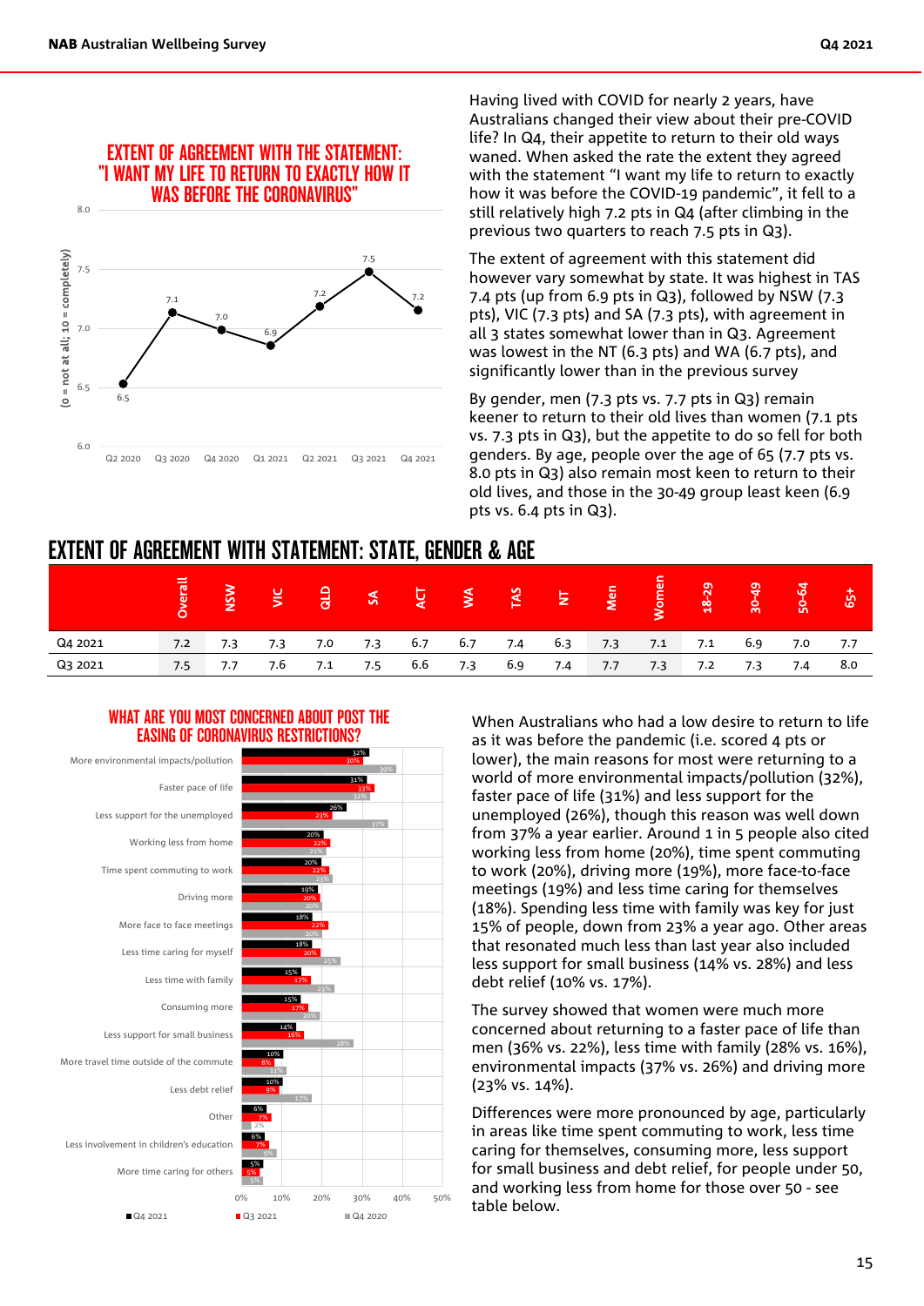## EXTENT OF AGREEMENT WITH THE STATEMENT: "I WANT MY LIFE TO RETURN TO EXACTLY HOW IT WAS BEFORE THE CORONAVIRUS"

(0 = not at all; 10 = completely)

| Q2 2020 | Q3 2020 | Q4 2020 | Q1 2021 | Q2 2021 | Q3 2021 | Q4 2021 |
|---|---|---|---|---|---|---|
| 6.5 | 7.1 | 7.0 | 6.9 | 7.2 | 7.5 | 7.2 |

Having lived with COVID for nearly 2 years, have Australians changed their view about their pre-COVID life? In Q4, their appetite to return to their old ways waned. When asked the rate the extent they agreed with the statement "I want my life to return to exactly how it was before the COVID-19 pandemic", it fell to a still relatively high 7.2 pts in Q4 (after climbing in the previous two quarters to reach 7.5 pts in Q3).

The extent of agreement with this statement did however vary somewhat by state. It was highest in TAS 7.4 pts (up from 6.9 pts in Q3), followed by NSW (7.3 pts), VIC (7.3 pts) and SA (7.3 pts), with agreement in all 3 states somewhat lower than in Q3. Agreement was lowest in the NT (6.3 pts) and WA (6.7 pts), and significantly lower than in the previous survey

By gender, men (7.3 pts vs. 7.7 pts in Q3) remain keener to return to their old lives than women (7.1 pts vs. 7.3 pts in Q3), but the appetite to do so fell for both genders. By age, people over the age of 65 (7.7 pts vs. 8.0 pts in Q3) also remain most keen to return to their old lives, and those in the 30-49 group least keen (6.9 pts vs. 6.4 pts in Q3).

## EXTENT OF AGREEMENT WITH STATEMENT: STATE, GENDER & AGE

| | Overall | NSW | VIC | QLD | SA | ACT | WA | TAS | NT | Men | Women | 18-29 | 30-49 | 50-64 | 65+ |
|---|---|---|---|---|---|---|---|---|---|---|---|---|---|---|---|
| Q4 2021 | 7.2 | 7.3 | 7.3 | 7.0 | 7.3 | 6.7 | 6.7 | 7.4 | 6.3 | 7.3 | 7.1 | 7.1 | 6.9 | 7.0 | 7.7 |
| Q3 2021 | 7.5 | 7.7 | 7.6 | 7.1 | 7.5 | 6.6 | 7.3 | 6.9 | 7.4 | 7.7 | 7.3 | 7.2 | 7.3 | 7.4 | 8.0 |

## WHAT ARE YOU MOST CONCERNED ABOUT POST THE EASING OF CORONAVIRUS RESTRICTIONS?

| | Q4 2021 | Q3 2021 | Q4 2020 |
|---|---|---|---|
| More environmental impacts/pollution | 32% | 30% | 39% |
| Faster pace of life | 31% | 33% | 32% |
| Less support for the unemployed | 26% | 23% | 37% |
| Working less from home | 20% | 22% | 21% |
| Time spent commuting to work | 20% | 22% | 23% |
| Driving more | 19% | 20% | 20% |
| More face to face meetings | 18% | 22% | 20% |
| Less time caring for myself | 18% | 20% | 25% |
| Less time with family | 15% | 17% | 23% |
| Consuming more | 15% | 17% | 20% |
| Less support for small business | 14% | 16% | 28% |
| More travel time outside of the commute | 10% | 8% | 11% |
| Less debt relief | 10% | 9% | 17% |
| Other | 6% | 7% | 2% |
| Less involvement in children's education | 6% | 7% | 9% |
| More time caring for others | 5% | 5% | 5% |

When Australians who had a low desire to return to life as it was before the pandemic (i.e. scored 4 pts or lower), the main reasons for most were returning to a world of more environmental impacts/pollution (32%), faster pace of life (31%) and less support for the unemployed (26%), though this reason was well down from 37% a year earlier. Around 1 in 5 people also cited working less from home (20%), time spent commuting to work (20%), driving more (19%), more face-to-face meetings (19%) and less time caring for themselves (18%). Spending less time with family was key for just 15% of people, down from 23% a year ago. Other areas that resonated much less than last year also included less support for small business (14% vs. 28%) and less debt relief (10% vs. 17%).

The survey showed that women were much more concerned about returning to a faster pace of life than men (36% vs. 22%), less time with family (28% vs. 16%), environmental impacts (37% vs. 26%) and driving more (23% vs. 14%).

Differences were more pronounced by age, particularly in areas like time spent commuting to work, less time caring for themselves, consuming more, less support for small business and debt relief, for people under 50, and working less from home for those over 50 - see table below.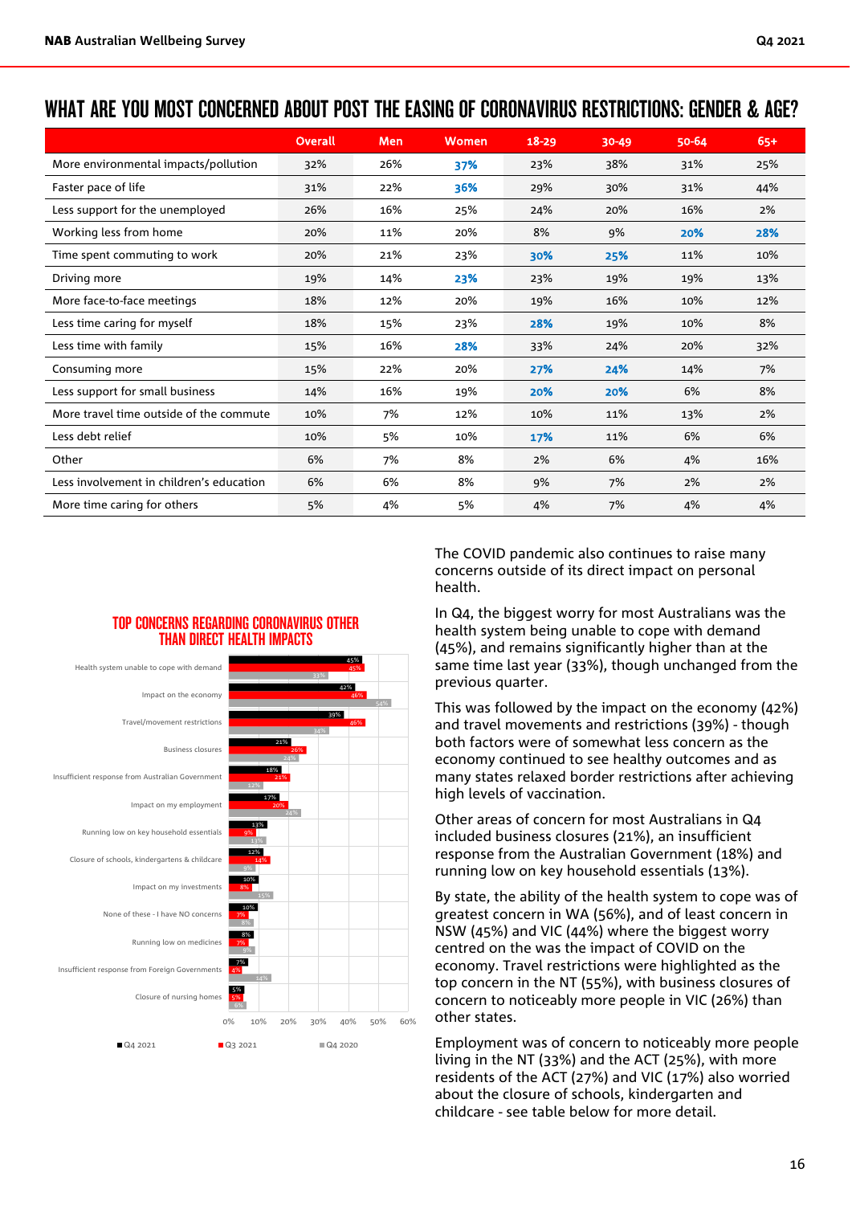## WHAT ARE YOU MOST CONCERNED ABOUT POST THE EASING OF CORONAVIRUS RESTRICTIONS: GENDER & AGE?

| | Overall | Men | Women | 18-29 | 30-49 | 50-64 | 65+ |
|---|---|---|---|---|---|---|---|
| More environmental impacts/pollution | 32% | 26% | **37%** | 23% | 38% | 31% | 25% |
| Faster pace of life | 31% | 22% | **36%** | 29% | 30% | 31% | 44% |
| Less support for the unemployed | 26% | 16% | 25% | 24% | 20% | 16% | 2% |
| Working less from home | 20% | 11% | 20% | 8% | 9% | **20%** | **28%** |
| Time spent commuting to work | 20% | 21% | 23% | **30%** | **25%** | 11% | 10% |
| Driving more | 19% | 14% | **23%** | 23% | 19% | 19% | 13% |
| More face-to-face meetings | 18% | 12% | 20% | 19% | 16% | 10% | 12% |
| Less time caring for myself | 18% | 15% | 23% | **28%** | 19% | 10% | 8% |
| Less time with family | 15% | 16% | **28%** | 33% | 24% | 20% | 32% |
| Consuming more | 15% | 22% | 20% | **27%** | **24%** | 14% | 7% |
| Less support for small business | 14% | 16% | 19% | **20%** | **20%** | 6% | 8% |
| More travel time outside of the commute | 10% | 7% | 12% | 10% | 11% | 13% | 2% |
| Less debt relief | 10% | 5% | 10% | **17%** | 11% | 6% | 6% |
| Other | 6% | 7% | 8% | 2% | 6% | 4% | 16% |
| Less involvement in children's education | 6% | 6% | 8% | 9% | 7% | 2% | 2% |
| More time caring for others | 5% | 4% | 5% | 4% | 7% | 4% | 4% |

### TOP CONCERNS REGARDING CORONAVIRUS OTHER THAN DIRECT HEALTH IMPACTS

| | Q4 2021 | Q3 2021 | Q4 2020 |
|---|---|---|---|
| Health system unable to cope with demand | 45% | 45% | 33% |
| Impact on the economy | 42% | 46% | 54% |
| Travel/movement restrictions | 39% | 46% | 34% |
| Business closures | 21% | 26% | 24% |
| Insufficient response from Australian Government | 18% | 21% | 12% |
| Impact on my employment | 17% | 20% | 24% |
| Running low on key household essentials | 13% | 9% | 13% |
| Closure of schools, kindergartens & childcare | 12% | 14% | 9% |
| Impact on my investments | 10% | 8% | 15% |
| None of these - I have NO concerns | 10% | 7% | 8% |
| Running low on medicines | 8% | 7% | 9% |
| Insufficient response from Foreign Governments | 7% | 4% | 14% |
| Closure of nursing homes | 5% | 5% | 6% |

The COVID pandemic also continues to raise many concerns outside of its direct impact on personal health.

In Q4, the biggest worry for most Australians was the health system being unable to cope with demand (45%), and remains significantly higher than at the same time last year (33%), though unchanged from the previous quarter.

This was followed by the impact on the economy (42%) and travel movements and restrictions (39%) - though both factors were of somewhat less concern as the economy continued to see healthy outcomes and as many states relaxed border restrictions after achieving high levels of vaccination.

Other areas of concern for most Australians in Q4 included business closures (21%), an insufficient response from the Australian Government (18%) and running low on key household essentials (13%).

By state, the ability of the health system to cope was of greatest concern in WA (56%), and of least concern in NSW (45%) and VIC (44%) where the biggest worry centred on the was the impact of COVID on the economy. Travel restrictions were highlighted as the top concern in the NT (55%), with business closures of concern to noticeably more people in VIC (26%) than other states.

Employment was of concern to noticeably more people living in the NT (33%) and the ACT (25%), with more residents of the ACT (27%) and VIC (17%) also worried about the closure of schools, kindergarten and childcare - see table below for more detail.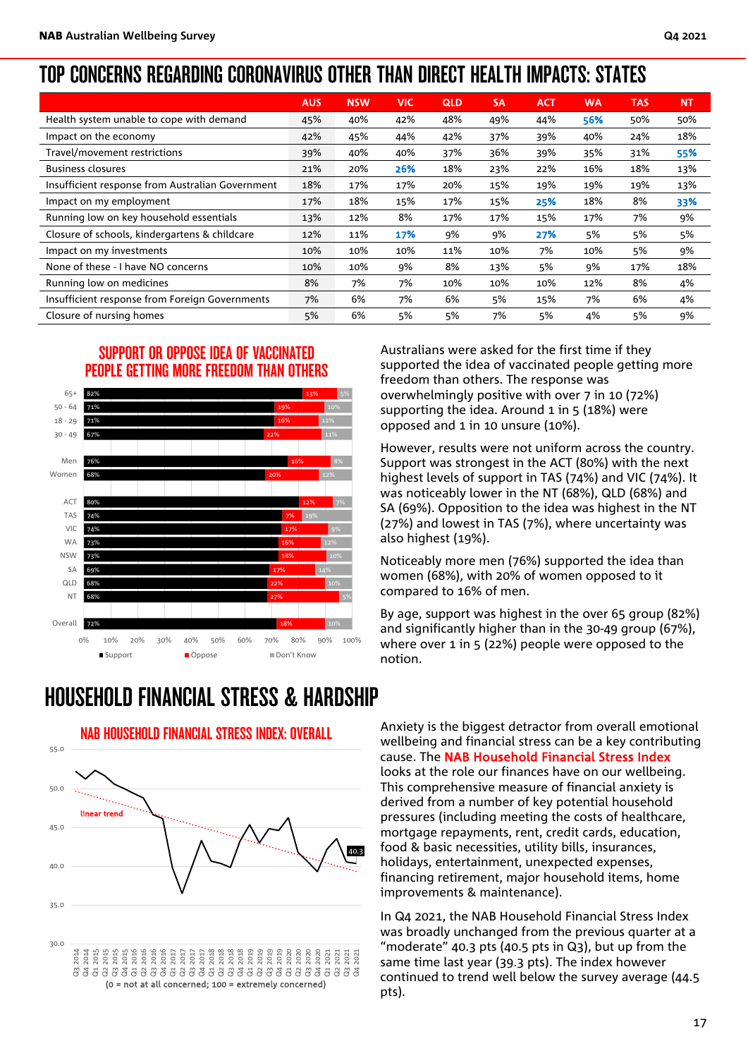# TOP CONCERNS REGARDING CORONAVIRUS OTHER THAN DIRECT HEALTH IMPACTS: STATES

| | AUS | NSW | VIC | QLD | SA | ACT | WA | TAS | NT |
|---|---|---|---|---|---|---|---|---|---|
| Health system unable to cope with demand | 45% | 40% | 42% | 48% | 49% | 44% | **56%** | 50% | 50% |
| Impact on the economy | 42% | 45% | 44% | 42% | 37% | 39% | 40% | 24% | 18% |
| Travel/movement restrictions | 39% | 40% | 40% | 37% | 36% | 39% | 35% | 31% | **55%** |
| Business closures | 21% | 20% | **26%** | 18% | 23% | 22% | 16% | 18% | 13% |
| Insufficient response from Australian Government | 18% | 17% | 17% | 20% | 15% | 19% | 19% | 19% | 13% |
| Impact on my employment | 17% | 18% | 15% | 17% | 15% | **25%** | 18% | 8% | **33%** |
| Running low on key household essentials | 13% | 12% | 8% | 17% | 17% | 15% | 17% | 7% | 9% |
| Closure of schools, kindergartens & childcare | 12% | 11% | **17%** | 9% | 9% | **27%** | 5% | 5% | 5% |
| Impact on my investments | 10% | 10% | 10% | 11% | 10% | 7% | 10% | 5% | 9% |
| None of these - I have NO concerns | 10% | 10% | 9% | 8% | 13% | 5% | 9% | 17% | 18% |
| Running low on medicines | 8% | 7% | 7% | 10% | 10% | 10% | 12% | 8% | 4% |
| Insufficient response from Foreign Governments | 7% | 6% | 7% | 6% | 5% | 15% | 7% | 6% | 4% |
| Closure of nursing homes | 5% | 6% | 5% | 5% | 7% | 5% | 4% | 5% | 9% |

## SUPPORT OR OPPOSE IDEA OF VACCINATED PEOPLE GETTING MORE FREEDOM THAN OTHERS

| | Support | Oppose | Don't Know |
|---|---|---|---|
| 65+ | 82% | 13% | 5% |
| 50 - 64 | 71% | 19% | 10% |
| 18 - 29 | 71% | 16% | 12% |
| 30 - 49 | 67% | 22% | 11% |
| Men | 76% | 16% | 8% |
| Women | 68% | 20% | 12% |
| ACT | 80% | 12% | 7% |
| TAS | 74% | 7% | 19% |
| VIC | 74% | 17% | 9% |
| WA | 73% | 16% | 12% |
| NSW | 73% | 18% | 10% |
| SA | 69% | 17% | 14% |
| QLD | 68% | 22% | 10% |
| NT | 68% | 27% | 5% |
| Overall | 72% | 18% | 10% |

Australians were asked for the first time if they supported the idea of vaccinated people getting more freedom than others. The response was overwhelmingly positive with over 7 in 10 (72%) supporting the idea. Around 1 in 5 (18%) were opposed and 1 in 10 unsure (10%).

However, results were not uniform across the country. Support was strongest in the ACT (80%) with the next highest levels of support in TAS (74%) and VIC (74%). It was noticeably lower in the NT (68%), QLD (68%) and SA (69%). Opposition to the idea was highest in the NT (27%) and lowest in TAS (7%), where uncertainty was also highest (19%).

Noticeably more men (76%) supported the idea than women (68%), with 20% of women opposed to it compared to 16% of men.

By age, support was highest in the over 65 group (82%) and significantly higher than in the 30-49 group (67%), where over 1 in 5 (22%) people were opposed to the notion.

# HOUSEHOLD FINANCIAL STRESS & HARDSHIP

## NAB HOUSEHOLD FINANCIAL STRESS INDEX: OVERALL

Line chart, Q3 2014 to Q4 2021, with linear trend; latest value 40.3. (0 = not at all concerned; 100 = extremely concerned)

Anxiety is the biggest detractor from overall emotional wellbeing and financial stress can be a key contributing cause. The **NAB Household Financial Stress Index** looks at the role our finances have on our wellbeing. This comprehensive measure of financial anxiety is derived from a number of key potential household pressures (including meeting the costs of healthcare, mortgage repayments, rent, credit cards, education, food & basic necessities, utility bills, insurances, holidays, entertainment, unexpected expenses, financing retirement, major household items, home improvements & maintenance).

In Q4 2021, the NAB Household Financial Stress Index was broadly unchanged from the previous quarter at a "moderate" 40.3 pts (40.5 pts in Q3), but up from the same time last year (39.3 pts). The index however continued to trend well below the survey average (44.5 pts).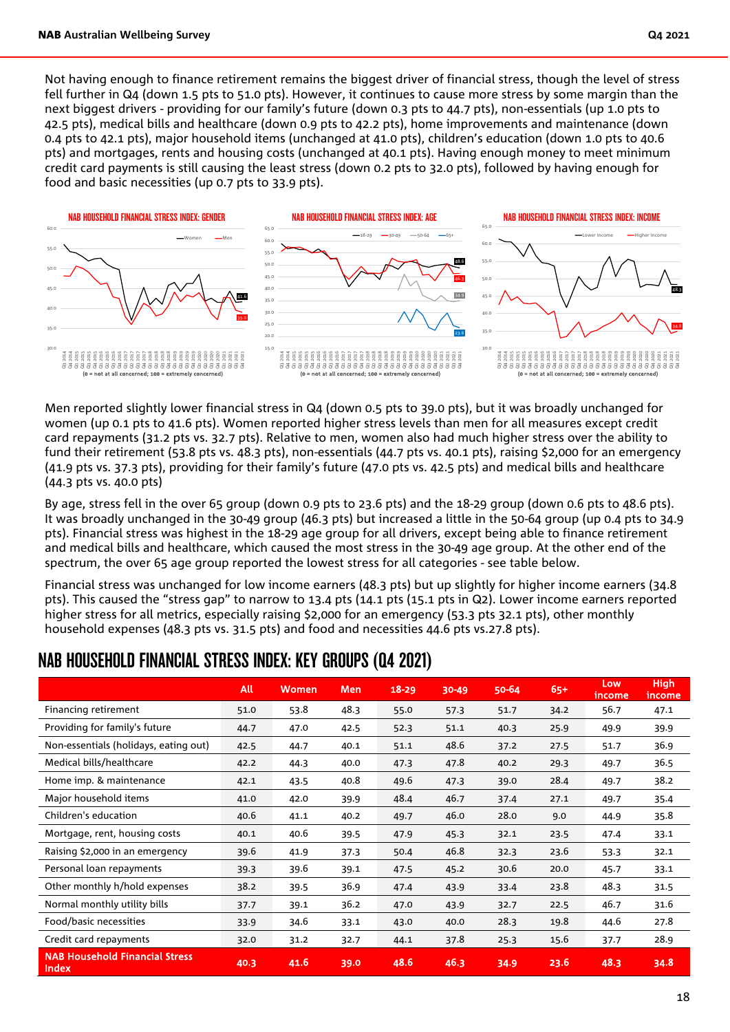Not having enough to finance retirement remains the biggest driver of financial stress, though the level of stress fell further in Q4 (down 1.5 pts to 51.0 pts). However, it continues to cause more stress by some margin than the next biggest drivers - providing for our family's future (down 0.3 pts to 44.7 pts), non-essentials (up 1.0 pts to 42.5 pts), medical bills and healthcare (down 0.9 pts to 42.2 pts), home improvements and maintenance (down 0.4 pts to 42.1 pts), major household items (unchanged at 41.0 pts), children's education (down 1.0 pts to 40.6 pts) and mortgages, rents and housing costs (unchanged at 40.1 pts). Having enough money to meet minimum credit card payments is still causing the least stress (down 0.2 pts to 32.0 pts), followed by having enough for food and basic necessities (up 0.7 pts to 33.9 pts).

NAB HOUSEHOLD FINANCIAL STRESS INDEX: GENDER

(0 = not at all concerned; 100 = extremely concerned)

NAB HOUSEHOLD FINANCIAL STRESS INDEX: AGE

(0 = not at all concerned; 100 = extremely concerned)

NAB HOUSEHOLD FINANCIAL STRESS INDEX: INCOME

(0 = not at all concerned; 100 = extremely concerned)

Men reported slightly lower financial stress in Q4 (down 0.5 pts to 39.0 pts), but it was broadly unchanged for women (up 0.1 pts to 41.6 pts). Women reported higher stress levels than men for all measures except credit card repayments (31.2 pts vs. 32.7 pts). Relative to men, women also had much higher stress over the ability to fund their retirement (53.8 pts vs. 48.3 pts), non-essentials (44.7 pts vs. 40.1 pts), raising $2,000 for an emergency (41.9 pts vs. 37.3 pts), providing for their family's future (47.0 pts vs. 42.5 pts) and medical bills and healthcare (44.3 pts vs. 40.0 pts)

By age, stress fell in the over 65 group (down 0.9 pts to 23.6 pts) and the 18-29 group (down 0.6 pts to 48.6 pts). It was broadly unchanged in the 30-49 group (46.3 pts) but increased a little in the 50-64 group (up 0.4 pts to 34.9 pts). Financial stress was highest in the 18-29 age group for all drivers, except being able to finance retirement and medical bills and healthcare, which caused the most stress in the 30-49 age group. At the other end of the spectrum, the over 65 age group reported the lowest stress for all categories - see table below.

Financial stress was unchanged for low income earners (48.3 pts) but up slightly for higher income earners (34.8 pts). This caused the "stress gap" to narrow to 13.4 pts (15.1 pts in Q2). Lower income earners reported higher stress for all metrics, especially raising $2,000 for an emergency (53.3 pts 32.1 pts), other monthly household expenses (48.3 pts vs. 31.5 pts) and food and necessities 44.6 pts vs.27.8 pts).

## NAB HOUSEHOLD FINANCIAL STRESS INDEX: KEY GROUPS (Q4 2021)

| | All | Women | Men | 18-29 | 30-49 | 50-64 | 65+ | Low income | High income |
|---|---|---|---|---|---|---|---|---|---|
| Financing retirement | 51.0 | 53.8 | 48.3 | 55.0 | 57.3 | 51.7 | 34.2 | 56.7 | 47.1 |
| Providing for family's future | 44.7 | 47.0 | 42.5 | 52.3 | 51.1 | 40.3 | 25.9 | 49.9 | 39.9 |
| Non-essentials (holidays, eating out) | 42.5 | 44.7 | 40.1 | 51.1 | 48.6 | 37.2 | 27.5 | 51.7 | 36.9 |
| Medical bills/healthcare | 42.2 | 44.3 | 40.0 | 47.3 | 47.8 | 40.2 | 29.3 | 49.7 | 36.5 |
| Home imp. & maintenance | 42.1 | 43.5 | 40.8 | 49.6 | 47.3 | 39.0 | 28.4 | 49.7 | 38.2 |
| Major household items | 41.0 | 42.0 | 39.9 | 48.4 | 46.7 | 37.4 | 27.1 | 49.7 | 35.4 |
| Children's education | 40.6 | 41.1 | 40.2 | 49.7 | 46.0 | 28.0 | 9.0 | 44.9 | 35.8 |
| Mortgage, rent, housing costs | 40.1 | 40.6 | 39.5 | 47.9 | 45.3 | 32.1 | 23.5 | 47.4 | 33.1 |
| Raising $2,000 in an emergency | 39.6 | 41.9 | 37.3 | 50.4 | 46.8 | 32.3 | 23.6 | 53.3 | 32.1 |
| Personal loan repayments | 39.3 | 39.6 | 39.1 | 47.5 | 45.2 | 30.6 | 20.0 | 45.7 | 33.1 |
| Other monthly h/hold expenses | 38.2 | 39.5 | 36.9 | 47.4 | 43.9 | 33.4 | 23.8 | 48.3 | 31.5 |
| Normal monthly utility bills | 37.7 | 39.1 | 36.2 | 47.0 | 43.9 | 32.7 | 22.5 | 46.7 | 31.6 |
| Food/basic necessities | 33.9 | 34.6 | 33.1 | 43.0 | 40.0 | 28.3 | 19.8 | 44.6 | 27.8 |
| Credit card repayments | 32.0 | 31.2 | 32.7 | 44.1 | 37.8 | 25.3 | 15.6 | 37.7 | 28.9 |
| **NAB Household Financial Stress Index** | **40.3** | **41.6** | **39.0** | **48.6** | **46.3** | **34.9** | **23.6** | **48.3** | **34.8** |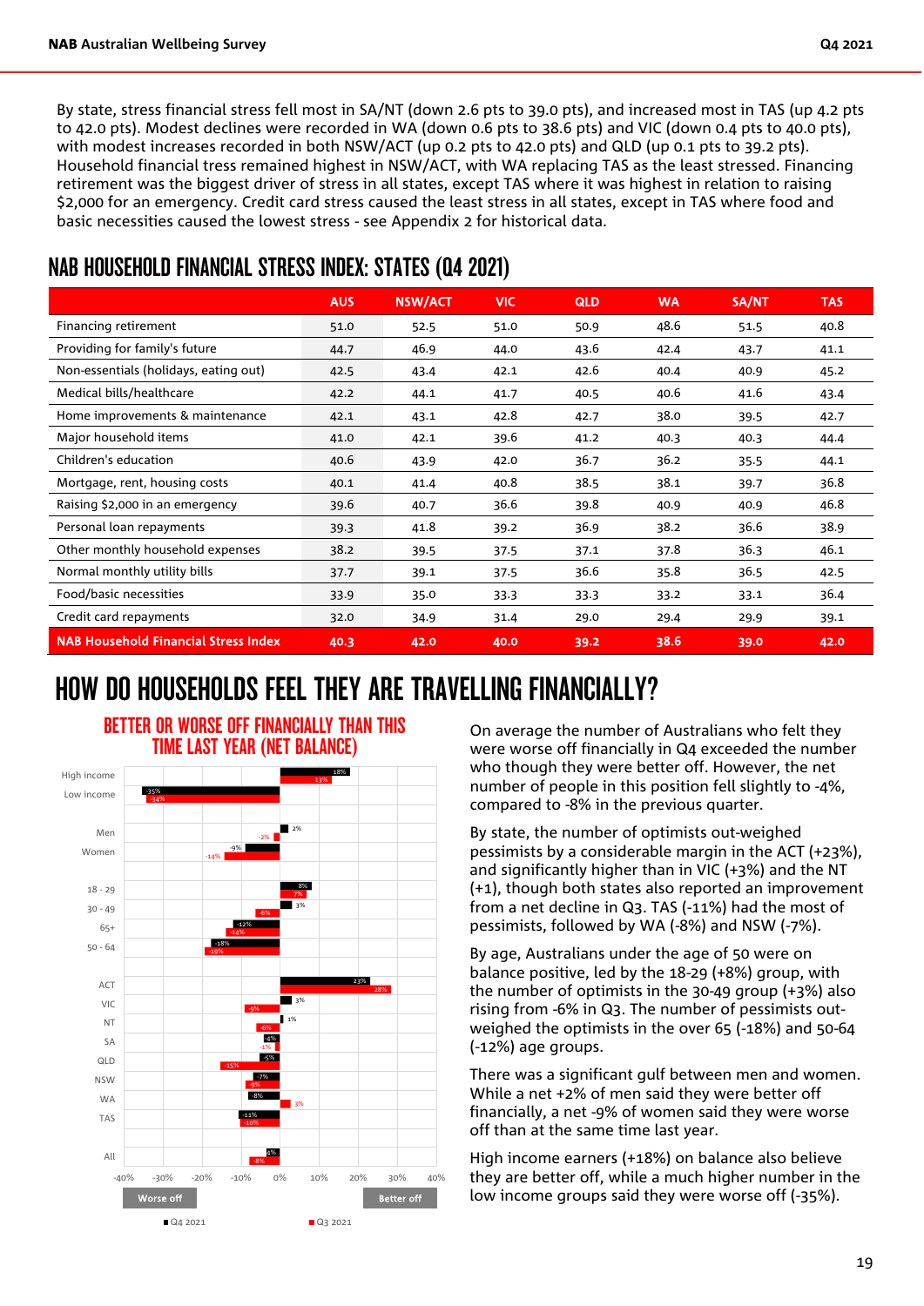By state, stress financial stress fell most in SA/NT (down 2.6 pts to 39.0 pts), and increased most in TAS (up 4.2 pts to 42.0 pts). Modest declines were recorded in WA (down 0.6 pts to 38.6 pts) and VIC (down 0.4 pts to 40.0 pts), with modest increases recorded in both NSW/ACT (up 0.2 pts to 42.0 pts) and QLD (up 0.1 pts to 39.2 pts). Household financial tress remained highest in NSW/ACT, with WA replacing TAS as the least stressed. Financing retirement was the biggest driver of stress in all states, except TAS where it was highest in relation to raising $2,000 for an emergency. Credit card stress caused the least stress in all states, except in TAS where food and basic necessities caused the lowest stress - see Appendix 2 for historical data.

## NAB HOUSEHOLD FINANCIAL STRESS INDEX: STATES (Q4 2021)

| | AUS | NSW/ACT | VIC | QLD | WA | SA/NT | TAS |
|---|---|---|---|---|---|---|---|
| Financing retirement | 51.0 | 52.5 | 51.0 | 50.9 | 48.6 | 51.5 | 40.8 |
| Providing for family's future | 44.7 | 46.9 | 44.0 | 43.6 | 42.4 | 43.7 | 41.1 |
| Non-essentials (holidays, eating out) | 42.5 | 43.4 | 42.1 | 42.6 | 40.4 | 40.9 | 45.2 |
| Medical bills/healthcare | 42.2 | 44.1 | 41.7 | 40.5 | 40.6 | 41.6 | 43.4 |
| Home improvements & maintenance | 42.1 | 43.1 | 42.8 | 42.7 | 38.0 | 39.5 | 42.7 |
| Major household items | 41.0 | 42.1 | 39.6 | 41.2 | 40.3 | 40.3 | 44.4 |
| Children's education | 40.6 | 43.9 | 42.0 | 36.7 | 36.2 | 35.5 | 44.1 |
| Mortgage, rent, housing costs | 40.1 | 41.4 | 40.8 | 38.5 | 38.1 | 39.7 | 36.8 |
| Raising $2,000 in an emergency | 39.6 | 40.7 | 36.6 | 39.8 | 40.9 | 40.9 | 46.8 |
| Personal loan repayments | 39.3 | 41.8 | 39.2 | 36.9 | 38.2 | 36.6 | 38.9 |
| Other monthly household expenses | 38.2 | 39.5 | 37.5 | 37.1 | 37.8 | 36.3 | 46.1 |
| Normal monthly utility bills | 37.7 | 39.1 | 37.5 | 36.6 | 35.8 | 36.5 | 42.5 |
| Food/basic necessities | 33.9 | 35.0 | 33.3 | 33.3 | 33.2 | 33.1 | 36.4 |
| Credit card repayments | 32.0 | 34.9 | 31.4 | 29.0 | 29.4 | 29.9 | 39.1 |
| **NAB Household Financial Stress Index** | **40.3** | **42.0** | **40.0** | **39.2** | **38.6** | **39.0** | **42.0** |

# HOW DO HOUSEHOLDS FEEL THEY ARE TRAVELLING FINANCIALLY?

### BETTER OR WORSE OFF FINANCIALLY THAN THIS TIME LAST YEAR (NET BALANCE)

| | Q4 2021 | Q3 2021 |
|---|---|---|
| High income | 18% | 13% |
| Low income | -35% | -34% |
| Men | 2% | -2% |
| Women | -9% | -14% |
| 18 - 29 | 8% | 7% |
| 30 - 49 | 3% | -6% |
| 65+ | -12% | -14% |
| 50 - 64 | -18% | -19% |
| ACT | 23% | 28% |
| VIC | 3% | -9% |
| NT | 1% | -6% |
| SA | -4% | -1% |
| QLD | -5% | -15% |
| NSW | -7% | -9% |
| WA | -8% | 3% |
| TAS | -11% | -10% |
| All | -4% | -8% |

Worse off ← → Better off

On average the number of Australians who felt they were worse off financially in Q4 exceeded the number who though they were better off. However, the net number of people in this position fell slightly to -4%, compared to -8% in the previous quarter.

By state, the number of optimists out-weighed pessimists by a considerable margin in the ACT (+23%), and significantly higher than in VIC (+3%) and the NT (+1), though both states also reported an improvement from a net decline in Q3. TAS (-11%) had the most of pessimists, followed by WA (-8%) and NSW (-7%).

By age, Australians under the age of 50 were on balance positive, led by the 18-29 (+8%) group, with the number of optimists in the 30-49 group (+3%) also rising from -6% in Q3. The number of pessimists out-weighed the optimists in the over 65 (-18%) and 50-64 (-12%) age groups.

There was a significant gulf between men and women. While a net +2% of men said they were better off financially, a net -9% of women said they were worse off than at the same time last year.

High income earners (+18%) on balance also believe they are better off, while a much higher number in the low income groups said they were worse off (-35%).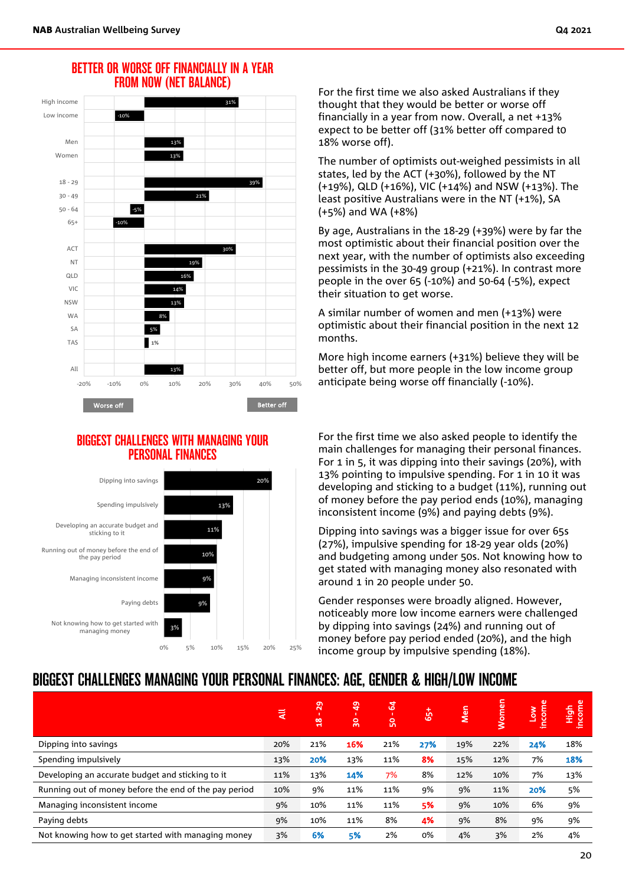## BETTER OR WORSE OFF FINANCIALLY IN A YEAR FROM NOW (NET BALANCE)

| | Net balance |
|---|---|
| High income | 31% |
| Low income | -10% |
| Men | 13% |
| Women | 13% |
| 18 - 29 | 39% |
| 30 - 49 | 21% |
| 50 - 64 | -5% |
| 65+ | -10% |
| ACT | 30% |
| NT | 19% |
| QLD | 16% |
| VIC | 14% |
| NSW | 13% |
| WA | 8% |
| SA | 5% |
| TAS | 1% |
| All | 13% |

Worse off / Better off

For the first time we also asked Australians if they thought that they would be better or worse off financially in a year from now. Overall, a net +13% expect to be better off (31% better off compared to 18% worse off).

The number of optimists out-weighed pessimists in all states, led by the ACT (+30%), followed by the NT (+19%), QLD (+16%), VIC (+14%) and NSW (+13%). The least positive Australians were in the NT (+1%), SA (+5%) and WA (+8%)

By age, Australians in the 18-29 (+39%) were by far the most optimistic about their financial position over the next year, with the number of optimists also exceeding pessimists in the 30-49 group (+21%). In contrast more people in the over 65 (-10%) and 50-64 (-5%), expect their situation to get worse.

A similar number of women and men (+13%) were optimistic about their financial position in the next 12 months.

More high income earners (+31%) believe they will be better off, but more people in the low income group anticipate being worse off financially (-10%).

## BIGGEST CHALLENGES WITH MANAGING YOUR PERSONAL FINANCES

| Challenge | % |
|---|---|
| Dipping into savings | 20% |
| Spending impulsively | 13% |
| Developing an accurate budget and sticking to it | 11% |
| Running out of money before the end of the pay period | 10% |
| Managing inconsistent income | 9% |
| Paying debts | 9% |
| Not knowing how to get started with managing money | 3% |

For the first time we also asked people to identify the main challenges for managing their personal finances. For 1 in 5, it was dipping into their savings (20%), with 13% pointing to impulsive spending. For 1 in 10 it was developing and sticking to a budget (11%), running out of money before the pay period ends (10%), managing inconsistent income (9%) and paying debts (9%).

Dipping into savings was a bigger issue for over 65s (27%), impulsive spending for 18-29 year olds (20%) and budgeting among under 50s. Not knowing how to get stated with managing money also resonated with around 1 in 20 people under 50.

Gender responses were broadly aligned. However, noticeably more low income earners were challenged by dipping into savings (24%) and running out of money before pay period ended (20%), and the high income group by impulsive spending (18%).

## BIGGEST CHALLENGES MANAGING YOUR PERSONAL FINANCES: AGE, GENDER & HIGH/LOW INCOME

| | All | 18 - 29 | 30 - 49 | 50 - 64 | 65+ | Men | Women | Low income | High income |
|---|---|---|---|---|---|---|---|---|---|
| Dipping into savings | 20% | 21% | 16% | 21% | 27% | 19% | 22% | 24% | 18% |
| Spending impulsively | 13% | 20% | 13% | 11% | 8% | 15% | 12% | 7% | 18% |
| Developing an accurate budget and sticking to it | 11% | 13% | 14% | 7% | 8% | 12% | 10% | 7% | 13% |
| Running out of money before the end of the pay period | 10% | 9% | 11% | 11% | 9% | 9% | 11% | 20% | 5% |
| Managing inconsistent income | 9% | 10% | 11% | 11% | 5% | 9% | 10% | 6% | 9% |
| Paying debts | 9% | 10% | 11% | 8% | 4% | 9% | 8% | 9% | 9% |
| Not knowing how to get started with managing money | 3% | 6% | 5% | 2% | 0% | 4% | 3% | 2% | 4% |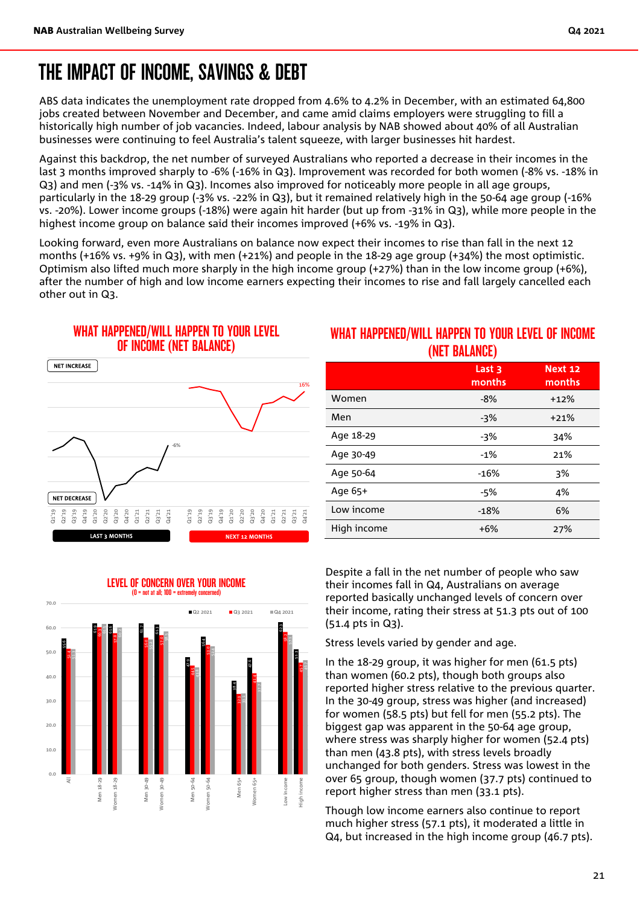# THE IMPACT OF INCOME, SAVINGS & DEBT

ABS data indicates the unemployment rate dropped from 4.6% to 4.2% in December, with an estimated 64,800 jobs created between November and December, and came amid claims employers were struggling to fill a historically high number of job vacancies. Indeed, labour analysis by NAB showed about 40% of all Australian businesses were continuing to feel Australia's talent squeeze, with larger businesses hit hardest.

Against this backdrop, the net number of surveyed Australians who reported a decrease in their incomes in the last 3 months improved sharply to -6% (-16% in Q3). Improvement was recorded for both women (-8% vs. -18% in Q3) and men (-3% vs. -14% in Q3). Incomes also improved for noticeably more people in all age groups, particularly in the 18-29 group (-3% vs. -22% in Q3), but it remained relatively high in the 50-64 age group (-16% vs. -20%). Lower income groups (-18%) were again hit harder (but up from -31% in Q3), while more people in the highest income group on balance said their incomes improved (+6% vs. -19% in Q3).

Looking forward, even more Australians on balance now expect their incomes to rise than fall in the next 12 months (+16% vs. +9% in Q3), with men (+21%) and people in the 18-29 age group (+34%) the most optimistic. Optimism also lifted much more sharply in the high income group (+27%) than in the low income group (+6%), after the number of high and low income earners expecting their incomes to rise and fall largely cancelled each other out in Q3.

**WHAT HAPPENED/WILL HAPPEN TO YOUR LEVEL OF INCOME (NET BALANCE)**

**WHAT HAPPENED/WILL HAPPEN TO YOUR LEVEL OF INCOME (NET BALANCE)**

| | Last 3 months | Next 12 months |
|---|---|---|
| Women | -8% | +12% |
| Men | -3% | +21% |
| Age 18-29 | -3% | 34% |
| Age 30-49 | -1% | 21% |
| Age 50-64 | -16% | 3% |
| Age 65+ | -5% | 4% |
| Low income | -18% | 6% |
| High income | +6% | 27% |

**LEVEL OF CONCERN OVER YOUR INCOME**
(0 = not at all; 100 = extremely concerned)

Despite a fall in the net number of people who saw their incomes fall in Q4, Australians on average reported basically unchanged levels of concern over their income, rating their stress at 51.3 pts out of 100 (51.4 pts in Q3).

Stress levels varied by gender and age.

In the 18-29 group, it was higher for men (61.5 pts) than women (60.2 pts), though both groups also reported higher stress relative to the previous quarter. In the 30-49 group, stress was higher (and increased) for women (58.5 pts) but fell for men (55.2 pts). The biggest gap was apparent in the 50-64 age group, where stress was sharply higher for women (52.4 pts) than men (43.8 pts), with stress levels broadly unchanged for both genders. Stress was lowest in the over 65 group, though women (37.7 pts) continued to report higher stress than men (33.1 pts).

Though low income earners also continue to report much higher stress (57.1 pts), it moderated a little in Q4, but increased in the high income group (46.7 pts).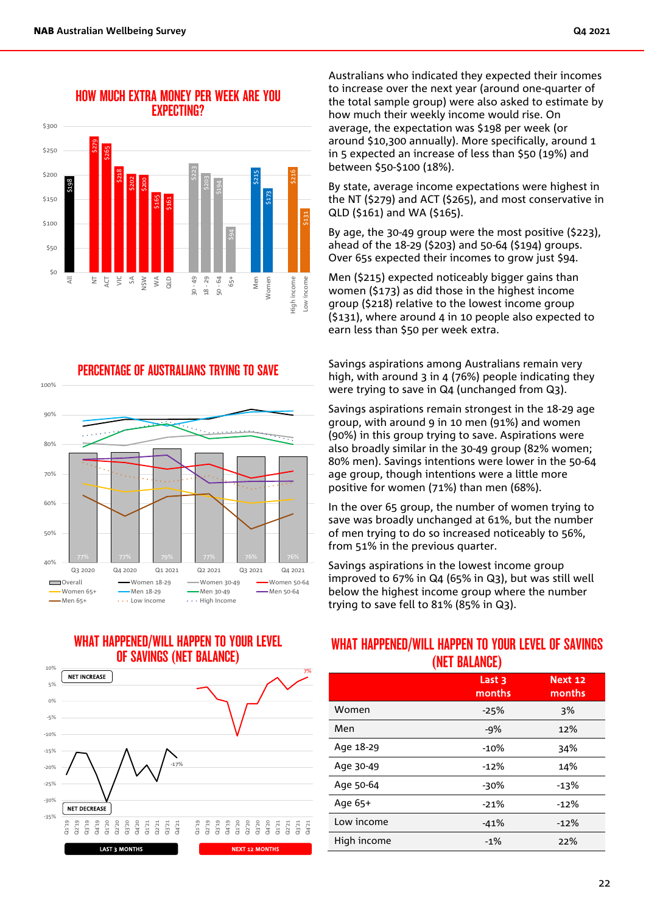## HOW MUCH EXTRA MONEY PER WEEK ARE YOU EXPECTING?

Australians who indicated they expected their incomes to increase over the next year (around one-quarter of the total sample group) were also asked to estimate by how much their weekly income would rise. On average, the expectation was $198 per week (or around $10,300 annually). More specifically, around 1 in 5 expected an increase of less than $50 (19%) and between $50-$100 (18%).

By state, average income expectations were highest in the NT ($279) and ACT ($265), and most conservative in QLD ($161) and WA ($165).

By age, the 30-49 group were the most positive ($223), ahead of the 18-29 ($203) and 50-64 ($194) groups. Over 65s expected their incomes to grow just $94.

Men ($215) expected noticeably bigger gains than women ($173) as did those in the highest income group ($218) relative to the lowest income group ($131), where around 4 in 10 people also expected to earn less than $50 per week extra.

## PERCENTAGE OF AUSTRALIANS TRYING TO SAVE

Savings aspirations among Australians remain very high, with around 3 in 4 (76%) people indicating they were trying to save in Q4 (unchanged from Q3).

Savings aspirations remain strongest in the 18-29 age group, with around 9 in 10 men (91%) and women (90%) in this group trying to save. Aspirations were also broadly similar in the 30-49 group (82% women; 80% men). Savings intentions were lower in the 50-64 age group, though intentions were a little more positive for women (71%) than men (68%).

In the over 65 group, the number of women trying to save was broadly unchanged at 61%, but the number of men trying to do so increased noticeably to 56%, from 51% in the previous quarter.

Savings aspirations in the lowest income group improved to 67% in Q4 (65% in Q3), but was still well below the highest income group where the number trying to save fell to 81% (85% in Q3).

## WHAT HAPPENED/WILL HAPPEN TO YOUR LEVEL OF SAVINGS (NET BALANCE)

## WHAT HAPPENED/WILL HAPPEN TO YOUR LEVEL OF SAVINGS (NET BALANCE)

| | Last 3 months | Next 12 months |
|---|---|---|
| Women | -25% | 3% |
| Men | -9% | 12% |
| Age 18-29 | -10% | 34% |
| Age 30-49 | -12% | 14% |
| Age 50-64 | -30% | -13% |
| Age 65+ | -21% | -12% |
| Low income | -41% | -12% |
| High income | -1% | 22% |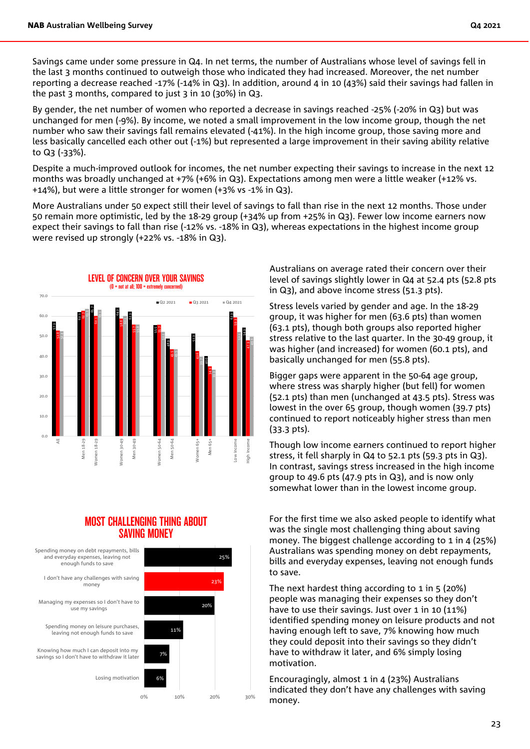Savings came under some pressure in Q4. In net terms, the number of Australians whose level of savings fell in the last 3 months continued to outweigh those who indicated they had increased. Moreover, the net number reporting a decrease reached -17% (-14% in Q3). In addition, around 4 in 10 (43%) said their savings had fallen in the past 3 months, compared to just 3 in 10 (30%) in Q3.

By gender, the net number of women who reported a decrease in savings reached -25% (-20% in Q3) but was unchanged for men (-9%). By income, we noted a small improvement in the low income group, though the net number who saw their savings fall remains elevated (-41%). In the high income group, those saving more and less basically cancelled each other out (-1%) but represented a large improvement in their saving ability relative to Q3 (-33%).

Despite a much-improved outlook for incomes, the net number expecting their savings to increase in the next 12 months was broadly unchanged at +7% (+6% in Q3). Expectations among men were a little weaker (+12% vs. +14%), but were a little stronger for women (+3% vs -1% in Q3).

More Australians under 50 expect still their level of savings to fall than rise in the next 12 months. Those under 50 remain more optimistic, led by the 18-29 group (+34% up from +25% in Q3). Fewer low income earners now expect their savings to fall than rise (-12% vs. -18% in Q3), whereas expectations in the highest income group were revised up strongly (+22% vs. -18% in Q3).

**LEVEL OF CONCERN OVER YOUR SAVINGS**
(0 = not at all; 100 = extremely concerned)

| | Q2 2021 | Q3 2021 | Q4 2021 |
|---|---|---|---|
| All | 57.3 | 52.8 | 52.4 |
| Men 18-29 | 62.1 | 62.7 | 63.6 |
| Women 18-29 | 65.7 | 60.1 | 63.1 |
| Women 30-49 | 64.2 | 58.8 | 60.1 |
| Men 30-49 | 62.3 | 55.9 | 55.8 |
| Women 50-64 | 55.5 | 55.7 | 52.1 |
| Men 50-64 | 48.9 | 43.5 | 43.5 |
| Women 65+ | 51.3 | 42.6 | 39.7 |
| Men 65+ | 40.0 | 34.6 | 33.3 |
| Low income | 62.3 | 59.3 | 52.1 |
| High income | 54.1 | 47.9 | 49.6 |

Australians on average rated their concern over their level of savings slightly lower in Q4 at 52.4 pts (52.8 pts in Q3), and above income stress (51.3 pts).

Stress levels varied by gender and age. In the 18-29 group, it was higher for men (63.6 pts) than women (63.1 pts), though both groups also reported higher stress relative to the last quarter. In the 30-49 group, it was higher (and increased) for women (60.1 pts), and basically unchanged for men (55.8 pts).

Bigger gaps were apparent in the 50-64 age group, where stress was sharply higher (but fell) for women (52.1 pts) than men (unchanged at 43.5 pts). Stress was lowest in the over 65 group, though women (39.7 pts) continued to report noticeably higher stress than men (33.3 pts).

Though low income earners continued to report higher stress, it fell sharply in Q4 to 52.1 pts (59.3 pts in Q3). In contrast, savings stress increased in the high income group to 49.6 pts (47.9 pts in Q3), and is now only somewhat lower than in the lowest income group.

**MOST CHALLENGING THING ABOUT SAVING MONEY**

| Challenge | % |
|---|---|
| Spending money on debt repayments, bills and everyday expenses, leaving not enough funds to save | 25% |
| I don't have any challenges with saving money | 23% |
| Managing my expenses so I don't have to use my savings | 20% |
| Spending money on leisure purchases, leaving not enough funds to save | 11% |
| Knowing how much I can deposit into my savings so I don't have to withdraw it later | 7% |
| Losing motivation | 6% |

For the first time we also asked people to identify what was the single most challenging thing about saving money. The biggest challenge according to 1 in 4 (25%) Australians was spending money on debt repayments, bills and everyday expenses, leaving not enough funds to save.

The next hardest thing according to 1 in 5 (20%) people was managing their expenses so they don't have to use their savings. Just over 1 in 10 (11%) identified spending money on leisure products and not having enough left to save, 7% knowing how much they could deposit into their savings so they didn't have to withdraw it later, and 6% simply losing motivation.

Encouragingly, almost 1 in 4 (23%) Australians indicated they don't have any challenges with saving money.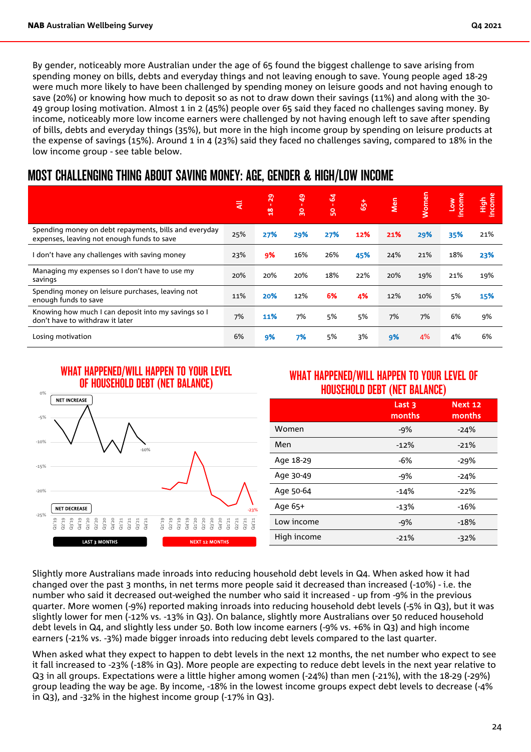By gender, noticeably more Australian under the age of 65 found the biggest challenge to save arising from spending money on bills, debts and everyday things and not leaving enough to save. Young people aged 18-29 were much more likely to have been challenged by spending money on leisure goods and not having enough to save (20%) or knowing how much to deposit so as not to draw down their savings (11%) and along with the 30-49 group losing motivation. Almost 1 in 2 (45%) people over 65 said they faced no challenges saving money. By income, noticeably more low income earners were challenged by not having enough left to save after spending of bills, debts and everyday things (35%), but more in the high income group by spending on leisure products at the expense of savings (15%). Around 1 in 4 (23%) said they faced no challenges saving, compared to 18% in the low income group - see table below.

## MOST CHALLENGING THING ABOUT SAVING MONEY: AGE, GENDER & HIGH/LOW INCOME

| | All | 18 - 29 | 30 - 49 | 50 - 64 | 65+ | Men | Women | Low income | High income |
|---|---|---|---|---|---|---|---|---|---|
| Spending money on debt repayments, bills and everyday expenses, leaving not enough funds to save | 25% | 27% | 29% | 27% | 12% | 21% | 29% | 35% | 21% |
| I don't have any challenges with saving money | 23% | 9% | 16% | 26% | 45% | 24% | 21% | 18% | 23% |
| Managing my expenses so I don't have to use my savings | 20% | 20% | 20% | 18% | 22% | 20% | 19% | 21% | 19% |
| Spending money on leisure purchases, leaving not enough funds to save | 11% | 20% | 12% | 6% | 4% | 12% | 10% | 5% | 15% |
| Knowing how much I can deposit into my savings so I don't have to withdraw it later | 7% | 11% | 7% | 5% | 5% | 7% | 7% | 6% | 9% |
| Losing motivation | 6% | 9% | 7% | 5% | 3% | 9% | 4% | 4% | 6% |

## WHAT HAPPENED/WILL HAPPEN TO YOUR LEVEL OF HOUSEHOLD DEBT (NET BALANCE)

## WHAT HAPPENED/WILL HAPPEN TO YOUR LEVEL OF HOUSEHOLD DEBT (NET BALANCE)

| | Last 3 months | Next 12 months |
|---|---|---|
| Women | -9% | -24% |
| Men | -12% | -21% |
| Age 18-29 | -6% | -29% |
| Age 30-49 | -9% | -24% |
| Age 50-64 | -14% | -22% |
| Age 65+ | -13% | -16% |
| Low income | -9% | -18% |
| High income | -21% | -32% |

Slightly more Australians made inroads into reducing household debt levels in Q4. When asked how it had changed over the past 3 months, in net terms more people said it decreased than increased (-10%) - i.e. the number who said it decreased out-weighed the number who said it increased - up from -9% in the previous quarter. More women (-9%) reported making inroads into reducing household debt levels (-5% in Q3), but it was slightly lower for men (-12% vs. -13% in Q3). On balance, slightly more Australians over 50 reduced household debt levels in Q4, and slightly less under 50. Both low income earners (-9% vs. +6% in Q3) and high income earners (-21% vs. -3%) made bigger inroads into reducing debt levels compared to the last quarter.

When asked what they expect to happen to debt levels in the next 12 months, the net number who expect to see it fall increased to -23% (-18% in Q3). More people are expecting to reduce debt levels in the next year relative to Q3 in all groups. Expectations were a little higher among women (-24%) than men (-21%), with the 18-29 (-29%) group leading the way be age. By income, -18% in the lowest income groups expect debt levels to decrease (-4% in Q3), and -32% in the highest income group (-17% in Q3).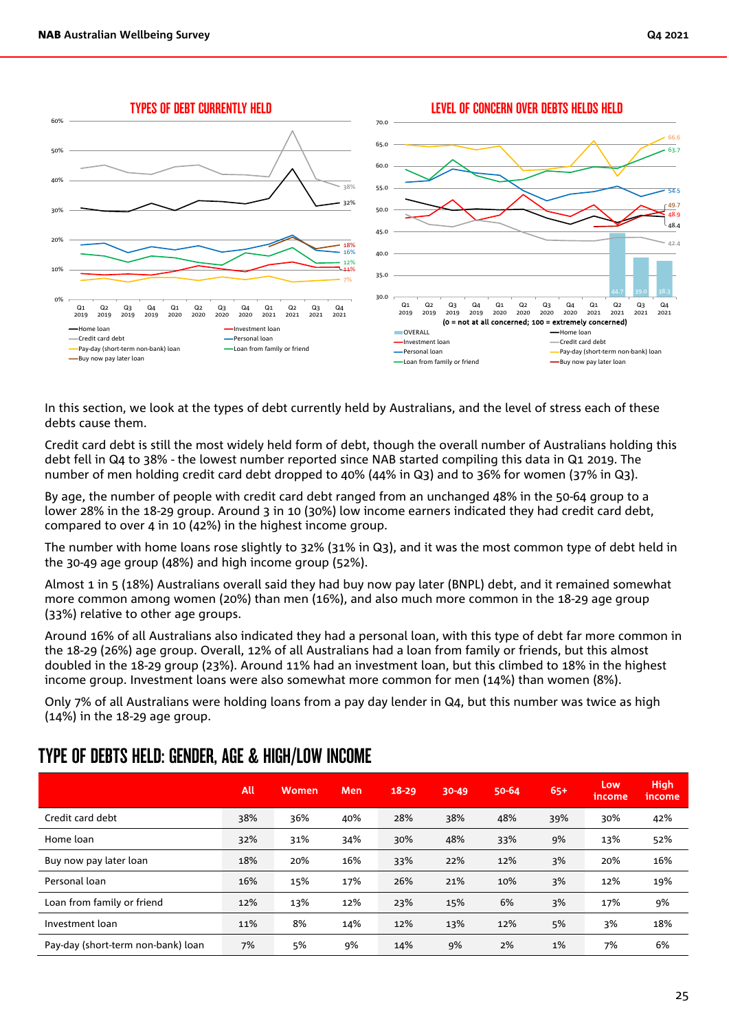## TYPES OF DEBT CURRENTLY HELD

## LEVEL OF CONCERN OVER DEBTS HELDS HELD

(0 = not at all concerned; 100 = extremely concerned)

In this section, we look at the types of debt currently held by Australians, and the level of stress each of these debts cause them.

Credit card debt is still the most widely held form of debt, though the overall number of Australians holding this debt fell in Q4 to 38% - the lowest number reported since NAB started compiling this data in Q1 2019. The number of men holding credit card debt dropped to 40% (44% in Q3) and to 36% for women (37% in Q3).

By age, the number of people with credit card debt ranged from an unchanged 48% in the 50-64 group to a lower 28% in the 18-29 group. Around 3 in 10 (30%) low income earners indicated they had credit card debt, compared to over 4 in 10 (42%) in the highest income group.

The number with home loans rose slightly to 32% (31% in Q3), and it was the most common type of debt held in the 30-49 age group (48%) and high income group (52%).

Almost 1 in 5 (18%) Australians overall said they had buy now pay later (BNPL) debt, and it remained somewhat more common among women (20%) than men (16%), and also much more common in the 18-29 age group (33%) relative to other age groups.

Around 16% of all Australians also indicated they had a personal loan, with this type of debt far more common in the 18-29 (26%) age group. Overall, 12% of all Australians had a loan from family or friends, but this almost doubled in the 18-29 group (23%). Around 11% had an investment loan, but this climbed to 18% in the highest income group. Investment loans were also somewhat more common for men (14%) than women (8%).

Only 7% of all Australians were holding loans from a pay day lender in Q4, but this number was twice as high (14%) in the 18-29 age group.

## TYPE OF DEBTS HELD: GENDER, AGE & HIGH/LOW INCOME

| | All | Women | Men | 18-29 | 30-49 | 50-64 | 65+ | Low income | High income |
|---|---|---|---|---|---|---|---|---|---|
| Credit card debt | 38% | 36% | 40% | 28% | 38% | 48% | 39% | 30% | 42% |
| Home loan | 32% | 31% | 34% | 30% | 48% | 33% | 9% | 13% | 52% |
| Buy now pay later loan | 18% | 20% | 16% | 33% | 22% | 12% | 3% | 20% | 16% |
| Personal loan | 16% | 15% | 17% | 26% | 21% | 10% | 3% | 12% | 19% |
| Loan from family or friend | 12% | 13% | 12% | 23% | 15% | 6% | 3% | 17% | 9% |
| Investment loan | 11% | 8% | 14% | 12% | 13% | 12% | 5% | 3% | 18% |
| Pay-day (short-term non-bank) loan | 7% | 5% | 9% | 14% | 9% | 2% | 1% | 7% | 6% |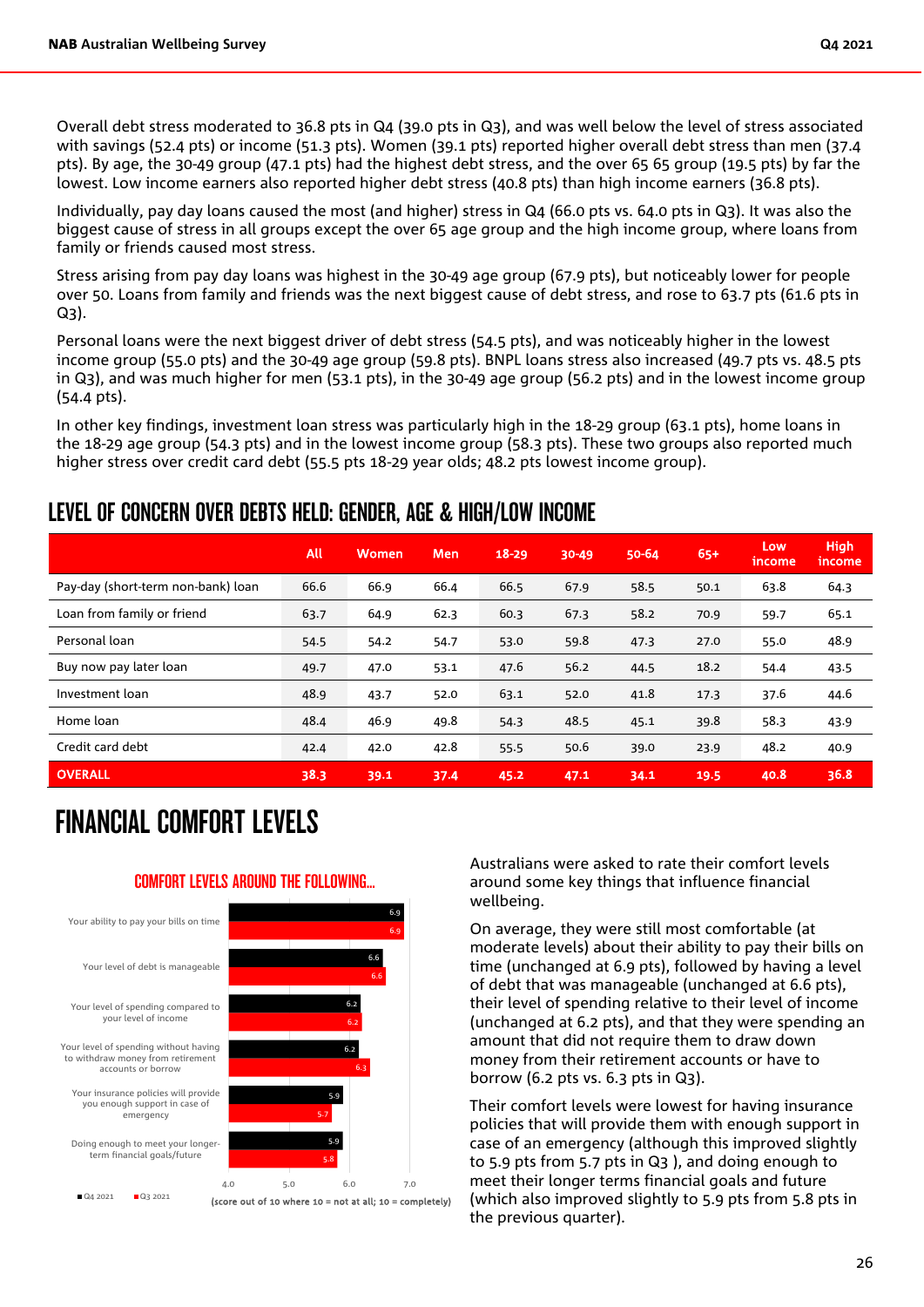Overall debt stress moderated to 36.8 pts in Q4 (39.0 pts in Q3), and was well below the level of stress associated with savings (52.4 pts) or income (51.3 pts). Women (39.1 pts) reported higher overall debt stress than men (37.4 pts). By age, the 30-49 group (47.1 pts) had the highest debt stress, and the over 65 65 group (19.5 pts) by far the lowest. Low income earners also reported higher debt stress (40.8 pts) than high income earners (36.8 pts).

Individually, pay day loans caused the most (and higher) stress in Q4 (66.0 pts vs. 64.0 pts in Q3). It was also the biggest cause of stress in all groups except the over 65 age group and the high income group, where loans from family or friends caused most stress.

Stress arising from pay day loans was highest in the 30-49 age group (67.9 pts), but noticeably lower for people over 50. Loans from family and friends was the next biggest cause of debt stress, and rose to 63.7 pts (61.6 pts in Q3).

Personal loans were the next biggest driver of debt stress (54.5 pts), and was noticeably higher in the lowest income group (55.0 pts) and the 30-49 age group (59.8 pts). BNPL loans stress also increased (49.7 pts vs. 48.5 pts in Q3), and was much higher for men (53.1 pts), in the 30-49 age group (56.2 pts) and in the lowest income group (54.4 pts).

In other key findings, investment loan stress was particularly high in the 18-29 group (63.1 pts), home loans in the 18-29 age group (54.3 pts) and in the lowest income group (58.3 pts). These two groups also reported much higher stress over credit card debt (55.5 pts 18-29 year olds; 48.2 pts lowest income group).

## LEVEL OF CONCERN OVER DEBTS HELD: GENDER, AGE & HIGH/LOW INCOME

| | All | Women | Men | 18-29 | 30-49 | 50-64 | 65+ | Low income | High income |
|---|---|---|---|---|---|---|---|---|---|
| Pay-day (short-term non-bank) loan | 66.6 | 66.9 | 66.4 | 66.5 | 67.9 | 58.5 | 50.1 | 63.8 | 64.3 |
| Loan from family or friend | 63.7 | 64.9 | 62.3 | 60.3 | 67.3 | 58.2 | 70.9 | 59.7 | 65.1 |
| Personal loan | 54.5 | 54.2 | 54.7 | 53.0 | 59.8 | 47.3 | 27.0 | 55.0 | 48.9 |
| Buy now pay later loan | 49.7 | 47.0 | 53.1 | 47.6 | 56.2 | 44.5 | 18.2 | 54.4 | 43.5 |
| Investment loan | 48.9 | 43.7 | 52.0 | 63.1 | 52.0 | 41.8 | 17.3 | 37.6 | 44.6 |
| Home loan | 48.4 | 46.9 | 49.8 | 54.3 | 48.5 | 45.1 | 39.8 | 58.3 | 43.9 |
| Credit card debt | 42.4 | 42.0 | 42.8 | 55.5 | 50.6 | 39.0 | 23.9 | 48.2 | 40.9 |
| **OVERALL** | **38.3** | **39.1** | **37.4** | **45.2** | **47.1** | **34.1** | **19.5** | **40.8** | **36.8** |

# FINANCIAL COMFORT LEVELS

### COMFORT LEVELS AROUND THE FOLLOWING...

| | Q4 2021 | Q3 2021 |
|---|---|---|
| Your ability to pay your bills on time | 6.9 | 6.9 |
| Your level of debt is manageable | 6.6 | 6.6 |
| Your level of spending compared to your level of income | 6.2 | 6.2 |
| Your level of spending without having to withdraw money from retirement accounts or borrow | 6.2 | 6.3 |
| Your insurance policies will provide you enough support in case of emergency | 5.9 | 5.7 |
| Doing enough to meet your longer-term financial goals/future | 5.9 | 5.8 |

(score out of 10 where 10 = not at all; 10 = completely)

Australians were asked to rate their comfort levels around some key things that influence financial wellbeing.

On average, they were still most comfortable (at moderate levels) about their ability to pay their bills on time (unchanged at 6.9 pts), followed by having a level of debt that was manageable (unchanged at 6.6 pts), their level of spending relative to their level of income (unchanged at 6.2 pts), and that they were spending an amount that did not require them to draw down money from their retirement accounts or have to borrow (6.2 pts vs. 6.3 pts in Q3).

Their comfort levels were lowest for having insurance policies that will provide them with enough support in case of an emergency (although this improved slightly to 5.9 pts from 5.7 pts in Q3 ), and doing enough to meet their longer terms financial goals and future (which also improved slightly to 5.9 pts from 5.8 pts in the previous quarter).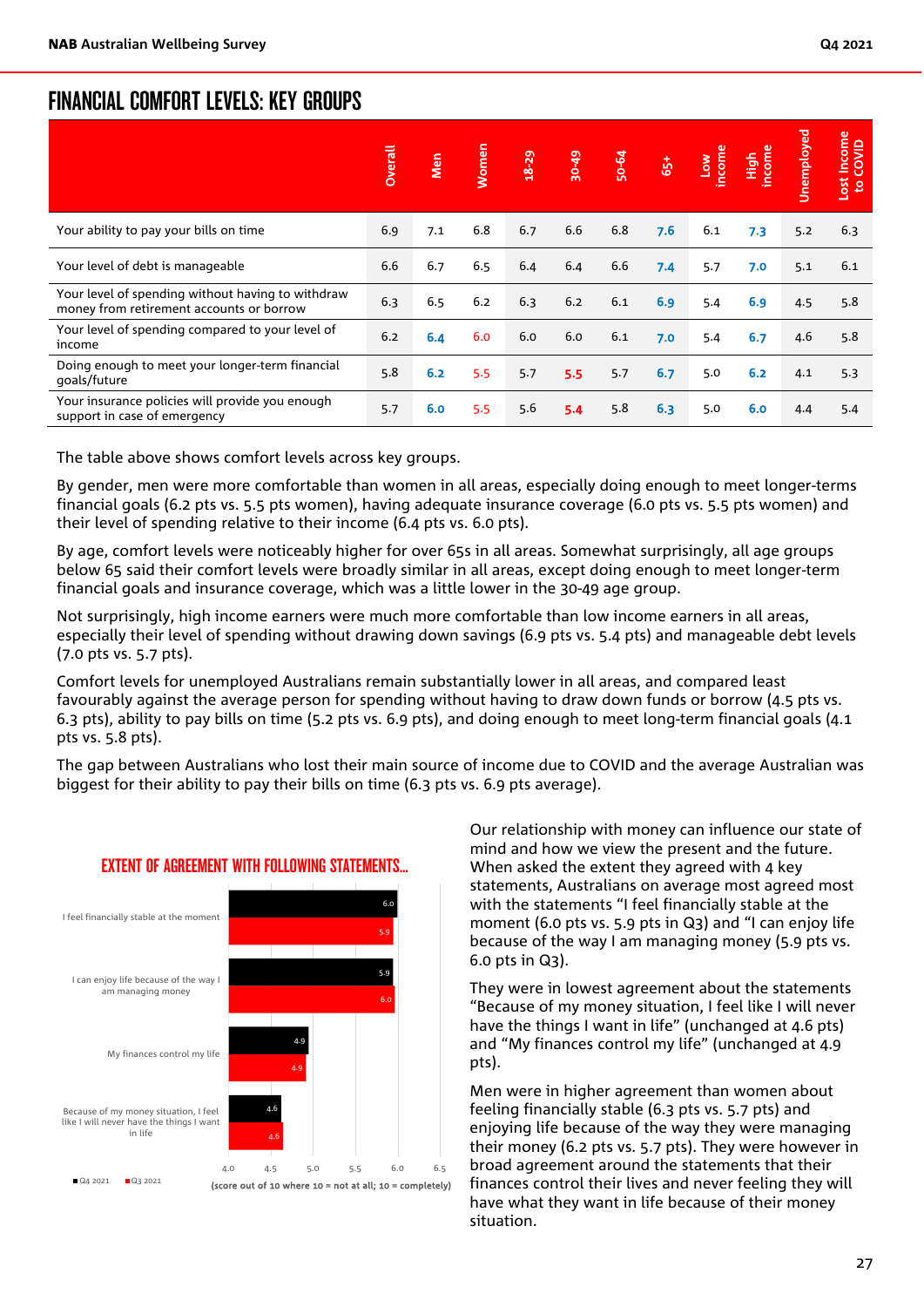# FINANCIAL COMFORT LEVELS: KEY GROUPS

| | Overall | Men | Women | 18-29 | 30-49 | 50-64 | 65+ | Low income | High income | Unemployed | Lost Income to COVID |
|---|---|---|---|---|---|---|---|---|---|---|---|
| Your ability to pay your bills on time | 6.9 | 7.1 | 6.8 | 6.7 | 6.6 | 6.8 | 7.6 | 6.1 | 7.3 | 5.2 | 6.3 |
| Your level of debt is manageable | 6.6 | 6.7 | 6.5 | 6.4 | 6.4 | 6.6 | 7.4 | 5.7 | 7.0 | 5.1 | 6.1 |
| Your level of spending without having to withdraw money from retirement accounts or borrow | 6.3 | 6.5 | 6.2 | 6.3 | 6.2 | 6.1 | 6.9 | 5.4 | 6.9 | 4.5 | 5.8 |
| Your level of spending compared to your level of income | 6.2 | 6.4 | 6.0 | 6.0 | 6.0 | 6.1 | 7.0 | 5.4 | 6.7 | 4.6 | 5.8 |
| Doing enough to meet your longer-term financial goals/future | 5.8 | 6.2 | 5.5 | 5.7 | 5.5 | 5.7 | 6.7 | 5.0 | 6.2 | 4.1 | 5.3 |
| Your insurance policies will provide you enough support in case of emergency | 5.7 | 6.0 | 5.5 | 5.6 | 5.4 | 5.8 | 6.3 | 5.0 | 6.0 | 4.4 | 5.4 |

The table above shows comfort levels across key groups.

By gender, men were more comfortable than women in all areas, especially doing enough to meet longer-terms financial goals (6.2 pts vs. 5.5 pts women), having adequate insurance coverage (6.0 pts vs. 5.5 pts women) and their level of spending relative to their income (6.4 pts vs. 6.0 pts).

By age, comfort levels were noticeably higher for over 65s in all areas. Somewhat surprisingly, all age groups below 65 said their comfort levels were broadly similar in all areas, except doing enough to meet longer-term financial goals and insurance coverage, which was a little lower in the 30-49 age group.

Not surprisingly, high income earners were much more comfortable than low income earners in all areas, especially their level of spending without drawing down savings (6.9 pts vs. 5.4 pts) and manageable debt levels (7.0 pts vs. 5.7 pts).

Comfort levels for unemployed Australians remain substantially lower in all areas, and compared least favourably against the average person for spending without having to draw down funds or borrow (4.5 pts vs. 6.3 pts), ability to pay bills on time (5.2 pts vs. 6.9 pts), and doing enough to meet long-term financial goals (4.1 pts vs. 5.8 pts).

The gap between Australians who lost their main source of income due to COVID and the average Australian was biggest for their ability to pay their bills on time (6.3 pts vs. 6.9 pts average).

## EXTENT OF AGREEMENT WITH FOLLOWING STATEMENTS...

| Statement | Q4 2021 | Q3 2021 |
|---|---|---|
| I feel financially stable at the moment | 6.0 | 5.9 |
| I can enjoy life because of the way I am managing money | 5.9 | 6.0 |
| My finances control my life | 4.9 | 4.9 |
| Because of my money situation, I feel like I will never have the things I want in life | 4.6 | 4.6 |

(score out of 10 where 10 = not at all; 10 = completely)

Our relationship with money can influence our state of mind and how we view the present and the future. When asked the extent they agreed with 4 key statements, Australians on average most agreed most with the statements "I feel financially stable at the moment (6.0 pts vs. 5.9 pts in Q3) and "I can enjoy life because of the way I am managing money (5.9 pts vs. 6.0 pts in Q3).

They were in lowest agreement about the statements "Because of my money situation, I feel like I will never have the things I want in life" (unchanged at 4.6 pts) and "My finances control my life" (unchanged at 4.9 pts).

Men were in higher agreement than women about feeling financially stable (6.3 pts vs. 5.7 pts) and enjoying life because of the way they were managing their money (6.2 pts vs. 5.7 pts). They were however in broad agreement around the statements that their finances control their lives and never feeling they will have what they want in life because of their money situation.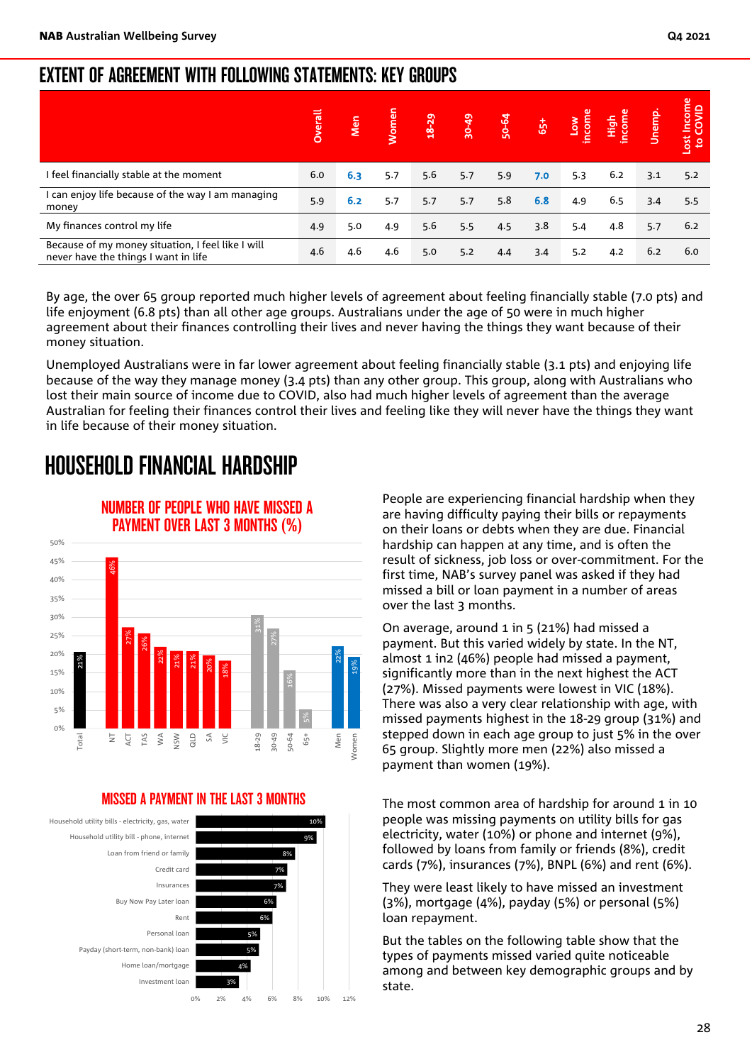## EXTENT OF AGREEMENT WITH FOLLOWING STATEMENTS: KEY GROUPS

| | Overall | Men | Women | 18-29 | 30-49 | 50-64 | 65+ | Low income | High income | Unemp. | Lost Income to COVID |
|---|---|---|---|---|---|---|---|---|---|---|---|
| I feel financially stable at the moment | 6.0 | 6.3 | 5.7 | 5.6 | 5.7 | 5.9 | 7.0 | 5.3 | 6.2 | 3.1 | 5.2 |
| I can enjoy life because of the way I am managing money | 5.9 | 6.2 | 5.7 | 5.7 | 5.7 | 5.8 | 6.8 | 4.9 | 6.5 | 3.4 | 5.5 |
| My finances control my life | 4.9 | 5.0 | 4.9 | 5.6 | 5.5 | 4.5 | 3.8 | 5.4 | 4.8 | 5.7 | 6.2 |
| Because of my money situation, I feel like I will never have the things I want in life | 4.6 | 4.6 | 4.6 | 5.0 | 5.2 | 4.4 | 3.4 | 5.2 | 4.2 | 6.2 | 6.0 |

By age, the over 65 group reported much higher levels of agreement about feeling financially stable (7.0 pts) and life enjoyment (6.8 pts) than all other age groups. Australians under the age of 50 were in much higher agreement about their finances controlling their lives and never having the things they want because of their money situation.

Unemployed Australians were in far lower agreement about feeling financially stable (3.1 pts) and enjoying life because of the way they manage money (3.4 pts) than any other group. This group, along with Australians who lost their main source of income due to COVID, also had much higher levels of agreement than the average Australian for feeling their finances control their lives and feeling like they will never have the things they want in life because of their money situation.

# HOUSEHOLD FINANCIAL HARDSHIP

### NUMBER OF PEOPLE WHO HAVE MISSED A PAYMENT OVER LAST 3 MONTHS (%)

| Group | % |
|---|---|
| Total | 21% |
| NT | 46% |
| ACT | 27% |
| TAS | 26% |
| WA | 22% |
| NSW | 21% |
| QLD | 21% |
| SA | 20% |
| VIC | 18% |
| 18-29 | 31% |
| 30-49 | 27% |
| 50-64 | 16% |
| 65+ | 5% |
| Men | 22% |
| Women | 19% |

People are experiencing financial hardship when they are having difficulty paying their bills or repayments on their loans or debts when they are due. Financial hardship can happen at any time, and is often the result of sickness, job loss or over-commitment. For the first time, NAB's survey panel was asked if they had missed a bill or loan payment in a number of areas over the last 3 months.

On average, around 1 in 5 (21%) had missed a payment. But this varied widely by state. In the NT, almost 1 in2 (46%) people had missed a payment, significantly more than in the next highest the ACT (27%). Missed payments were lowest in VIC (18%). There was also a very clear relationship with age, with missed payments highest in the 18-29 group (31%) and stepped down in each age group to just 5% in the over 65 group. Slightly more men (22%) also missed a payment than women (19%).

### MISSED A PAYMENT IN THE LAST 3 MONTHS

| Payment | % |
|---|---|
| Household utility bills - electricity, gas, water | 10% |
| Household utility bill - phone, internet | 9% |
| Loan from friend or family | 8% |
| Credit card | 7% |
| Insurances | 7% |
| Buy Now Pay Later loan | 6% |
| Rent | 6% |
| Personal loan | 5% |
| Payday (short-term, non-bank) loan | 5% |
| Home loan/mortgage | 4% |
| Investment loan | 3% |

The most common area of hardship for around 1 in 10 people was missing payments on utility bills for gas electricity, water (10%) or phone and internet (9%), followed by loans from family or friends (8%), credit cards (7%), insurances (7%), BNPL (6%) and rent (6%).

They were least likely to have missed an investment (3%), mortgage (4%), payday (5%) or personal (5%) loan repayment.

But the tables on the following table show that the types of payments missed varied quite noticeable among and between key demographic groups and by state.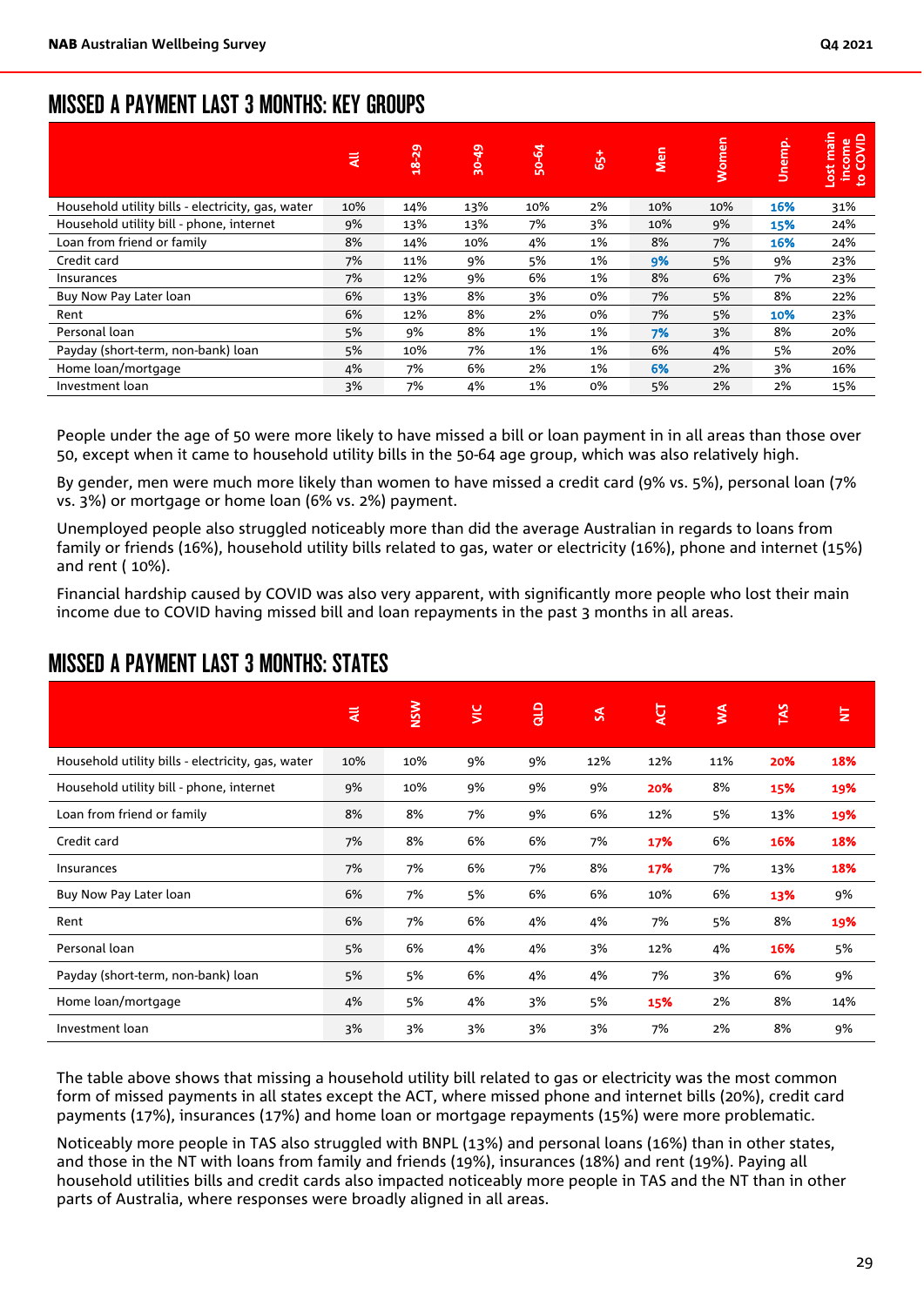## MISSED A PAYMENT LAST 3 MONTHS: KEY GROUPS

| | All | 18-29 | 30-49 | 50-64 | 65+ | Men | Women | Unemp. | Lost main income to COVID |
|---|---|---|---|---|---|---|---|---|---|
| Household utility bills - electricity, gas, water | 10% | 14% | 13% | 10% | 2% | 10% | 10% | **16%** | 31% |
| Household utility bill - phone, internet | 9% | 13% | 13% | 7% | 3% | 10% | 9% | **15%** | 24% |
| Loan from friend or family | 8% | 14% | 10% | 4% | 1% | 8% | 7% | **16%** | 24% |
| Credit card | 7% | 11% | 9% | 5% | 1% | **9%** | 5% | 9% | 23% |
| Insurances | 7% | 12% | 9% | 6% | 1% | 8% | 6% | 7% | 23% |
| Buy Now Pay Later loan | 6% | 13% | 8% | 3% | 0% | 7% | 5% | 8% | 22% |
| Rent | 6% | 12% | 8% | 2% | 0% | 7% | 5% | **10%** | 23% |
| Personal loan | 5% | 9% | 8% | 1% | 1% | **7%** | 3% | 8% | 20% |
| Payday (short-term, non-bank) loan | 5% | 10% | 7% | 1% | 1% | 6% | 4% | 5% | 20% |
| Home loan/mortgage | 4% | 7% | 6% | 2% | 1% | **6%** | 2% | 3% | 16% |
| Investment loan | 3% | 7% | 4% | 1% | 0% | 5% | 2% | 2% | 15% |

People under the age of 50 were more likely to have missed a bill or loan payment in in all areas than those over 50, except when it came to household utility bills in the 50-64 age group, which was also relatively high.

By gender, men were much more likely than women to have missed a credit card (9% vs. 5%), personal loan (7% vs. 3%) or mortgage or home loan (6% vs. 2%) payment.

Unemployed people also struggled noticeably more than did the average Australian in regards to loans from family or friends (16%), household utility bills related to gas, water or electricity (16%), phone and internet (15%) and rent ( 10%).

Financial hardship caused by COVID was also very apparent, with significantly more people who lost their main income due to COVID having missed bill and loan repayments in the past 3 months in all areas.

## MISSED A PAYMENT LAST 3 MONTHS: STATES

| | All | NSW | VIC | QLD | SA | ACT | WA | TAS | NT |
|---|---|---|---|---|---|---|---|---|---|
| Household utility bills - electricity, gas, water | 10% | 10% | 9% | 9% | 12% | 12% | 11% | **20%** | **18%** |
| Household utility bill - phone, internet | 9% | 10% | 9% | 9% | 9% | **20%** | 8% | **15%** | **19%** |
| Loan from friend or family | 8% | 8% | 7% | 9% | 6% | 12% | 5% | 13% | **19%** |
| Credit card | 7% | 8% | 6% | 6% | 7% | **17%** | 6% | **16%** | **18%** |
| Insurances | 7% | 7% | 6% | 7% | 8% | **17%** | 7% | 13% | **18%** |
| Buy Now Pay Later loan | 6% | 7% | 5% | 6% | 6% | 10% | 6% | **13%** | 9% |
| Rent | 6% | 7% | 6% | 4% | 4% | 7% | 5% | 8% | **19%** |
| Personal loan | 5% | 6% | 4% | 4% | 3% | 12% | 4% | **16%** | 5% |
| Payday (short-term, non-bank) loan | 5% | 5% | 6% | 4% | 4% | 7% | 3% | 6% | 9% |
| Home loan/mortgage | 4% | 5% | 4% | 3% | 5% | **15%** | 2% | 8% | 14% |
| Investment loan | 3% | 3% | 3% | 3% | 3% | 7% | 2% | 8% | 9% |

The table above shows that missing a household utility bill related to gas or electricity was the most common form of missed payments in all states except the ACT, where missed phone and internet bills (20%), credit card payments (17%), insurances (17%) and home loan or mortgage repayments (15%) were more problematic.

Noticeably more people in TAS also struggled with BNPL (13%) and personal loans (16%) than in other states, and those in the NT with loans from family and friends (19%), insurances (18%) and rent (19%). Paying all household utilities bills and credit cards also impacted noticeably more people in TAS and the NT than in other parts of Australia, where responses were broadly aligned in all areas.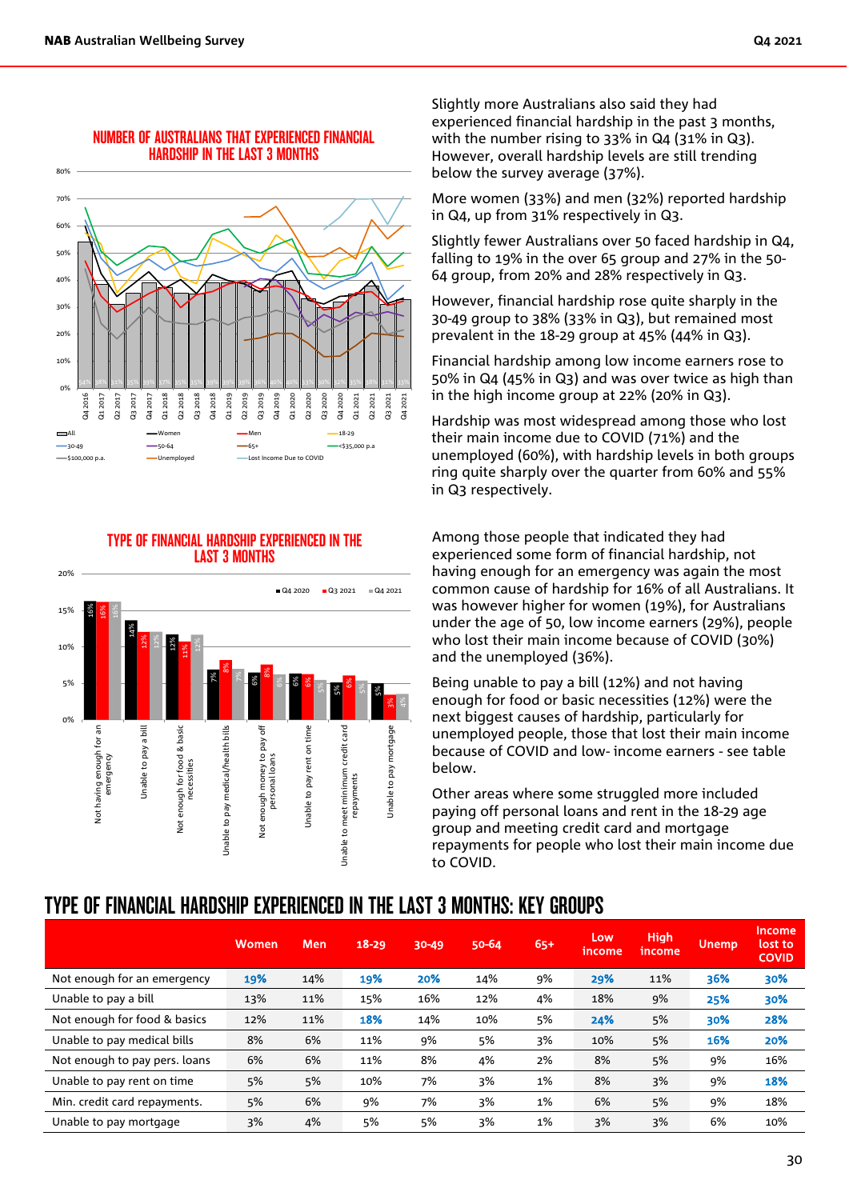## NUMBER OF AUSTRALIANS THAT EXPERIENCED FINANCIAL HARDSHIP IN THE LAST 3 MONTHS

Slightly more Australians also said they had experienced financial hardship in the past 3 months, with the number rising to 33% in Q4 (31% in Q3). However, overall hardship levels are still trending below the survey average (37%).

More women (33%) and men (32%) reported hardship in Q4, up from 31% respectively in Q3.

Slightly fewer Australians over 50 faced hardship in Q4, falling to 19% in the over 65 group and 27% in the 50-64 group, from 20% and 28% respectively in Q3.

However, financial hardship rose quite sharply in the 30-49 group to 38% (33% in Q3), but remained most prevalent in the 18-29 group at 45% (44% in Q3).

Financial hardship among low income earners rose to 50% in Q4 (45% in Q3) and was over twice as high than in the high income group at 22% (20% in Q3).

Hardship was most widespread among those who lost their main income due to COVID (71%) and the unemployed (60%), with hardship levels in both groups ring quite sharply over the quarter from 60% and 55% in Q3 respectively.

## TYPE OF FINANCIAL HARDSHIP EXPERIENCED IN THE LAST 3 MONTHS

| | Q4 2020 | Q3 2021 | Q4 2021 |
|---|---|---|---|
| Not having enough for an emergency | 16% | 16% | 16% |
| Unable to pay a bill | 14% | 12% | 12% |
| Not enough for food & basic necessities | 12% | 11% | 12% |
| Unable to pay medical/health bills | 7% | 8% | 7% |
| Not enough money to pay off personal loans | 6% | 8% | 6% |
| Unable to pay rent on time | 6% | 6% | 5% |
| Unable to meet minimum credit card repayments | 5% | 6% | 5% |
| Unable to pay mortgage | 5% | 3% | 4% |

Among those people that indicated they had experienced some form of financial hardship, not having enough for an emergency was again the most common cause of hardship for 16% of all Australians. It was however higher for women (19%), for Australians under the age of 50, low income earners (29%), people who lost their main income because of COVID (30%) and the unemployed (36%).

Being unable to pay a bill (12%) and not having enough for food or basic necessities (12%) were the next biggest causes of hardship, particularly for unemployed people, those that lost their main income because of COVID and low- income earners - see table below.

Other areas where some struggled more included paying off personal loans and rent in the 18-29 age group and meeting credit card and mortgage repayments for people who lost their main income due to COVID.

## TYPE OF FINANCIAL HARDSHIP EXPERIENCED IN THE LAST 3 MONTHS: KEY GROUPS

| | Women | Men | 18-29 | 30-49 | 50-64 | 65+ | Low income | High income | Unemp | Income lost to COVID |
|---|---|---|---|---|---|---|---|---|---|---|
| Not enough for an emergency | **19%** | 14% | **19%** | **20%** | 14% | 9% | **29%** | 11% | **36%** | **30%** |
| Unable to pay a bill | 13% | 11% | 15% | 16% | 12% | 4% | 18% | 9% | **25%** | **30%** |
| Not enough for food & basics | 12% | 11% | **18%** | 14% | 10% | 5% | **24%** | 5% | **30%** | **28%** |
| Unable to pay medical bills | 8% | 6% | 11% | 9% | 5% | 3% | 10% | 5% | **16%** | **20%** |
| Not enough to pay pers. loans | 6% | 6% | 11% | 8% | 4% | 2% | 8% | 5% | 9% | 16% |
| Unable to pay rent on time | 5% | 5% | 10% | 7% | 3% | 1% | 8% | 3% | 9% | **18%** |
| Min. credit card repayments. | 5% | 6% | 9% | 7% | 3% | 1% | 6% | 5% | 9% | 18% |
| Unable to pay mortgage | 3% | 4% | 5% | 5% | 3% | 1% | 3% | 3% | 6% | 10% |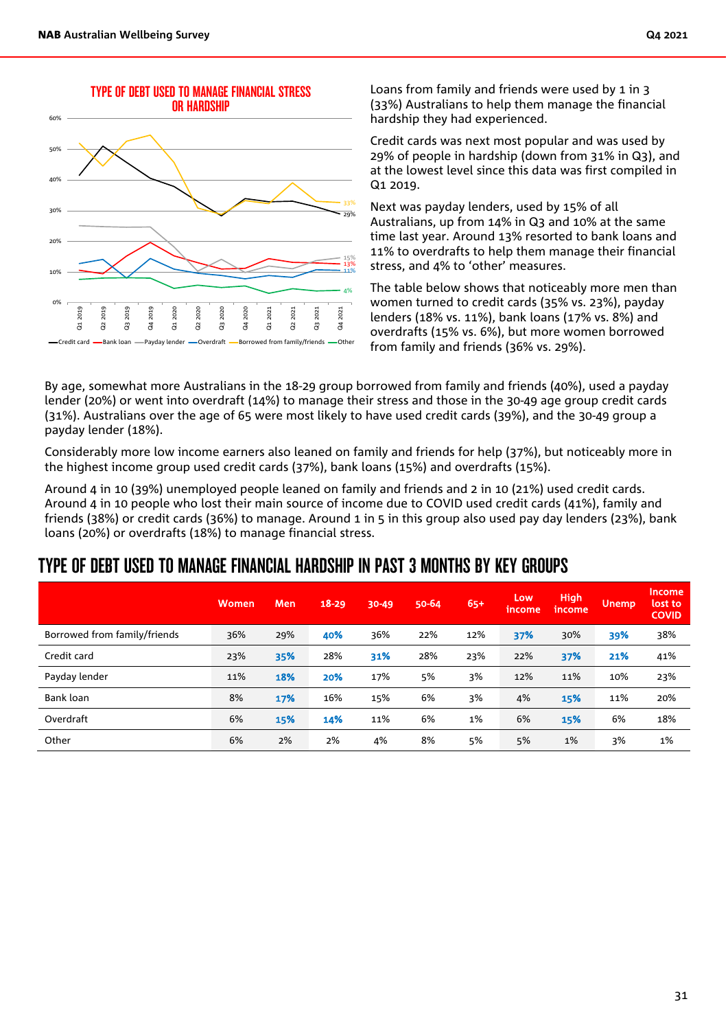## TYPE OF DEBT USED TO MANAGE FINANCIAL STRESS OR HARDSHIP

60%
50%
40%
30%
20%
10%
0%

Q1 2019, Q2 2019, Q3 2019, Q4 2019, Q1 2020, Q2 2020, Q3 2020, Q4 2020, Q1 2021, Q2 2021, Q3 2021, Q4 2021

33%, 29%, 15%, 13%, 11%, 4%

Credit card, Bank loan, Payday lender, Overdraft, Borrowed from family/friends, Other

Loans from family and friends were used by 1 in 3 (33%) Australians to help them manage the financial hardship they had experienced.

Credit cards was next most popular and was used by 29% of people in hardship (down from 31% in Q3), and at the lowest level since this data was first compiled in Q1 2019.

Next was payday lenders, used by 15% of all Australians, up from 14% in Q3 and 10% at the same time last year. Around 13% resorted to bank loans and 11% to overdrafts to help them manage their financial stress, and 4% to 'other' measures.

The table below shows that noticeably more men than women turned to credit cards (35% vs. 23%), payday lenders (18% vs. 11%), bank loans (17% vs. 8%) and overdrafts (15% vs. 6%), but more women borrowed from family and friends (36% vs. 29%).

By age, somewhat more Australians in the 18-29 group borrowed from family and friends (40%), used a payday lender (20%) or went into overdraft (14%) to manage their stress and those in the 30-49 age group credit cards (31%). Australians over the age of 65 were most likely to have used credit cards (39%), and the 30-49 group a payday lender (18%).

Considerably more low income earners also leaned on family and friends for help (37%), but noticeably more in the highest income group used credit cards (37%), bank loans (15%) and overdrafts (15%).

Around 4 in 10 (39%) unemployed people leaned on family and friends and 2 in 10 (21%) used credit cards. Around 4 in 10 people who lost their main source of income due to COVID used credit cards (41%), family and friends (38%) or credit cards (36%) to manage. Around 1 in 5 in this group also used pay day lenders (23%), bank loans (20%) or overdrafts (18%) to manage financial stress.

## TYPE OF DEBT USED TO MANAGE FINANCIAL HARDSHIP IN PAST 3 MONTHS BY KEY GROUPS

| | Women | Men | 18-29 | 30-49 | 50-64 | 65+ | Low income | High income | Unemp | Income lost to COVID |
|---|---|---|---|---|---|---|---|---|---|---|
| Borrowed from family/friends | 36% | 29% | **40%** | 36% | 22% | 12% | **37%** | 30% | **39%** | 38% |
| Credit card | 23% | **35%** | 28% | **31%** | 28% | 23% | 22% | **37%** | **21%** | 41% |
| Payday lender | 11% | **18%** | **20%** | 17% | 5% | 3% | 12% | 11% | 10% | 23% |
| Bank loan | 8% | **17%** | 16% | 15% | 6% | 3% | 4% | **15%** | 11% | 20% |
| Overdraft | 6% | **15%** | **14%** | 11% | 6% | 1% | 6% | **15%** | 6% | 18% |
| Other | 6% | 2% | 2% | 4% | 8% | 5% | 5% | 1% | 3% | 1% |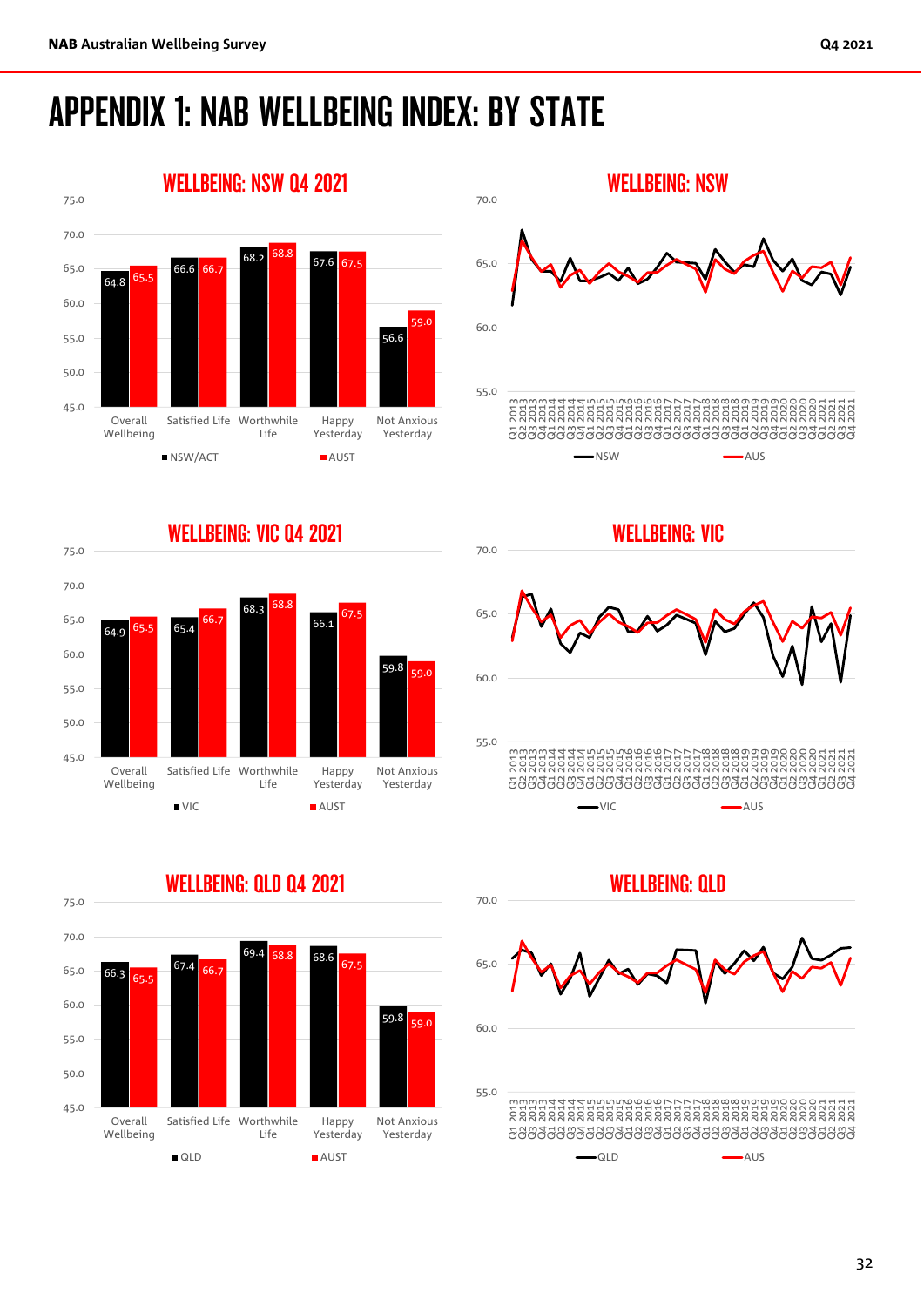# APPENDIX 1: NAB WELLBEING INDEX: BY STATE

## WELLBEING: NSW Q4 2021

| | NSW/ACT | AUST |
|---|---|---|
| Overall Wellbeing | 64.8 | 65.5 |
| Satisfied Life | 66.6 | 66.7 |
| Worthwhile Life | 68.2 | 68.8 |
| Happy Yesterday | 67.6 | 67.5 |
| Not Anxious Yesterday | 56.6 | 59.0 |

## WELLBEING: NSW

## WELLBEING: VIC Q4 2021

| | VIC | AUST |
|---|---|---|
| Overall Wellbeing | 64.9 | 65.5 |
| Satisfied Life | 65.4 | 66.7 |
| Worthwhile Life | 68.3 | 68.8 |
| Happy Yesterday | 66.1 | 67.5 |
| Not Anxious Yesterday | 59.8 | 59.0 |

## WELLBEING: VIC

## WELLBEING: QLD Q4 2021

| | QLD | AUST |
|---|---|---|
| Overall Wellbeing | 66.3 | 65.5 |
| Satisfied Life | 67.4 | 66.7 |
| Worthwhile Life | 69.4 | 68.8 |
| Happy Yesterday | 68.6 | 67.5 |
| Not Anxious Yesterday | 59.8 | 59.0 |

## WELLBEING: QLD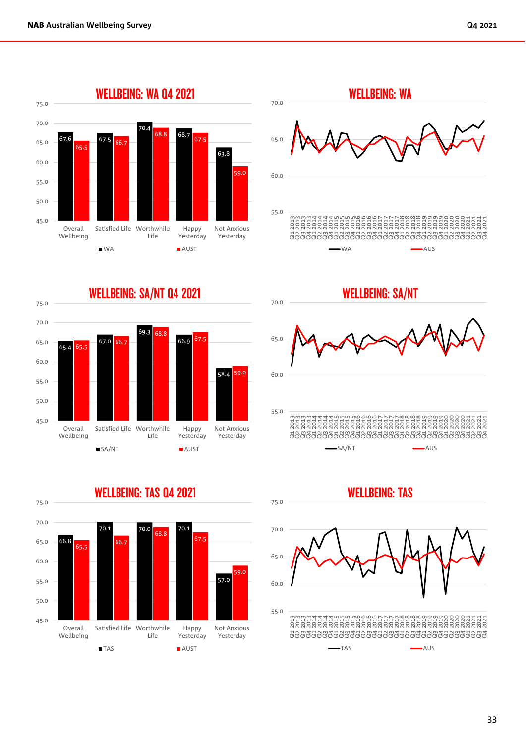## WELLBEING: WA Q4 2021

| | Overall Wellbeing | Satisfied Life | Worthwhile Life | Happy Yesterday | Not Anxious Yesterday |
|---|---|---|---|---|---|
| WA | 67.6 | 67.5 | 70.4 | 68.7 | 63.8 |
| AUST | 65.5 | 66.7 | 68.8 | 67.5 | 59.0 |

## WELLBEING: WA

## WELLBEING: SA/NT Q4 2021

| | Overall Wellbeing | Satisfied Life | Worthwhile Life | Happy Yesterday | Not Anxious Yesterday |
|---|---|---|---|---|---|
| SA/NT | 65.4 | 67.0 | 69.3 | 66.9 | 58.4 |
| AUST | 65.5 | 66.7 | 68.8 | 67.5 | 59.0 |

## WELLBEING: SA/NT

## WELLBEING: TAS Q4 2021

| | Overall Wellbeing | Satisfied Life | Worthwhile Life | Happy Yesterday | Not Anxious Yesterday |
|---|---|---|---|---|---|
| TAS | 66.8 | 70.1 | 70.0 | 70.1 | 57.0 |
| AUST | 65.5 | 66.7 | 68.8 | 67.5 | 59.0 |

## WELLBEING: TAS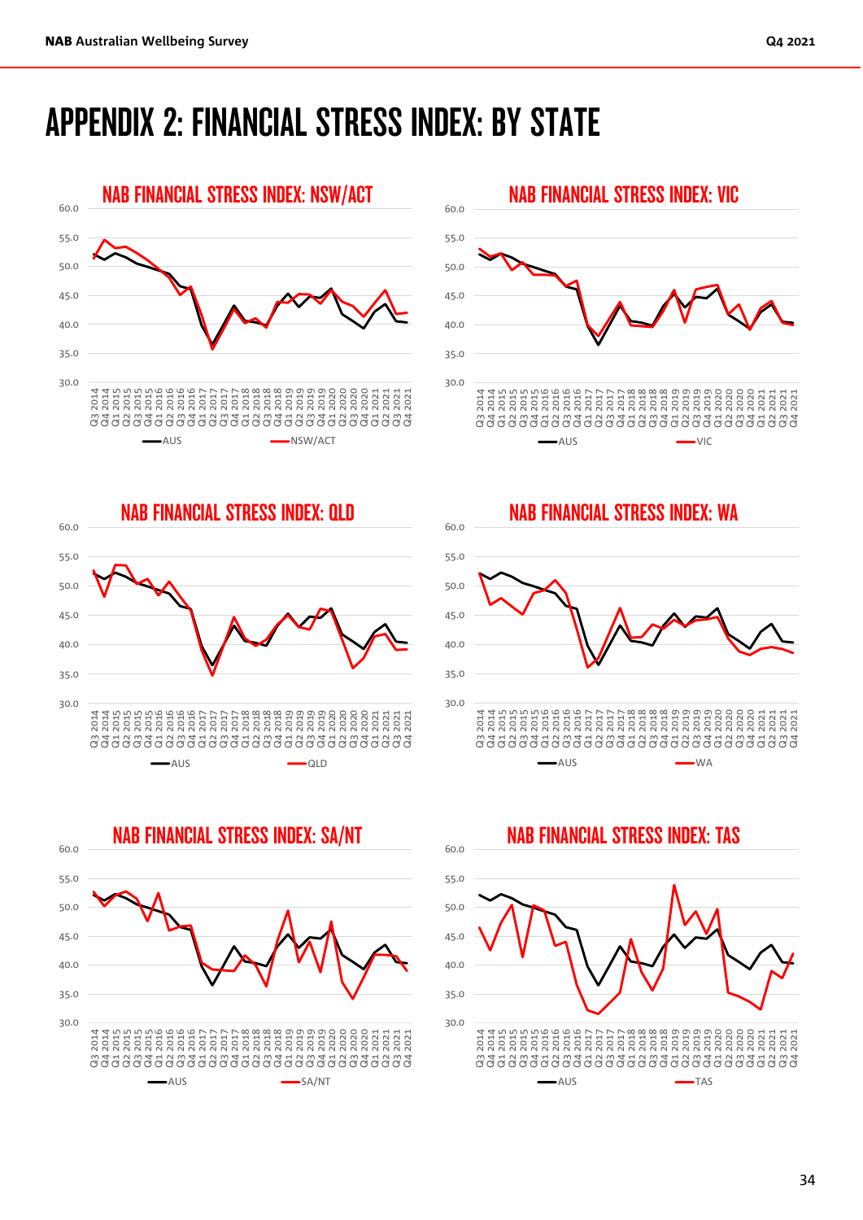# APPENDIX 2: FINANCIAL STRESS INDEX: BY STATE

## NAB FINANCIAL STRESS INDEX: NSW/ACT

## NAB FINANCIAL STRESS INDEX: VIC

## NAB FINANCIAL STRESS INDEX: QLD

## NAB FINANCIAL STRESS INDEX: WA

## NAB FINANCIAL STRESS INDEX: SA/NT

## NAB FINANCIAL STRESS INDEX: TAS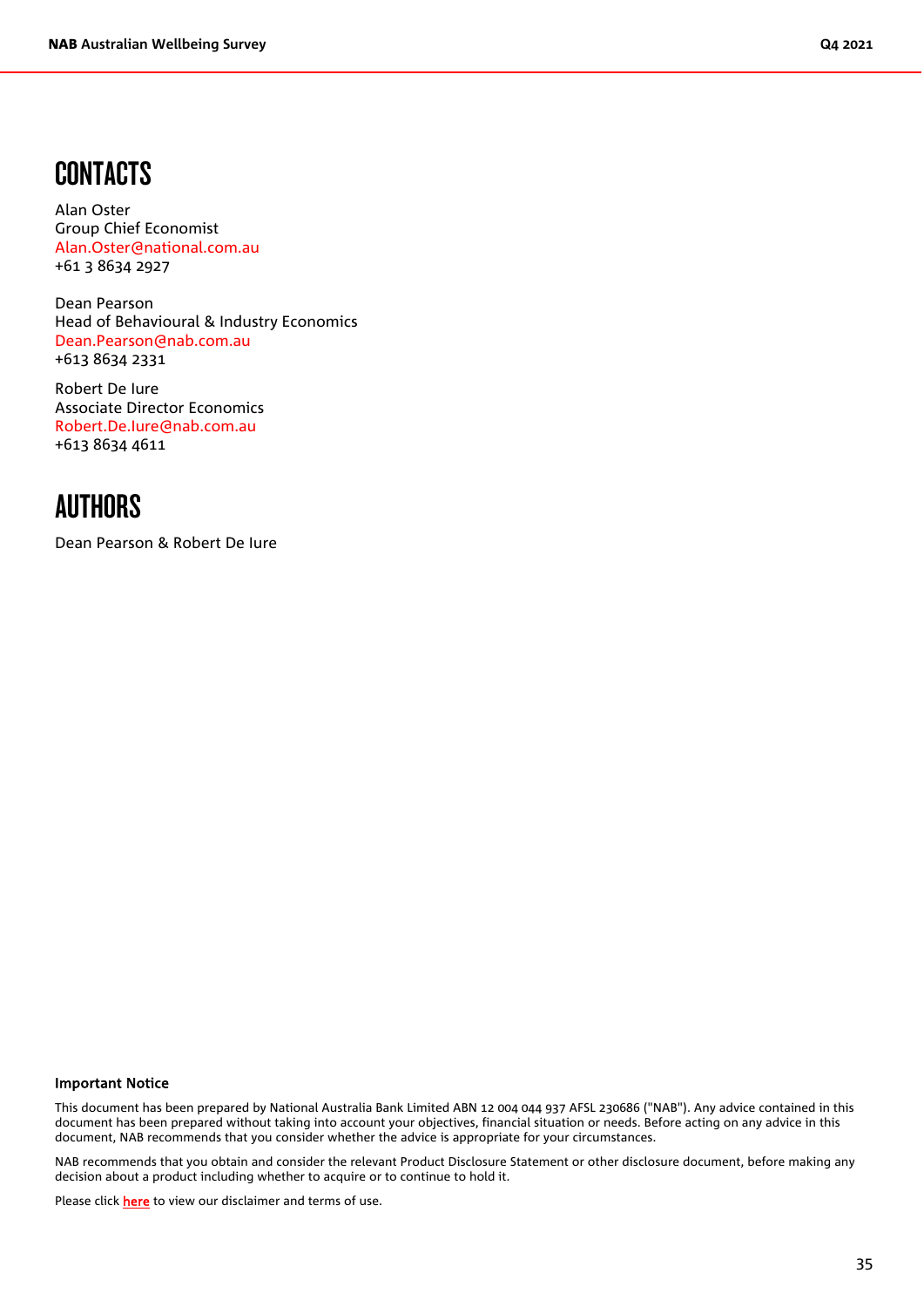# CONTACTS

Alan Oster
Group Chief Economist
Alan.Oster@national.com.au
+61 3 8634 2927

Dean Pearson
Head of Behavioural & Industry Economics
Dean.Pearson@nab.com.au
+613 8634 2331

Robert De Iure
Associate Director Economics
Robert.De.Iure@nab.com.au
+613 8634 4611

# AUTHORS

Dean Pearson & Robert De Iure

**Important Notice**

This document has been prepared by National Australia Bank Limited ABN 12 004 044 937 AFSL 230686 ("NAB"). Any advice contained in this document has been prepared without taking into account your objectives, financial situation or needs. Before acting on any advice in this document, NAB recommends that you consider whether the advice is appropriate for your circumstances.

NAB recommends that you obtain and consider the relevant Product Disclosure Statement or other disclosure document, before making any decision about a product including whether to acquire or to continue to hold it.

Please click **here** to view our disclaimer and terms of use.